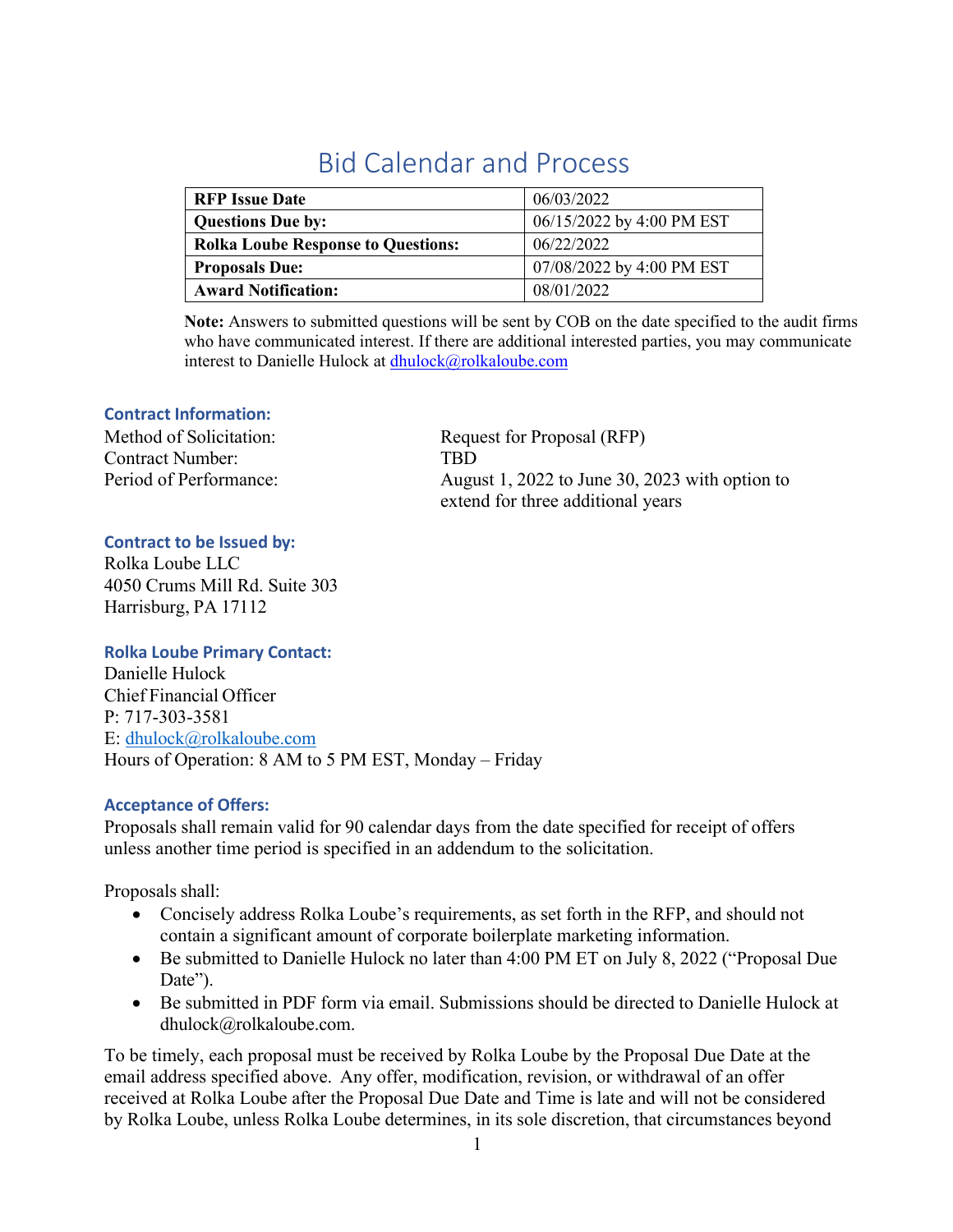# Bid Calendar and Process

| **RFP Issue Date** | 06/03/2022 |
|---|---|
| **Questions Due by:** | 06/15/2022 by 4:00 PM EST |
| **Rolka Loube Response to Questions:** | 06/22/2022 |
| **Proposals Due:** | 07/08/2022 by 4:00 PM EST |
| **Award Notification:** | 08/01/2022 |

**Note:** Answers to submitted questions will be sent by COB on the date specified to the audit firms who have communicated interest. If there are additional interested parties, you may communicate interest to Danielle Hulock at dhulock@rolkaloube.com

### Contract Information:

Method of Solicitation: Request for Proposal (RFP)
Contract Number: TBD
Period of Performance: August 1, 2022 to June 30, 2023 with option to extend for three additional years

### Contract to be Issued by:

Rolka Loube LLC
4050 Crums Mill Rd. Suite 303
Harrisburg, PA 17112

### Rolka Loube Primary Contact:

Danielle Hulock
Chief Financial Officer
P: 717-303-3581
E: dhulock@rolkaloube.com
Hours of Operation: 8 AM to 5 PM EST, Monday – Friday

### Acceptance of Offers:

Proposals shall remain valid for 90 calendar days from the date specified for receipt of offers unless another time period is specified in an addendum to the solicitation.

Proposals shall:

- Concisely address Rolka Loube's requirements, as set forth in the RFP, and should not contain a significant amount of corporate boilerplate marketing information.
- Be submitted to Danielle Hulock no later than 4:00 PM ET on July 8, 2022 ("Proposal Due Date").
- Be submitted in PDF form via email. Submissions should be directed to Danielle Hulock at dhulock@rolkaloube.com.

To be timely, each proposal must be received by Rolka Loube by the Proposal Due Date at the email address specified above. Any offer, modification, revision, or withdrawal of an offer received at Rolka Loube after the Proposal Due Date and Time is late and will not be considered by Rolka Loube, unless Rolka Loube determines, in its sole discretion, that circumstances beyond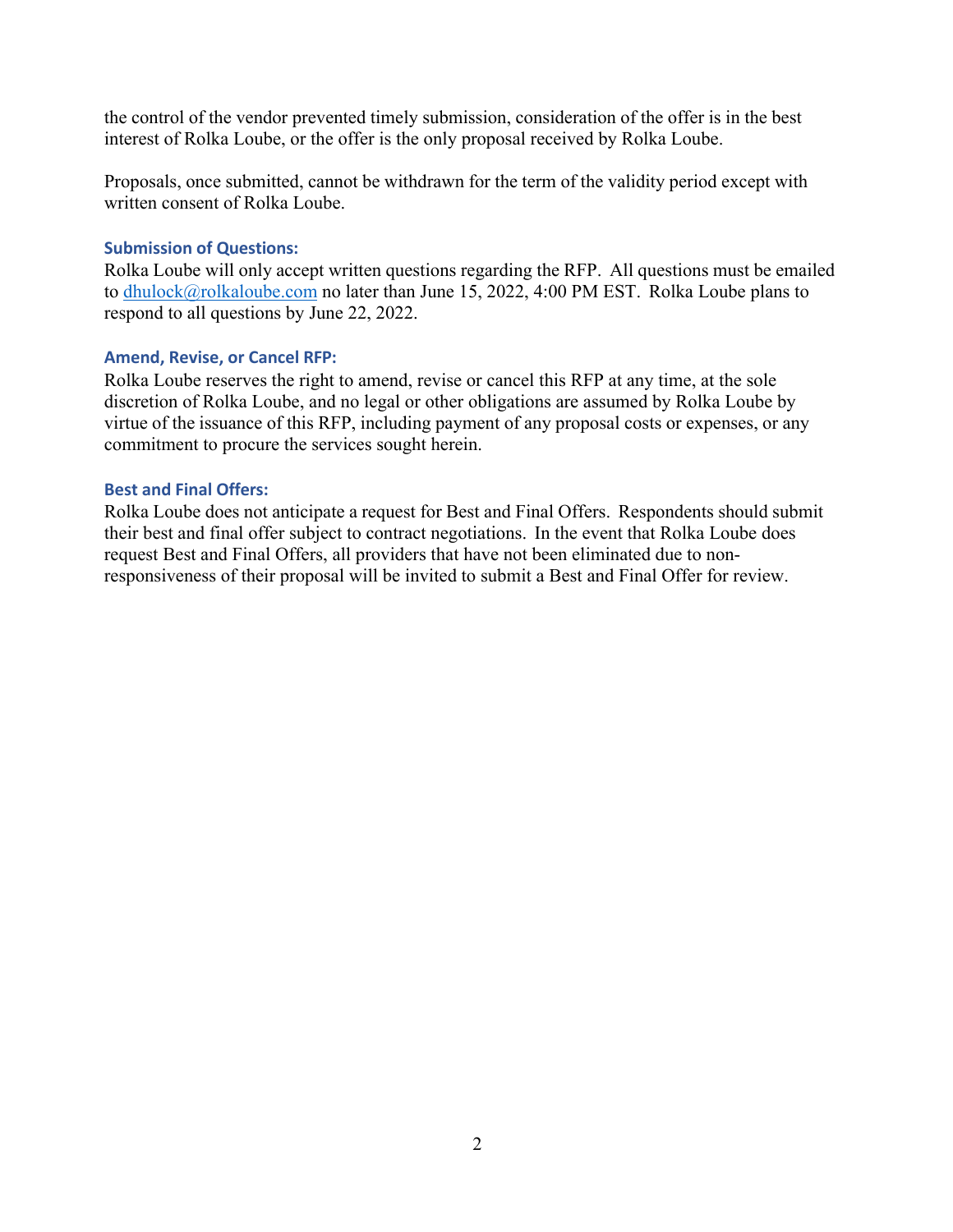the control of the vendor prevented timely submission, consideration of the offer is in the best interest of Rolka Loube, or the offer is the only proposal received by Rolka Loube.

Proposals, once submitted, cannot be withdrawn for the term of the validity period except with written consent of Rolka Loube.

### Submission of Questions:

Rolka Loube will only accept written questions regarding the RFP. All questions must be emailed to dhulock@rolkaloube.com no later than June 15, 2022, 4:00 PM EST. Rolka Loube plans to respond to all questions by June 22, 2022.

### Amend, Revise, or Cancel RFP:

Rolka Loube reserves the right to amend, revise or cancel this RFP at any time, at the sole discretion of Rolka Loube, and no legal or other obligations are assumed by Rolka Loube by virtue of the issuance of this RFP, including payment of any proposal costs or expenses, or any commitment to procure the services sought herein.

### Best and Final Offers:

Rolka Loube does not anticipate a request for Best and Final Offers. Respondents should submit their best and final offer subject to contract negotiations. In the event that Rolka Loube does request Best and Final Offers, all providers that have not been eliminated due to non-responsiveness of their proposal will be invited to submit a Best and Final Offer for review.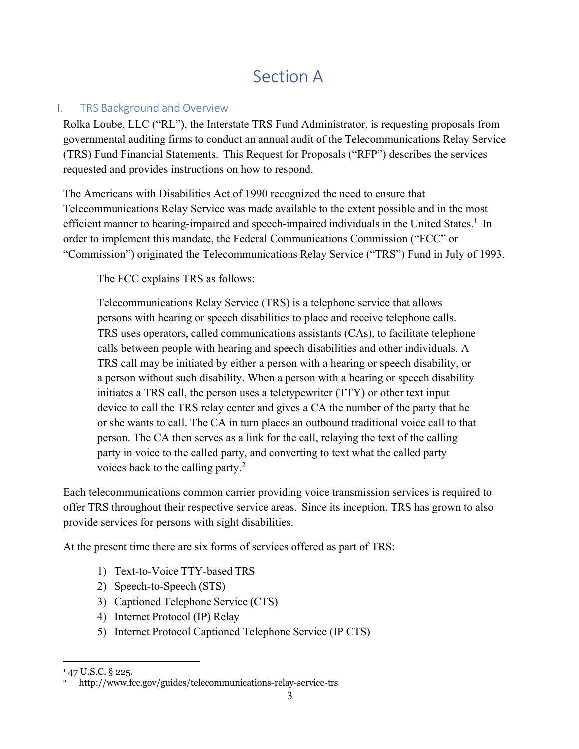# Section A

## I. TRS Background and Overview

Rolka Loube, LLC ("RL"), the Interstate TRS Fund Administrator, is requesting proposals from governmental auditing firms to conduct an annual audit of the Telecommunications Relay Service (TRS) Fund Financial Statements. This Request for Proposals ("RFP") describes the services requested and provides instructions on how to respond.

The Americans with Disabilities Act of 1990 recognized the need to ensure that Telecommunications Relay Service was made available to the extent possible and in the most efficient manner to hearing-impaired and speech-impaired individuals in the United States.[1] In order to implement this mandate, the Federal Communications Commission ("FCC" or "Commission") originated the Telecommunications Relay Service ("TRS") Fund in July of 1993.

> The FCC explains TRS as follows:
>
> Telecommunications Relay Service (TRS) is a telephone service that allows persons with hearing or speech disabilities to place and receive telephone calls. TRS uses operators, called communications assistants (CAs), to facilitate telephone calls between people with hearing and speech disabilities and other individuals. A TRS call may be initiated by either a person with a hearing or speech disability, or a person without such disability. When a person with a hearing or speech disability initiates a TRS call, the person uses a teletypewriter (TTY) or other text input device to call the TRS relay center and gives a CA the number of the party that he or she wants to call. The CA in turn places an outbound traditional voice call to that person. The CA then serves as a link for the call, relaying the text of the calling party in voice to the called party, and converting to text what the called party voices back to the calling party.[2]

Each telecommunications common carrier providing voice transmission services is required to offer TRS throughout their respective service areas. Since its inception, TRS has grown to also provide services for persons with sight disabilities.

At the present time there are six forms of services offered as part of TRS:

1) Text-to-Voice TTY-based TRS
2) Speech-to-Speech (STS)
3) Captioned Telephone Service (CTS)
4) Internet Protocol (IP) Relay
5) Internet Protocol Captioned Telephone Service (IP CTS)

---

[1] 47 U.S.C. § 225.

[2] http://www.fcc.gov/guides/telecommunications-relay-service-trs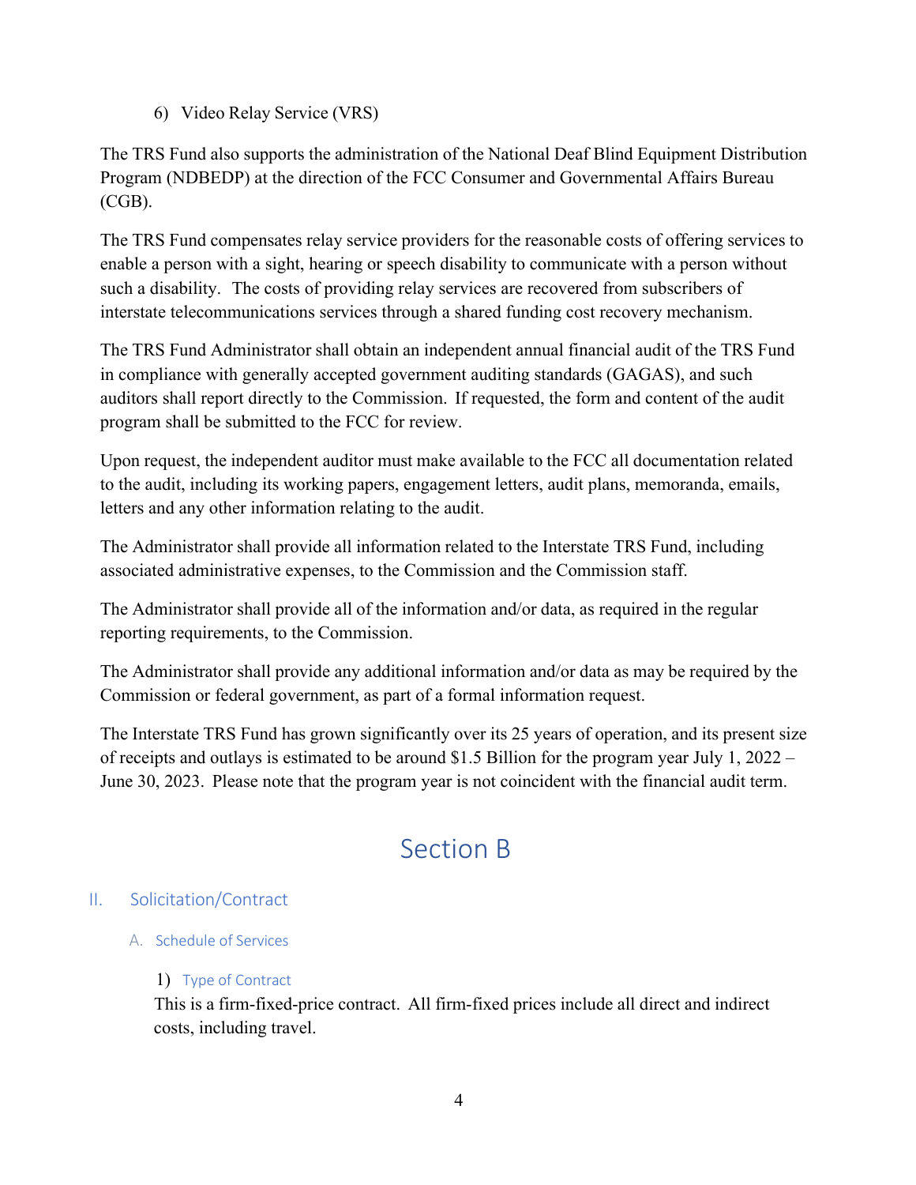6) Video Relay Service (VRS)

The TRS Fund also supports the administration of the National Deaf Blind Equipment Distribution Program (NDBEDP) at the direction of the FCC Consumer and Governmental Affairs Bureau (CGB).

The TRS Fund compensates relay service providers for the reasonable costs of offering services to enable a person with a sight, hearing or speech disability to communicate with a person without such a disability. The costs of providing relay services are recovered from subscribers of interstate telecommunications services through a shared funding cost recovery mechanism.

The TRS Fund Administrator shall obtain an independent annual financial audit of the TRS Fund in compliance with generally accepted government auditing standards (GAGAS), and such auditors shall report directly to the Commission. If requested, the form and content of the audit program shall be submitted to the FCC for review.

Upon request, the independent auditor must make available to the FCC all documentation related to the audit, including its working papers, engagement letters, audit plans, memoranda, emails, letters and any other information relating to the audit.

The Administrator shall provide all information related to the Interstate TRS Fund, including associated administrative expenses, to the Commission and the Commission staff.

The Administrator shall provide all of the information and/or data, as required in the regular reporting requirements, to the Commission.

The Administrator shall provide any additional information and/or data as may be required by the Commission or federal government, as part of a formal information request.

The Interstate TRS Fund has grown significantly over its 25 years of operation, and its present size of receipts and outlays is estimated to be around $1.5 Billion for the program year July 1, 2022 – June 30, 2023. Please note that the program year is not coincident with the financial audit term.

# Section B

## II. Solicitation/Contract

### A. Schedule of Services

#### 1) Type of Contract

This is a firm-fixed-price contract. All firm-fixed prices include all direct and indirect costs, including travel.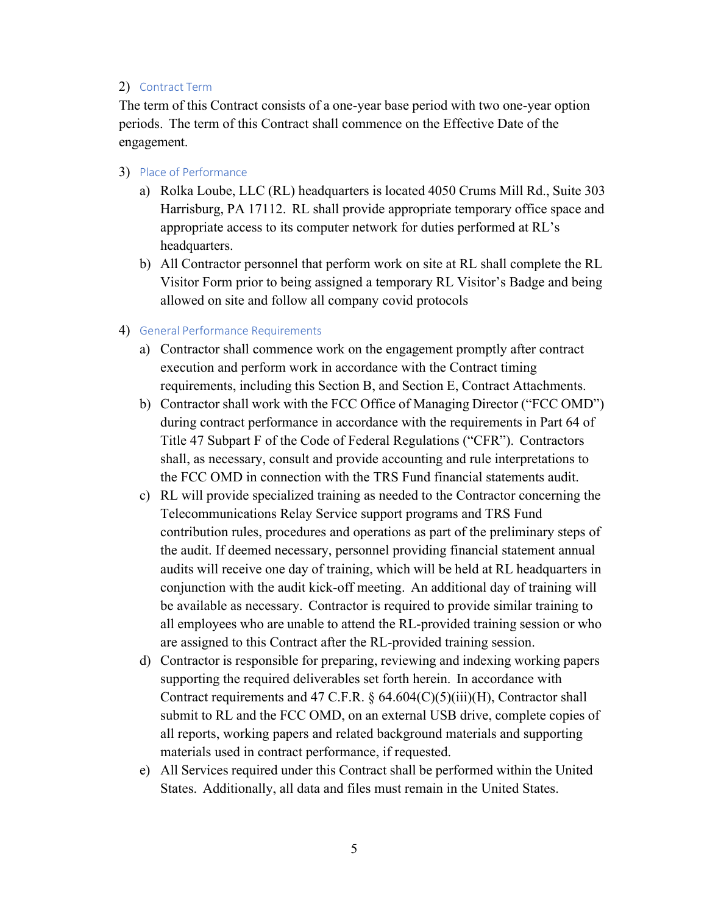## 2) Contract Term

The term of this Contract consists of a one-year base period with two one-year option periods. The term of this Contract shall commence on the Effective Date of the engagement.

## 3) Place of Performance

a) Rolka Loube, LLC (RL) headquarters is located 4050 Crums Mill Rd., Suite 303 Harrisburg, PA 17112. RL shall provide appropriate temporary office space and appropriate access to its computer network for duties performed at RL's headquarters.

b) All Contractor personnel that perform work on site at RL shall complete the RL Visitor Form prior to being assigned a temporary RL Visitor's Badge and being allowed on site and follow all company covid protocols

## 4) General Performance Requirements

a) Contractor shall commence work on the engagement promptly after contract execution and perform work in accordance with the Contract timing requirements, including this Section B, and Section E, Contract Attachments.

b) Contractor shall work with the FCC Office of Managing Director ("FCC OMD") during contract performance in accordance with the requirements in Part 64 of Title 47 Subpart F of the Code of Federal Regulations ("CFR"). Contractors shall, as necessary, consult and provide accounting and rule interpretations to the FCC OMD in connection with the TRS Fund financial statements audit.

c) RL will provide specialized training as needed to the Contractor concerning the Telecommunications Relay Service support programs and TRS Fund contribution rules, procedures and operations as part of the preliminary steps of the audit. If deemed necessary, personnel providing financial statement annual audits will receive one day of training, which will be held at RL headquarters in conjunction with the audit kick-off meeting. An additional day of training will be available as necessary. Contractor is required to provide similar training to all employees who are unable to attend the RL-provided training session or who are assigned to this Contract after the RL-provided training session.

d) Contractor is responsible for preparing, reviewing and indexing working papers supporting the required deliverables set forth herein. In accordance with Contract requirements and 47 C.F.R. § 64.604(C)(5)(iii)(H), Contractor shall submit to RL and the FCC OMD, on an external USB drive, complete copies of all reports, working papers and related background materials and supporting materials used in contract performance, if requested.

e) All Services required under this Contract shall be performed within the United States. Additionally, all data and files must remain in the United States.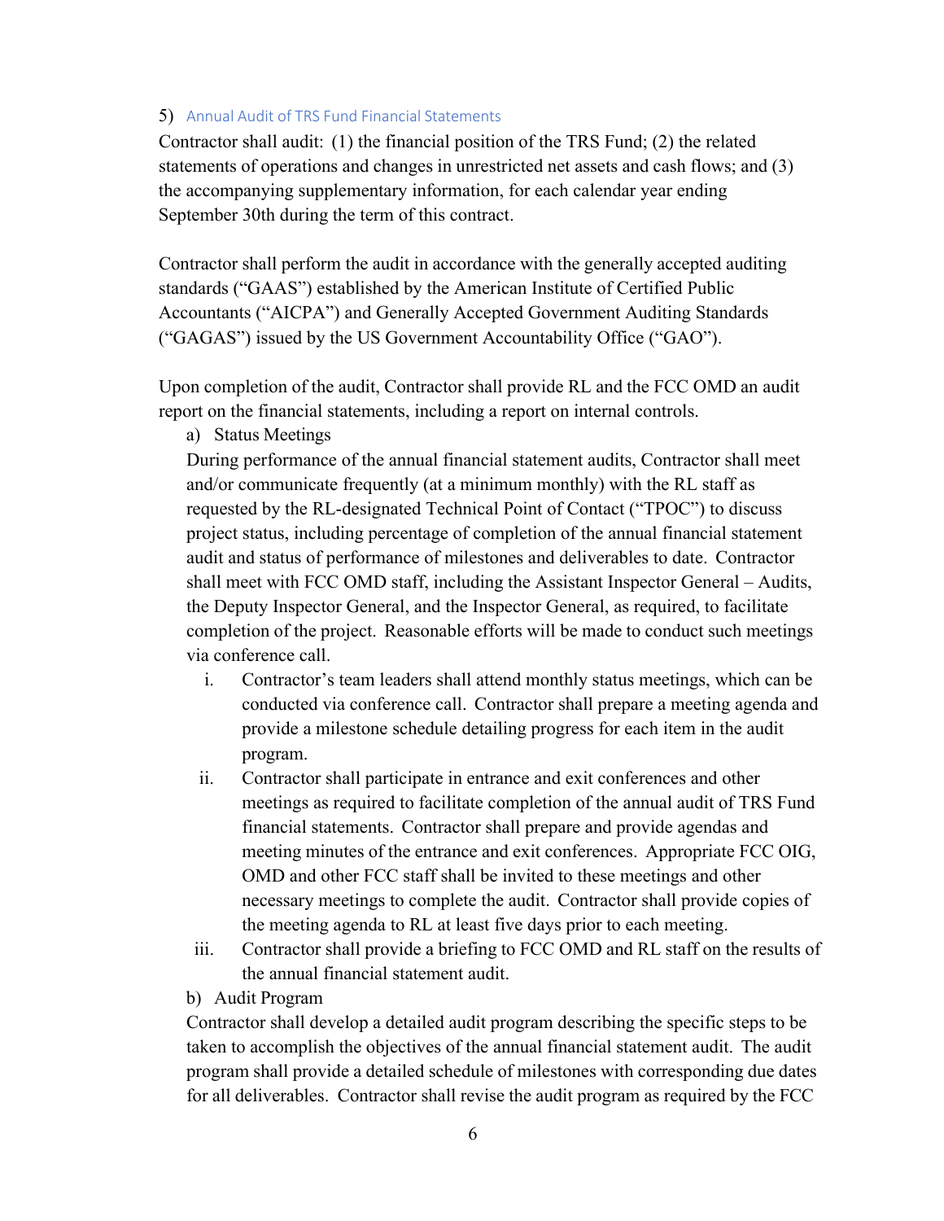## 5) Annual Audit of TRS Fund Financial Statements

Contractor shall audit: (1) the financial position of the TRS Fund; (2) the related statements of operations and changes in unrestricted net assets and cash flows; and (3) the accompanying supplementary information, for each calendar year ending September 30th during the term of this contract.

Contractor shall perform the audit in accordance with the generally accepted auditing standards ("GAAS") established by the American Institute of Certified Public Accountants ("AICPA") and Generally Accepted Government Auditing Standards ("GAGAS") issued by the US Government Accountability Office ("GAO").

Upon completion of the audit, Contractor shall provide RL and the FCC OMD an audit report on the financial statements, including a report on internal controls.

a) Status Meetings

During performance of the annual financial statement audits, Contractor shall meet and/or communicate frequently (at a minimum monthly) with the RL staff as requested by the RL-designated Technical Point of Contact ("TPOC") to discuss project status, including percentage of completion of the annual financial statement audit and status of performance of milestones and deliverables to date. Contractor shall meet with FCC OMD staff, including the Assistant Inspector General – Audits, the Deputy Inspector General, and the Inspector General, as required, to facilitate completion of the project. Reasonable efforts will be made to conduct such meetings via conference call.

i. Contractor's team leaders shall attend monthly status meetings, which can be conducted via conference call. Contractor shall prepare a meeting agenda and provide a milestone schedule detailing progress for each item in the audit program.

ii. Contractor shall participate in entrance and exit conferences and other meetings as required to facilitate completion of the annual audit of TRS Fund financial statements. Contractor shall prepare and provide agendas and meeting minutes of the entrance and exit conferences. Appropriate FCC OIG, OMD and other FCC staff shall be invited to these meetings and other necessary meetings to complete the audit. Contractor shall provide copies of the meeting agenda to RL at least five days prior to each meeting.

iii. Contractor shall provide a briefing to FCC OMD and RL staff on the results of the annual financial statement audit.

b) Audit Program

Contractor shall develop a detailed audit program describing the specific steps to be taken to accomplish the objectives of the annual financial statement audit. The audit program shall provide a detailed schedule of milestones with corresponding due dates for all deliverables. Contractor shall revise the audit program as required by the FCC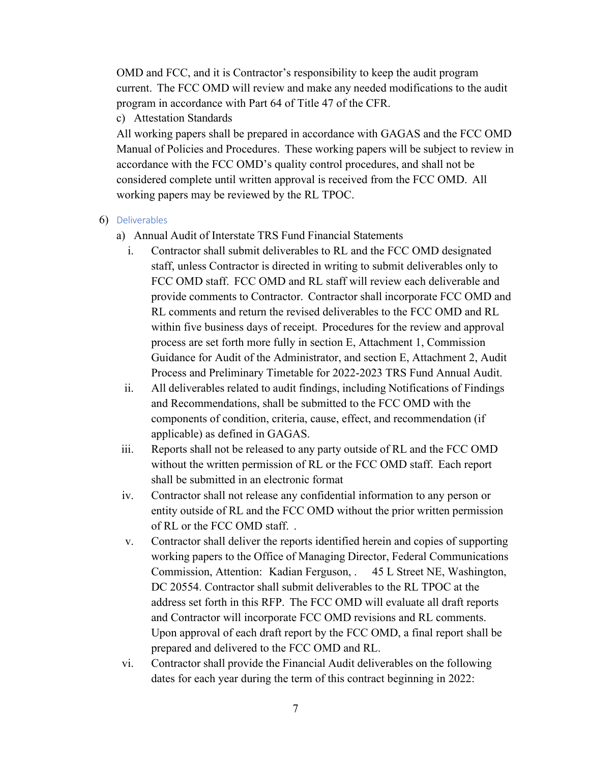OMD and FCC, and it is Contractor's responsibility to keep the audit program current. The FCC OMD will review and make any needed modifications to the audit program in accordance with Part 64 of Title 47 of the CFR.

c) Attestation Standards

All working papers shall be prepared in accordance with GAGAS and the FCC OMD Manual of Policies and Procedures. These working papers will be subject to review in accordance with the FCC OMD's quality control procedures, and shall not be considered complete until written approval is received from the FCC OMD. All working papers may be reviewed by the RL TPOC.

6) Deliverables

a) Annual Audit of Interstate TRS Fund Financial Statements

i. Contractor shall submit deliverables to RL and the FCC OMD designated staff, unless Contractor is directed in writing to submit deliverables only to FCC OMD staff. FCC OMD and RL staff will review each deliverable and provide comments to Contractor. Contractor shall incorporate FCC OMD and RL comments and return the revised deliverables to the FCC OMD and RL within five business days of receipt. Procedures for the review and approval process are set forth more fully in section E, Attachment 1, Commission Guidance for Audit of the Administrator, and section E, Attachment 2, Audit Process and Preliminary Timetable for 2022-2023 TRS Fund Annual Audit.

ii. All deliverables related to audit findings, including Notifications of Findings and Recommendations, shall be submitted to the FCC OMD with the components of condition, criteria, cause, effect, and recommendation (if applicable) as defined in GAGAS.

iii. Reports shall not be released to any party outside of RL and the FCC OMD without the written permission of RL or the FCC OMD staff. Each report shall be submitted in an electronic format

iv. Contractor shall not release any confidential information to any person or entity outside of RL and the FCC OMD without the prior written permission of RL or the FCC OMD staff. .

v. Contractor shall deliver the reports identified herein and copies of supporting working papers to the Office of Managing Director, Federal Communications Commission, Attention: Kadian Ferguson, . 45 L Street NE, Washington, DC 20554. Contractor shall submit deliverables to the RL TPOC at the address set forth in this RFP. The FCC OMD will evaluate all draft reports and Contractor will incorporate FCC OMD revisions and RL comments. Upon approval of each draft report by the FCC OMD, a final report shall be prepared and delivered to the FCC OMD and RL.

vi. Contractor shall provide the Financial Audit deliverables on the following dates for each year during the term of this contract beginning in 2022: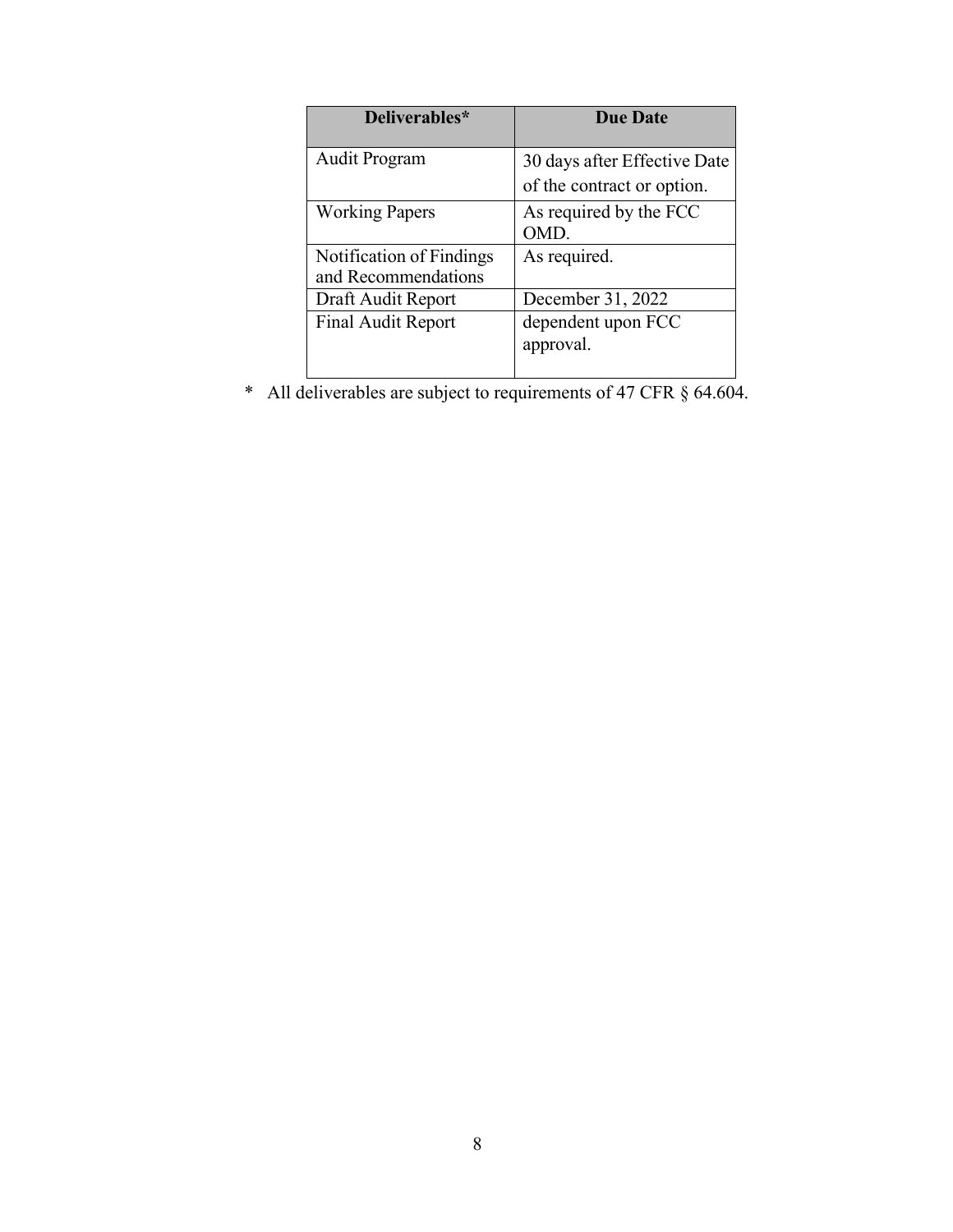| Deliverables* | Due Date |
| --- | --- |
| Audit Program | 30 days after Effective Date of the contract or option. |
| Working Papers | As required by the FCC OMD. |
| Notification of Findings and Recommendations | As required. |
| Draft Audit Report | December 31, 2022 |
| Final Audit Report | dependent upon FCC approval. |

* All deliverables are subject to requirements of 47 CFR § 64.604.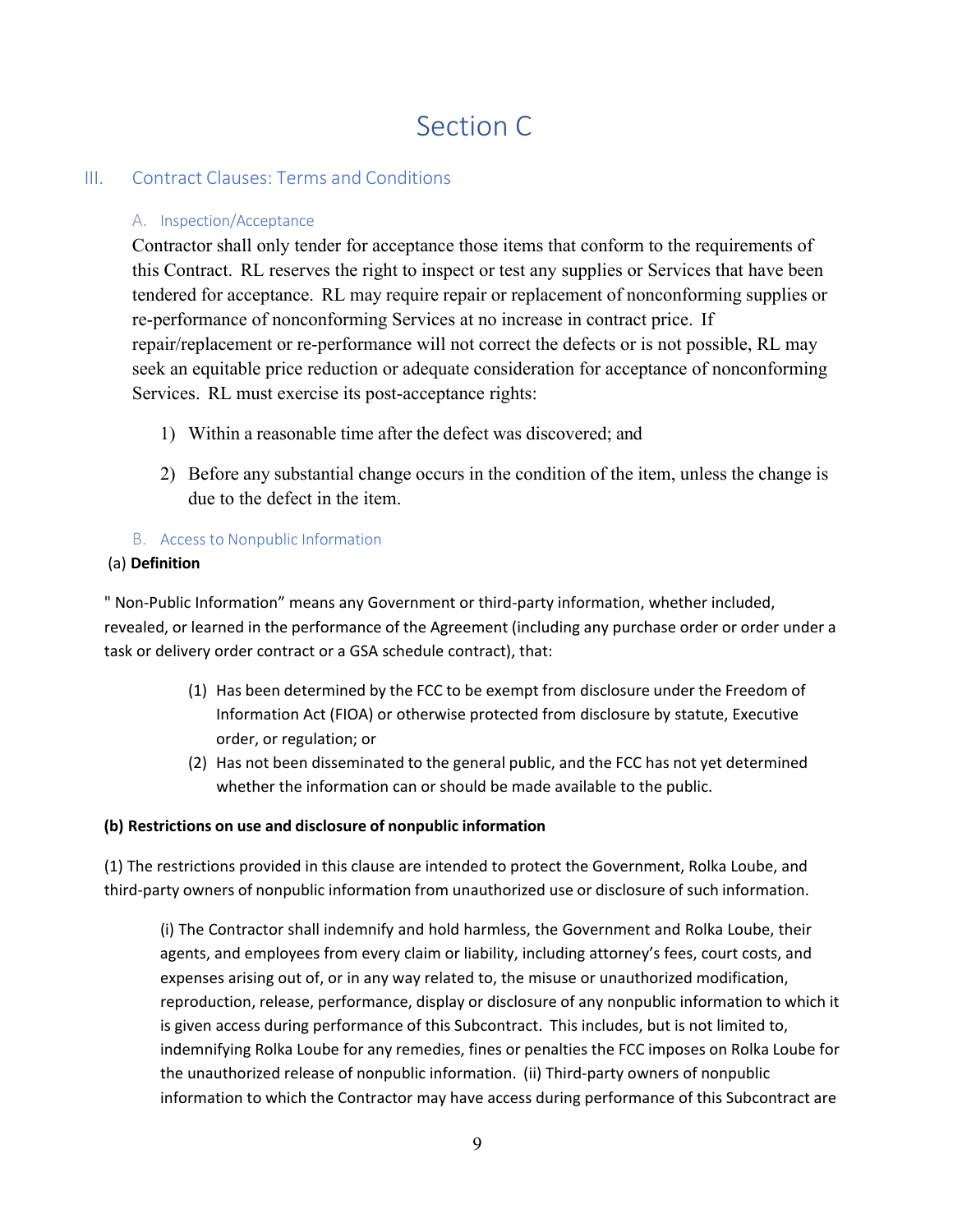# Section C

## III. Contract Clauses: Terms and Conditions

### A. Inspection/Acceptance

Contractor shall only tender for acceptance those items that conform to the requirements of this Contract. RL reserves the right to inspect or test any supplies or Services that have been tendered for acceptance. RL may require repair or replacement of nonconforming supplies or re-performance of nonconforming Services at no increase in contract price. If repair/replacement or re-performance will not correct the defects or is not possible, RL may seek an equitable price reduction or adequate consideration for acceptance of nonconforming Services. RL must exercise its post-acceptance rights:

1) Within a reasonable time after the defect was discovered; and

2) Before any substantial change occurs in the condition of the item, unless the change is due to the defect in the item.

### B. Access to Nonpublic Information

(a) **Definition**

" Non-Public Information" means any Government or third-party information, whether included, revealed, or learned in the performance of the Agreement (including any purchase order or order under a task or delivery order contract or a GSA schedule contract), that:

(1) Has been determined by the FCC to be exempt from disclosure under the Freedom of Information Act (FIOA) or otherwise protected from disclosure by statute, Executive order, or regulation; or

(2) Has not been disseminated to the general public, and the FCC has not yet determined whether the information can or should be made available to the public.

**(b) Restrictions on use and disclosure of nonpublic information**

(1) The restrictions provided in this clause are intended to protect the Government, Rolka Loube, and third-party owners of nonpublic information from unauthorized use or disclosure of such information.

(i) The Contractor shall indemnify and hold harmless, the Government and Rolka Loube, their agents, and employees from every claim or liability, including attorney's fees, court costs, and expenses arising out of, or in any way related to, the misuse or unauthorized modification, reproduction, release, performance, display or disclosure of any nonpublic information to which it is given access during performance of this Subcontract. This includes, but is not limited to, indemnifying Rolka Loube for any remedies, fines or penalties the FCC imposes on Rolka Loube for the unauthorized release of nonpublic information. (ii) Third-party owners of nonpublic information to which the Contractor may have access during performance of this Subcontract are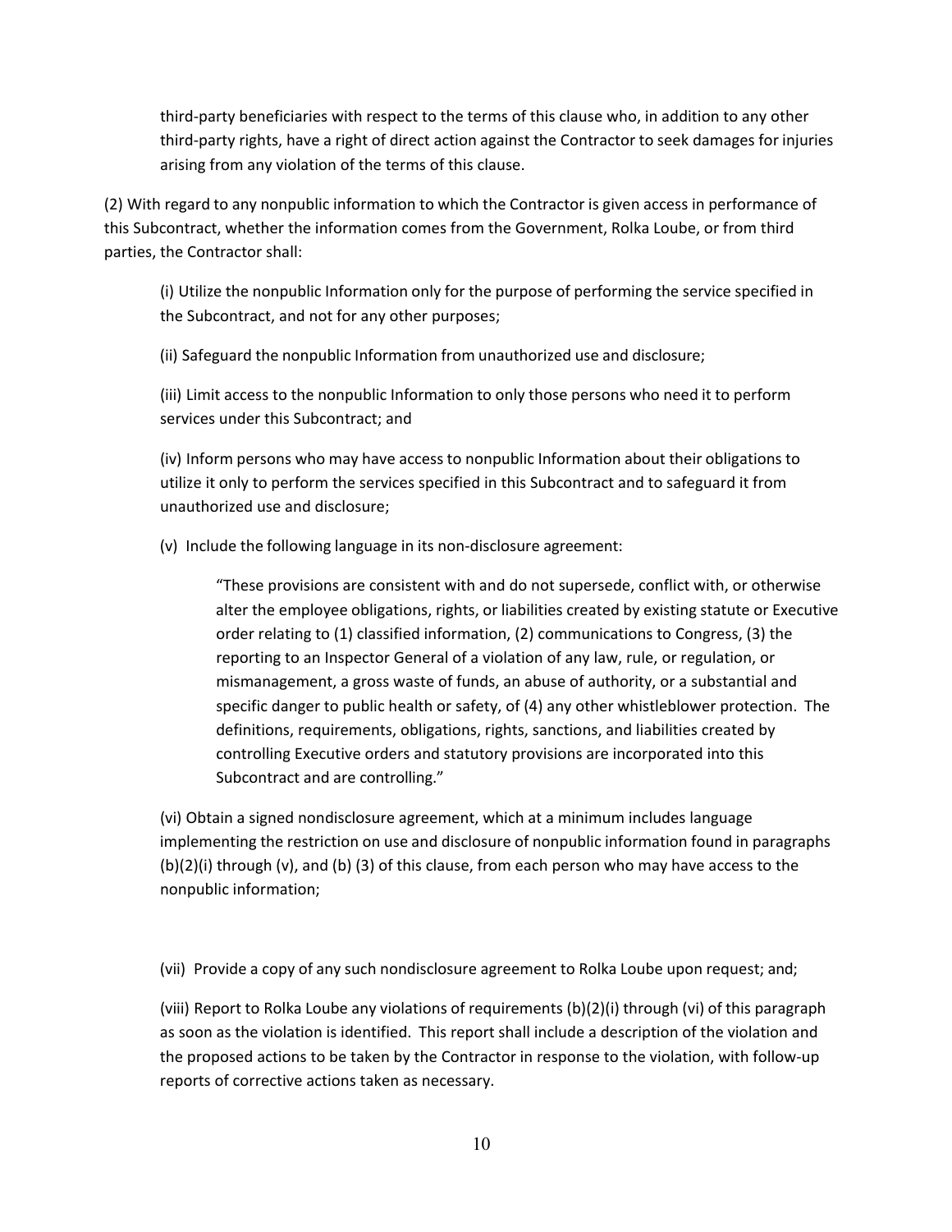third-party beneficiaries with respect to the terms of this clause who, in addition to any other third-party rights, have a right of direct action against the Contractor to seek damages for injuries arising from any violation of the terms of this clause.

(2) With regard to any nonpublic information to which the Contractor is given access in performance of this Subcontract, whether the information comes from the Government, Rolka Loube, or from third parties, the Contractor shall:

(i) Utilize the nonpublic Information only for the purpose of performing the service specified in the Subcontract, and not for any other purposes;

(ii) Safeguard the nonpublic Information from unauthorized use and disclosure;

(iii) Limit access to the nonpublic Information to only those persons who need it to perform services under this Subcontract; and

(iv) Inform persons who may have access to nonpublic Information about their obligations to utilize it only to perform the services specified in this Subcontract and to safeguard it from unauthorized use and disclosure;

(v) Include the following language in its non-disclosure agreement:

> "These provisions are consistent with and do not supersede, conflict with, or otherwise alter the employee obligations, rights, or liabilities created by existing statute or Executive order relating to (1) classified information, (2) communications to Congress, (3) the reporting to an Inspector General of a violation of any law, rule, or regulation, or mismanagement, a gross waste of funds, an abuse of authority, or a substantial and specific danger to public health or safety, of (4) any other whistleblower protection. The definitions, requirements, obligations, rights, sanctions, and liabilities created by controlling Executive orders and statutory provisions are incorporated into this Subcontract and are controlling."

(vi) Obtain a signed nondisclosure agreement, which at a minimum includes language implementing the restriction on use and disclosure of nonpublic information found in paragraphs (b)(2)(i) through (v), and (b) (3) of this clause, from each person who may have access to the nonpublic information;

(vii) Provide a copy of any such nondisclosure agreement to Rolka Loube upon request; and;

(viii) Report to Rolka Loube any violations of requirements (b)(2)(i) through (vi) of this paragraph as soon as the violation is identified. This report shall include a description of the violation and the proposed actions to be taken by the Contractor in response to the violation, with follow-up reports of corrective actions taken as necessary.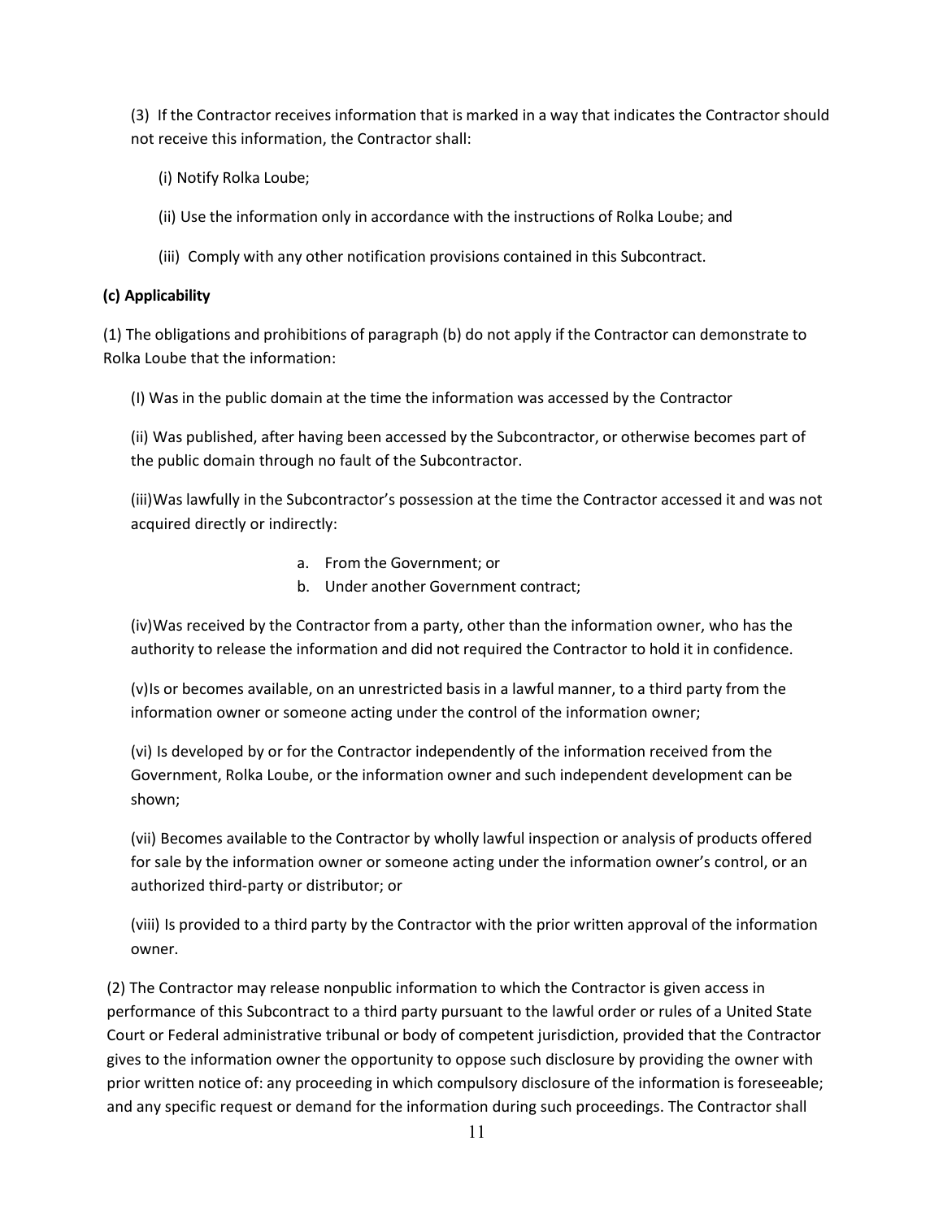(3) If the Contractor receives information that is marked in a way that indicates the Contractor should not receive this information, the Contractor shall:

(i) Notify Rolka Loube;

(ii) Use the information only in accordance with the instructions of Rolka Loube; and

(iii) Comply with any other notification provisions contained in this Subcontract.

**(c) Applicability**

(1) The obligations and prohibitions of paragraph (b) do not apply if the Contractor can demonstrate to Rolka Loube that the information:

(I) Was in the public domain at the time the information was accessed by the Contractor

(ii) Was published, after having been accessed by the Subcontractor, or otherwise becomes part of the public domain through no fault of the Subcontractor.

(iii)Was lawfully in the Subcontractor's possession at the time the Contractor accessed it and was not acquired directly or indirectly:

a. From the Government; or
b. Under another Government contract;

(iv)Was received by the Contractor from a party, other than the information owner, who has the authority to release the information and did not required the Contractor to hold it in confidence.

(v)Is or becomes available, on an unrestricted basis in a lawful manner, to a third party from the information owner or someone acting under the control of the information owner;

(vi) Is developed by or for the Contractor independently of the information received from the Government, Rolka Loube, or the information owner and such independent development can be shown;

(vii) Becomes available to the Contractor by wholly lawful inspection or analysis of products offered for sale by the information owner or someone acting under the information owner's control, or an authorized third-party or distributor; or

(viii) Is provided to a third party by the Contractor with the prior written approval of the information owner.

(2) The Contractor may release nonpublic information to which the Contractor is given access in performance of this Subcontract to a third party pursuant to the lawful order or rules of a United State Court or Federal administrative tribunal or body of competent jurisdiction, provided that the Contractor gives to the information owner the opportunity to oppose such disclosure by providing the owner with prior written notice of: any proceeding in which compulsory disclosure of the information is foreseeable; and any specific request or demand for the information during such proceedings. The Contractor shall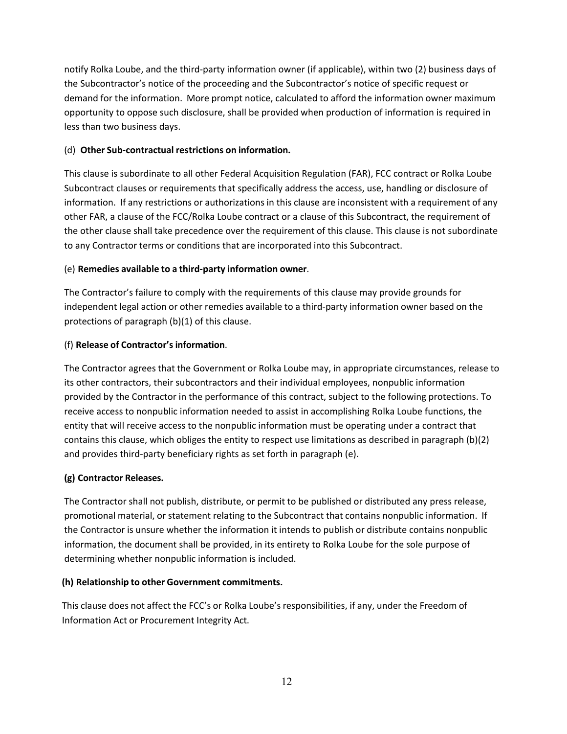notify Rolka Loube, and the third-party information owner (if applicable), within two (2) business days of the Subcontractor's notice of the proceeding and the Subcontractor's notice of specific request or demand for the information. More prompt notice, calculated to afford the information owner maximum opportunity to oppose such disclosure, shall be provided when production of information is required in less than two business days.

(d) **Other Sub-contractual restrictions on information.**

This clause is subordinate to all other Federal Acquisition Regulation (FAR), FCC contract or Rolka Loube Subcontract clauses or requirements that specifically address the access, use, handling or disclosure of information. If any restrictions or authorizations in this clause are inconsistent with a requirement of any other FAR, a clause of the FCC/Rolka Loube contract or a clause of this Subcontract, the requirement of the other clause shall take precedence over the requirement of this clause. This clause is not subordinate to any Contractor terms or conditions that are incorporated into this Subcontract.

(e) **Remedies available to a third-party information owner**.

The Contractor's failure to comply with the requirements of this clause may provide grounds for independent legal action or other remedies available to a third-party information owner based on the protections of paragraph (b)(1) of this clause.

(f) **Release of Contractor's information**.

The Contractor agrees that the Government or Rolka Loube may, in appropriate circumstances, release to its other contractors, their subcontractors and their individual employees, nonpublic information provided by the Contractor in the performance of this contract, subject to the following protections. To receive access to nonpublic information needed to assist in accomplishing Rolka Loube functions, the entity that will receive access to the nonpublic information must be operating under a contract that contains this clause, which obliges the entity to respect use limitations as described in paragraph (b)(2) and provides third-party beneficiary rights as set forth in paragraph (e).

**(g) Contractor Releases.**

The Contractor shall not publish, distribute, or permit to be published or distributed any press release, promotional material, or statement relating to the Subcontract that contains nonpublic information. If the Contractor is unsure whether the information it intends to publish or distribute contains nonpublic information, the document shall be provided, in its entirety to Rolka Loube for the sole purpose of determining whether nonpublic information is included.

**(h) Relationship to other Government commitments.**

This clause does not affect the FCC's or Rolka Loube's responsibilities, if any, under the Freedom of Information Act or Procurement Integrity Act.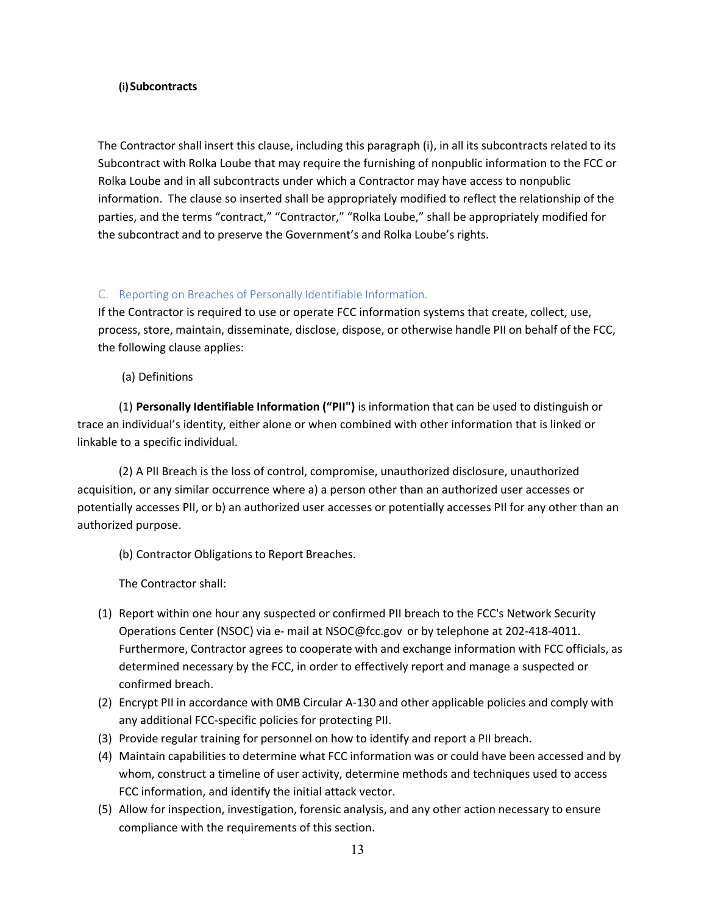#### (i) Subcontracts

The Contractor shall insert this clause, including this paragraph (i), in all its subcontracts related to its Subcontract with Rolka Loube that may require the furnishing of nonpublic information to the FCC or Rolka Loube and in all subcontracts under which a Contractor may have access to nonpublic information. The clause so inserted shall be appropriately modified to reflect the relationship of the parties, and the terms "contract," "Contractor," "Rolka Loube," shall be appropriately modified for the subcontract and to preserve the Government's and Rolka Loube's rights.

### C. Reporting on Breaches of Personally Identifiable Information.

If the Contractor is required to use or operate FCC information systems that create, collect, use, process, store, maintain, disseminate, disclose, dispose, or otherwise handle PII on behalf of the FCC, the following clause applies:

(a) Definitions

(1) **Personally Identifiable Information ("PII")** is information that can be used to distinguish or trace an individual's identity, either alone or when combined with other information that is linked or linkable to a specific individual.

(2) A PII Breach is the loss of control, compromise, unauthorized disclosure, unauthorized acquisition, or any similar occurrence where a) a person other than an authorized user accesses or potentially accesses PII, or b) an authorized user accesses or potentially accesses PII for any other than an authorized purpose.

(b) Contractor Obligations to Report Breaches.

The Contractor shall:

(1) Report within one hour any suspected or confirmed PII breach to the FCC's Network Security Operations Center (NSOC) via e- mail at NSOC@fcc.gov or by telephone at 202-418-4011. Furthermore, Contractor agrees to cooperate with and exchange information with FCC officials, as determined necessary by the FCC, in order to effectively report and manage a suspected or confirmed breach.

(2) Encrypt PII in accordance with 0MB Circular A-130 and other applicable policies and comply with any additional FCC-specific policies for protecting PII.

(3) Provide regular training for personnel on how to identify and report a PII breach.

(4) Maintain capabilities to determine what FCC information was or could have been accessed and by whom, construct a timeline of user activity, determine methods and techniques used to access FCC information, and identify the initial attack vector.

(5) Allow for inspection, investigation, forensic analysis, and any other action necessary to ensure compliance with the requirements of this section.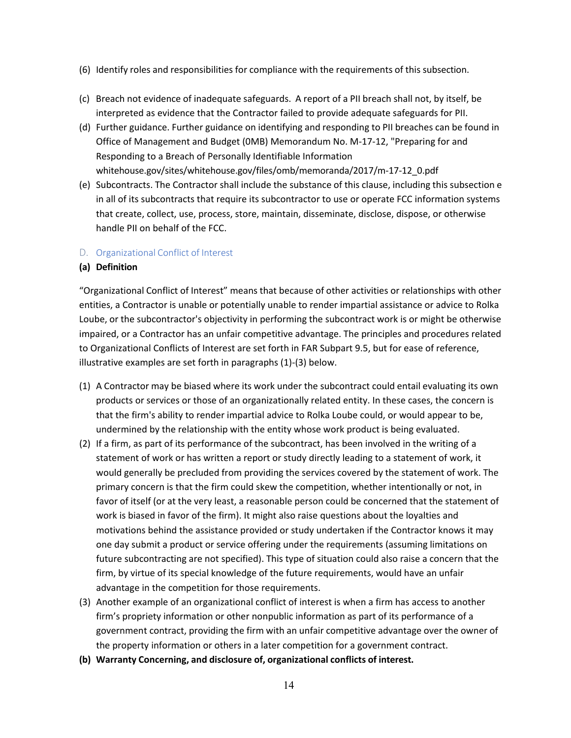(6) Identify roles and responsibilities for compliance with the requirements of this subsection.

(c) Breach not evidence of inadequate safeguards. A report of a PII breach shall not, by itself, be interpreted as evidence that the Contractor failed to provide adequate safeguards for PII.

(d) Further guidance. Further guidance on identifying and responding to PII breaches can be found in Office of Management and Budget (0MB) Memorandum No. M-17-12, "Preparing for and Responding to a Breach of Personally Identifiable Information whitehouse.gov/sites/whitehouse.gov/files/omb/memoranda/2017/m-17-12_0.pdf

(e) Subcontracts. The Contractor shall include the substance of this clause, including this subsection e in all of its subcontracts that require its subcontractor to use or operate FCC information systems that create, collect, use, process, store, maintain, disseminate, disclose, dispose, or otherwise handle PII on behalf of the FCC.

## D. Organizational Conflict of Interest

**(a) Definition**

"Organizational Conflict of Interest" means that because of other activities or relationships with other entities, a Contractor is unable or potentially unable to render impartial assistance or advice to Rolka Loube, or the subcontractor's objectivity in performing the subcontract work is or might be otherwise impaired, or a Contractor has an unfair competitive advantage. The principles and procedures related to Organizational Conflicts of Interest are set forth in FAR Subpart 9.5, but for ease of reference, illustrative examples are set forth in paragraphs (1)-(3) below.

(1) A Contractor may be biased where its work under the subcontract could entail evaluating its own products or services or those of an organizationally related entity. In these cases, the concern is that the firm's ability to render impartial advice to Rolka Loube could, or would appear to be, undermined by the relationship with the entity whose work product is being evaluated.

(2) If a firm, as part of its performance of the subcontract, has been involved in the writing of a statement of work or has written a report or study directly leading to a statement of work, it would generally be precluded from providing the services covered by the statement of work. The primary concern is that the firm could skew the competition, whether intentionally or not, in favor of itself (or at the very least, a reasonable person could be concerned that the statement of work is biased in favor of the firm). It might also raise questions about the loyalties and motivations behind the assistance provided or study undertaken if the Contractor knows it may one day submit a product or service offering under the requirements (assuming limitations on future subcontracting are not specified). This type of situation could also raise a concern that the firm, by virtue of its special knowledge of the future requirements, would have an unfair advantage in the competition for those requirements.

(3) Another example of an organizational conflict of interest is when a firm has access to another firm's propriety information or other nonpublic information as part of its performance of a government contract, providing the firm with an unfair competitive advantage over the owner of the property information or others in a later competition for a government contract.

**(b) Warranty Concerning, and disclosure of, organizational conflicts of interest.**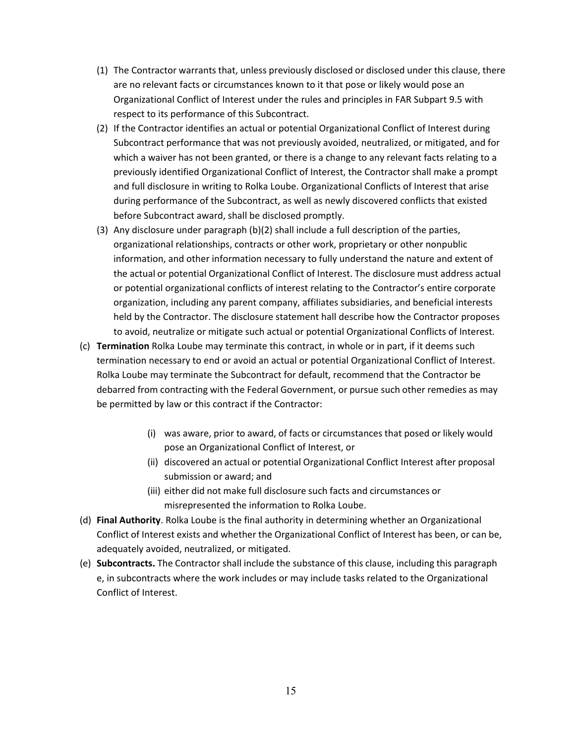(1) The Contractor warrants that, unless previously disclosed or disclosed under this clause, there are no relevant facts or circumstances known to it that pose or likely would pose an Organizational Conflict of Interest under the rules and principles in FAR Subpart 9.5 with respect to its performance of this Subcontract.

(2) If the Contractor identifies an actual or potential Organizational Conflict of Interest during Subcontract performance that was not previously avoided, neutralized, or mitigated, and for which a waiver has not been granted, or there is a change to any relevant facts relating to a previously identified Organizational Conflict of Interest, the Contractor shall make a prompt and full disclosure in writing to Rolka Loube. Organizational Conflicts of Interest that arise during performance of the Subcontract, as well as newly discovered conflicts that existed before Subcontract award, shall be disclosed promptly.

(3) Any disclosure under paragraph (b)(2) shall include a full description of the parties, organizational relationships, contracts or other work, proprietary or other nonpublic information, and other information necessary to fully understand the nature and extent of the actual or potential Organizational Conflict of Interest. The disclosure must address actual or potential organizational conflicts of interest relating to the Contractor's entire corporate organization, including any parent company, affiliates subsidiaries, and beneficial interests held by the Contractor. The disclosure statement hall describe how the Contractor proposes to avoid, neutralize or mitigate such actual or potential Organizational Conflicts of Interest.

(c) **Termination** Rolka Loube may terminate this contract, in whole or in part, if it deems such termination necessary to end or avoid an actual or potential Organizational Conflict of Interest. Rolka Loube may terminate the Subcontract for default, recommend that the Contractor be debarred from contracting with the Federal Government, or pursue such other remedies as may be permitted by law or this contract if the Contractor:

  (i) was aware, prior to award, of facts or circumstances that posed or likely would pose an Organizational Conflict of Interest, or

  (ii) discovered an actual or potential Organizational Conflict Interest after proposal submission or award; and

  (iii) either did not make full disclosure such facts and circumstances or misrepresented the information to Rolka Loube.

(d) **Final Authority**. Rolka Loube is the final authority in determining whether an Organizational Conflict of Interest exists and whether the Organizational Conflict of Interest has been, or can be, adequately avoided, neutralized, or mitigated.

(e) **Subcontracts.** The Contractor shall include the substance of this clause, including this paragraph e, in subcontracts where the work includes or may include tasks related to the Organizational Conflict of Interest.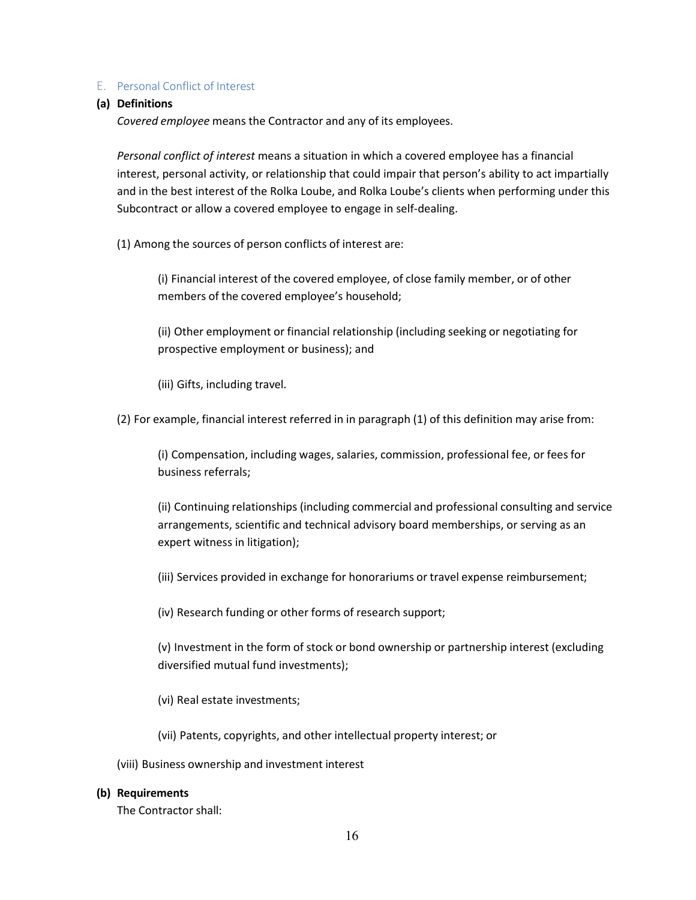## E. Personal Conflict of Interest

**(a) Definitions**

*Covered employee* means the Contractor and any of its employees.

*Personal conflict of interest* means a situation in which a covered employee has a financial interest, personal activity, or relationship that could impair that person's ability to act impartially and in the best interest of the Rolka Loube, and Rolka Loube's clients when performing under this Subcontract or allow a covered employee to engage in self-dealing.

(1) Among the sources of person conflicts of interest are:

(i) Financial interest of the covered employee, of close family member, or of other members of the covered employee's household;

(ii) Other employment or financial relationship (including seeking or negotiating for prospective employment or business); and

(iii) Gifts, including travel.

(2) For example, financial interest referred in in paragraph (1) of this definition may arise from:

(i) Compensation, including wages, salaries, commission, professional fee, or fees for business referrals;

(ii) Continuing relationships (including commercial and professional consulting and service arrangements, scientific and technical advisory board memberships, or serving as an expert witness in litigation);

(iii) Services provided in exchange for honorariums or travel expense reimbursement;

(iv) Research funding or other forms of research support;

(v) Investment in the form of stock or bond ownership or partnership interest (excluding diversified mutual fund investments);

(vi) Real estate investments;

(vii) Patents, copyrights, and other intellectual property interest; or

(viii) Business ownership and investment interest

**(b) Requirements**

The Contractor shall: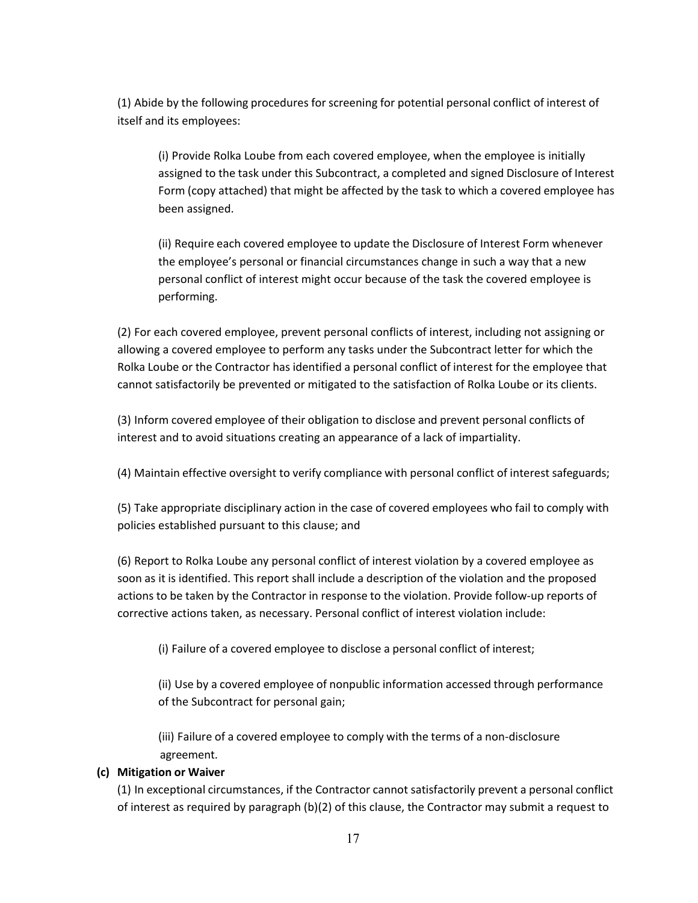(1) Abide by the following procedures for screening for potential personal conflict of interest of itself and its employees:

(i) Provide Rolka Loube from each covered employee, when the employee is initially assigned to the task under this Subcontract, a completed and signed Disclosure of Interest Form (copy attached) that might be affected by the task to which a covered employee has been assigned.

(ii) Require each covered employee to update the Disclosure of Interest Form whenever the employee's personal or financial circumstances change in such a way that a new personal conflict of interest might occur because of the task the covered employee is performing.

(2) For each covered employee, prevent personal conflicts of interest, including not assigning or allowing a covered employee to perform any tasks under the Subcontract letter for which the Rolka Loube or the Contractor has identified a personal conflict of interest for the employee that cannot satisfactorily be prevented or mitigated to the satisfaction of Rolka Loube or its clients.

(3) Inform covered employee of their obligation to disclose and prevent personal conflicts of interest and to avoid situations creating an appearance of a lack of impartiality.

(4) Maintain effective oversight to verify compliance with personal conflict of interest safeguards;

(5) Take appropriate disciplinary action in the case of covered employees who fail to comply with policies established pursuant to this clause; and

(6) Report to Rolka Loube any personal conflict of interest violation by a covered employee as soon as it is identified. This report shall include a description of the violation and the proposed actions to be taken by the Contractor in response to the violation. Provide follow-up reports of corrective actions taken, as necessary. Personal conflict of interest violation include:

(i) Failure of a covered employee to disclose a personal conflict of interest;

(ii) Use by a covered employee of nonpublic information accessed through performance of the Subcontract for personal gain;

(iii) Failure of a covered employee to comply with the terms of a non-disclosure agreement.

**(c) Mitigation or Waiver**

(1) In exceptional circumstances, if the Contractor cannot satisfactorily prevent a personal conflict of interest as required by paragraph (b)(2) of this clause, the Contractor may submit a request to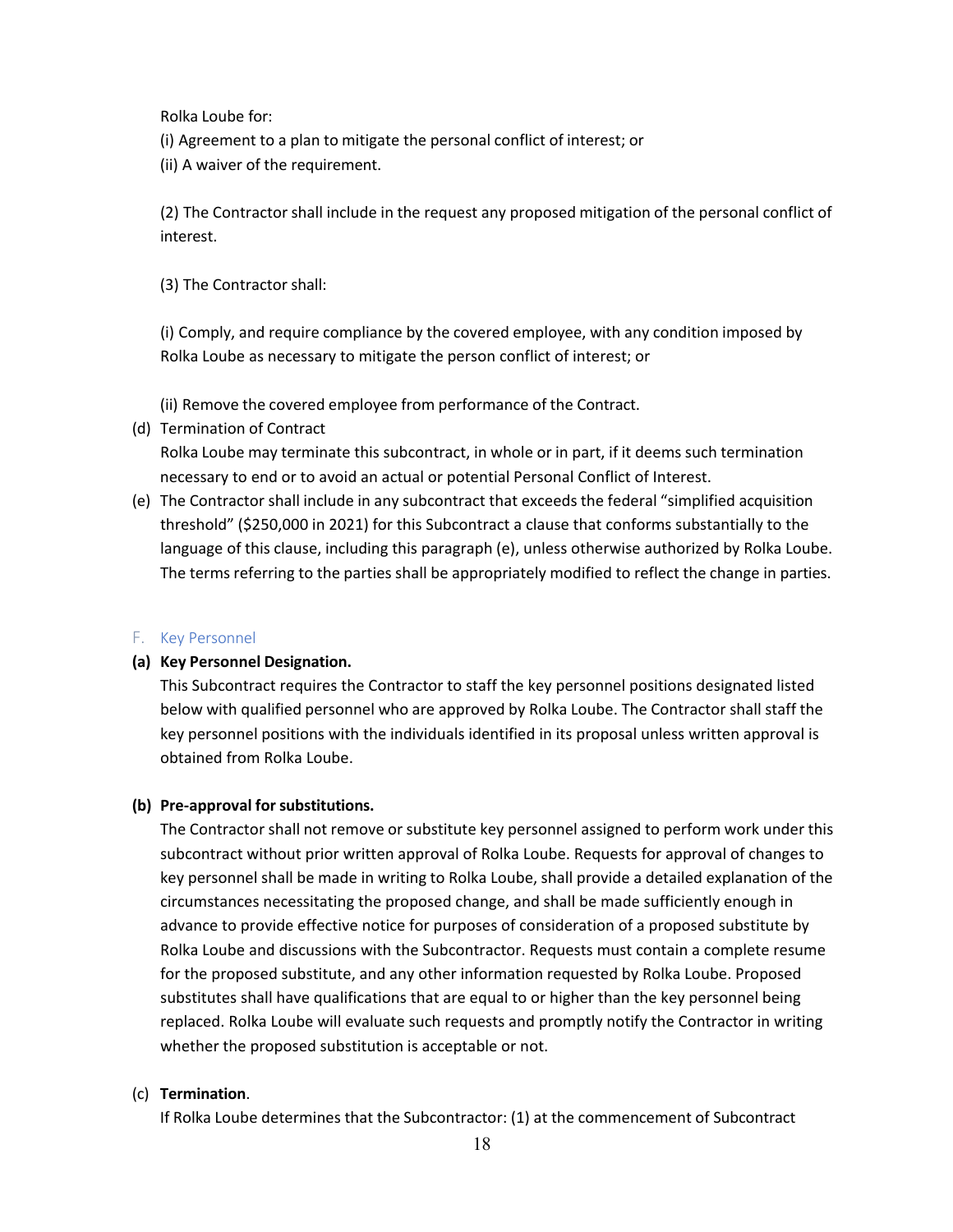Rolka Loube for:

(i) Agreement to a plan to mitigate the personal conflict of interest; or

(ii) A waiver of the requirement.

(2) The Contractor shall include in the request any proposed mitigation of the personal conflict of interest.

(3) The Contractor shall:

(i) Comply, and require compliance by the covered employee, with any condition imposed by Rolka Loube as necessary to mitigate the person conflict of interest; or

(ii) Remove the covered employee from performance of the Contract.

(d) Termination of Contract

Rolka Loube may terminate this subcontract, in whole or in part, if it deems such termination necessary to end or to avoid an actual or potential Personal Conflict of Interest.

(e) The Contractor shall include in any subcontract that exceeds the federal "simplified acquisition threshold" ($250,000 in 2021) for this Subcontract a clause that conforms substantially to the language of this clause, including this paragraph (e), unless otherwise authorized by Rolka Loube. The terms referring to the parties shall be appropriately modified to reflect the change in parties.

## F. Key Personnel

**(a) Key Personnel Designation.**

This Subcontract requires the Contractor to staff the key personnel positions designated listed below with qualified personnel who are approved by Rolka Loube. The Contractor shall staff the key personnel positions with the individuals identified in its proposal unless written approval is obtained from Rolka Loube.

**(b) Pre-approval for substitutions.**

The Contractor shall not remove or substitute key personnel assigned to perform work under this subcontract without prior written approval of Rolka Loube. Requests for approval of changes to key personnel shall be made in writing to Rolka Loube, shall provide a detailed explanation of the circumstances necessitating the proposed change, and shall be made sufficiently enough in advance to provide effective notice for purposes of consideration of a proposed substitute by Rolka Loube and discussions with the Subcontractor. Requests must contain a complete resume for the proposed substitute, and any other information requested by Rolka Loube. Proposed substitutes shall have qualifications that are equal to or higher than the key personnel being replaced. Rolka Loube will evaluate such requests and promptly notify the Contractor in writing whether the proposed substitution is acceptable or not.

(c) **Termination**.

If Rolka Loube determines that the Subcontractor: (1) at the commencement of Subcontract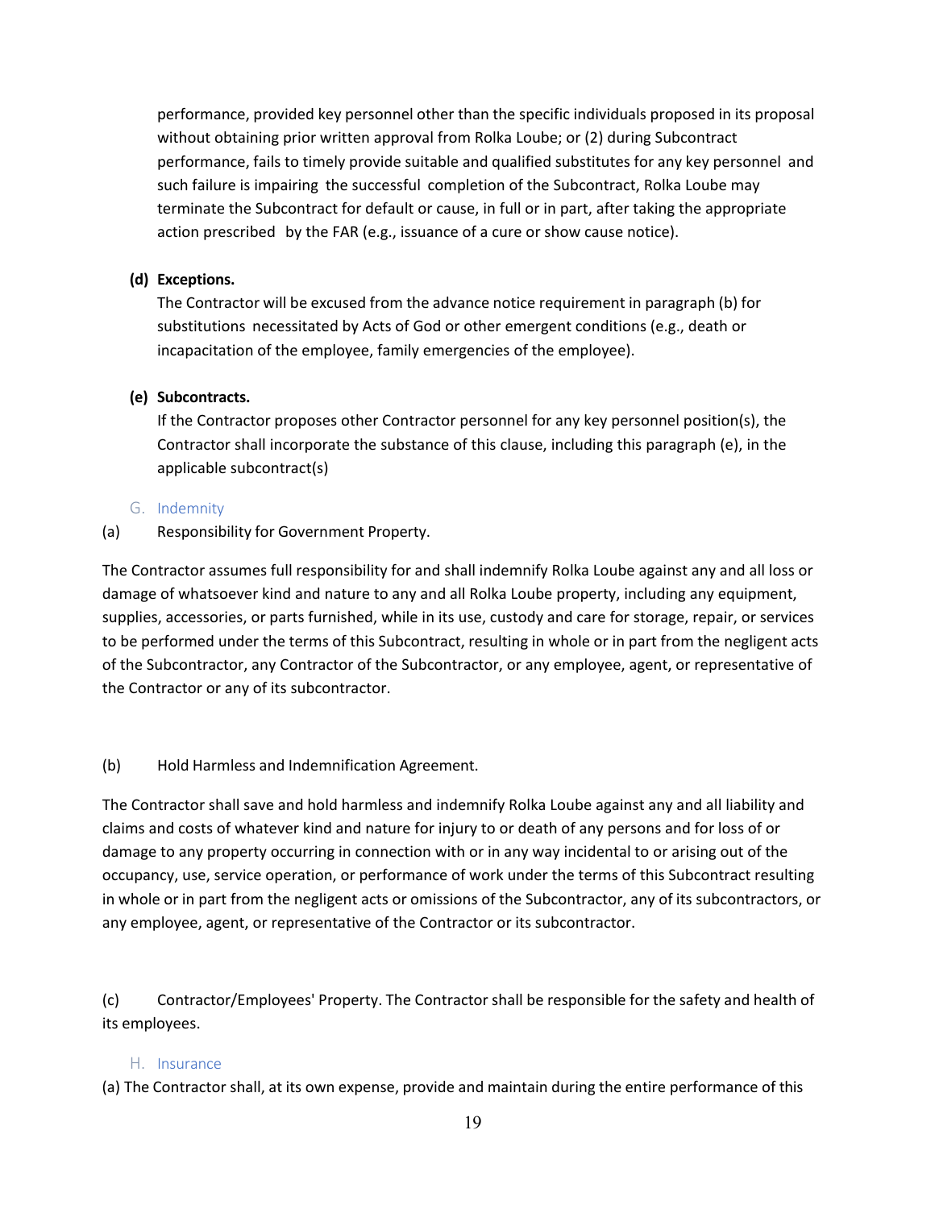performance, provided key personnel other than the specific individuals proposed in its proposal without obtaining prior written approval from Rolka Loube; or (2) during Subcontract performance, fails to timely provide suitable and qualified substitutes for any key personnel and such failure is impairing the successful completion of the Subcontract, Rolka Loube may terminate the Subcontract for default or cause, in full or in part, after taking the appropriate action prescribed by the FAR (e.g., issuance of a cure or show cause notice).

**(d) Exceptions.**

The Contractor will be excused from the advance notice requirement in paragraph (b) for substitutions necessitated by Acts of God or other emergent conditions (e.g., death or incapacitation of the employee, family emergencies of the employee).

**(e) Subcontracts.**

If the Contractor proposes other Contractor personnel for any key personnel position(s), the Contractor shall incorporate the substance of this clause, including this paragraph (e), in the applicable subcontract(s)

## G. Indemnity

(a) Responsibility for Government Property.

The Contractor assumes full responsibility for and shall indemnify Rolka Loube against any and all loss or damage of whatsoever kind and nature to any and all Rolka Loube property, including any equipment, supplies, accessories, or parts furnished, while in its use, custody and care for storage, repair, or services to be performed under the terms of this Subcontract, resulting in whole or in part from the negligent acts of the Subcontractor, any Contractor of the Subcontractor, or any employee, agent, or representative of the Contractor or any of its subcontractor.

(b) Hold Harmless and Indemnification Agreement.

The Contractor shall save and hold harmless and indemnify Rolka Loube against any and all liability and claims and costs of whatever kind and nature for injury to or death of any persons and for loss of or damage to any property occurring in connection with or in any way incidental to or arising out of the occupancy, use, service operation, or performance of work under the terms of this Subcontract resulting in whole or in part from the negligent acts or omissions of the Subcontractor, any of its subcontractors, or any employee, agent, or representative of the Contractor or its subcontractor.

(c) Contractor/Employees' Property. The Contractor shall be responsible for the safety and health of its employees.

## H. Insurance

(a) The Contractor shall, at its own expense, provide and maintain during the entire performance of this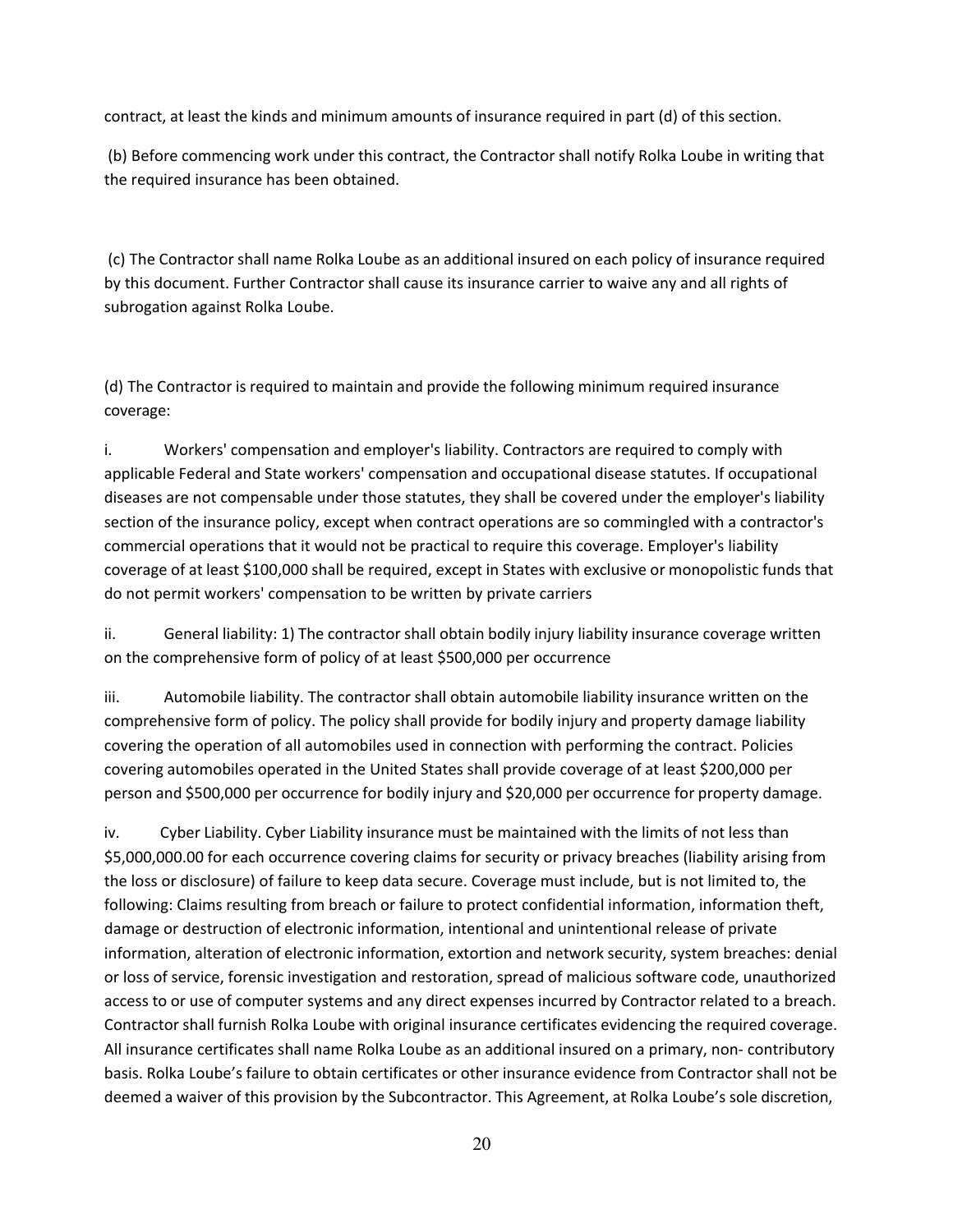contract, at least the kinds and minimum amounts of insurance required in part (d) of this section.

(b) Before commencing work under this contract, the Contractor shall notify Rolka Loube in writing that the required insurance has been obtained.

(c) The Contractor shall name Rolka Loube as an additional insured on each policy of insurance required by this document. Further Contractor shall cause its insurance carrier to waive any and all rights of subrogation against Rolka Loube.

(d) The Contractor is required to maintain and provide the following minimum required insurance coverage:

i. Workers' compensation and employer's liability. Contractors are required to comply with applicable Federal and State workers' compensation and occupational disease statutes. If occupational diseases are not compensable under those statutes, they shall be covered under the employer's liability section of the insurance policy, except when contract operations are so commingled with a contractor's commercial operations that it would not be practical to require this coverage. Employer's liability coverage of at least $100,000 shall be required, except in States with exclusive or monopolistic funds that do not permit workers' compensation to be written by private carriers

ii. General liability: 1) The contractor shall obtain bodily injury liability insurance coverage written on the comprehensive form of policy of at least $500,000 per occurrence

iii. Automobile liability. The contractor shall obtain automobile liability insurance written on the comprehensive form of policy. The policy shall provide for bodily injury and property damage liability covering the operation of all automobiles used in connection with performing the contract. Policies covering automobiles operated in the United States shall provide coverage of at least $200,000 per person and $500,000 per occurrence for bodily injury and $20,000 per occurrence for property damage.

iv. Cyber Liability. Cyber Liability insurance must be maintained with the limits of not less than $5,000,000.00 for each occurrence covering claims for security or privacy breaches (liability arising from the loss or disclosure) of failure to keep data secure. Coverage must include, but is not limited to, the following: Claims resulting from breach or failure to protect confidential information, information theft, damage or destruction of electronic information, intentional and unintentional release of private information, alteration of electronic information, extortion and network security, system breaches: denial or loss of service, forensic investigation and restoration, spread of malicious software code, unauthorized access to or use of computer systems and any direct expenses incurred by Contractor related to a breach. Contractor shall furnish Rolka Loube with original insurance certificates evidencing the required coverage. All insurance certificates shall name Rolka Loube as an additional insured on a primary, non- contributory basis. Rolka Loube's failure to obtain certificates or other insurance evidence from Contractor shall not be deemed a waiver of this provision by the Subcontractor. This Agreement, at Rolka Loube's sole discretion,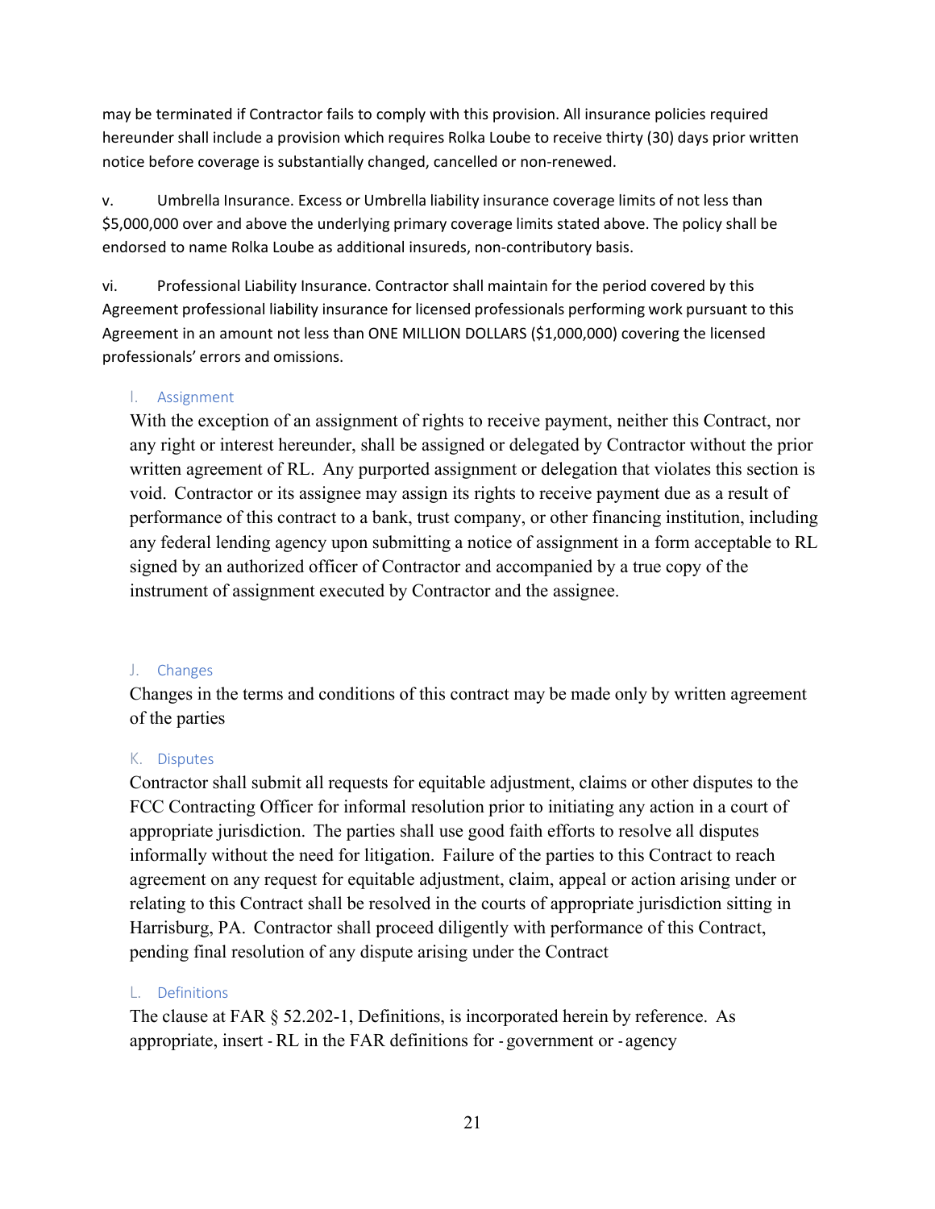may be terminated if Contractor fails to comply with this provision. All insurance policies required hereunder shall include a provision which requires Rolka Loube to receive thirty (30) days prior written notice before coverage is substantially changed, cancelled or non-renewed.

v. Umbrella Insurance. Excess or Umbrella liability insurance coverage limits of not less than $5,000,000 over and above the underlying primary coverage limits stated above. The policy shall be endorsed to name Rolka Loube as additional insureds, non-contributory basis.

vi. Professional Liability Insurance. Contractor shall maintain for the period covered by this Agreement professional liability insurance for licensed professionals performing work pursuant to this Agreement in an amount not less than ONE MILLION DOLLARS ($1,000,000) covering the licensed professionals' errors and omissions.

### I. Assignment

With the exception of an assignment of rights to receive payment, neither this Contract, nor any right or interest hereunder, shall be assigned or delegated by Contractor without the prior written agreement of RL. Any purported assignment or delegation that violates this section is void. Contractor or its assignee may assign its rights to receive payment due as a result of performance of this contract to a bank, trust company, or other financing institution, including any federal lending agency upon submitting a notice of assignment in a form acceptable to RL signed by an authorized officer of Contractor and accompanied by a true copy of the instrument of assignment executed by Contractor and the assignee.

### J. Changes

Changes in the terms and conditions of this contract may be made only by written agreement of the parties

### K. Disputes

Contractor shall submit all requests for equitable adjustment, claims or other disputes to the FCC Contracting Officer for informal resolution prior to initiating any action in a court of appropriate jurisdiction. The parties shall use good faith efforts to resolve all disputes informally without the need for litigation. Failure of the parties to this Contract to reach agreement on any request for equitable adjustment, claim, appeal or action arising under or relating to this Contract shall be resolved in the courts of appropriate jurisdiction sitting in Harrisburg, PA. Contractor shall proceed diligently with performance of this Contract, pending final resolution of any dispute arising under the Contract

### L. Definitions

The clause at FAR § 52.202-1, Definitions, is incorporated herein by reference. As appropriate, insert - RL in the FAR definitions for - government or - agency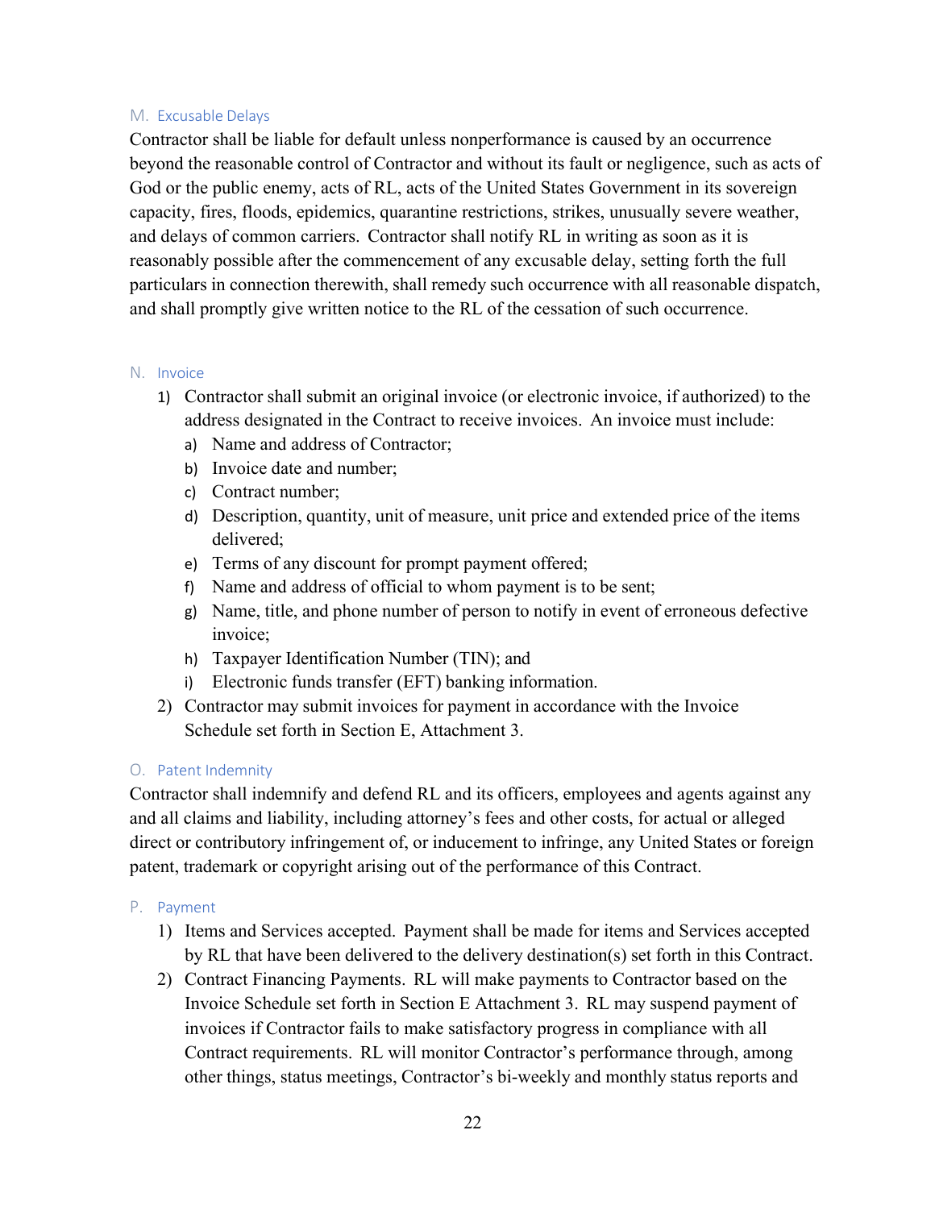### M. Excusable Delays

Contractor shall be liable for default unless nonperformance is caused by an occurrence beyond the reasonable control of Contractor and without its fault or negligence, such as acts of God or the public enemy, acts of RL, acts of the United States Government in its sovereign capacity, fires, floods, epidemics, quarantine restrictions, strikes, unusually severe weather, and delays of common carriers. Contractor shall notify RL in writing as soon as it is reasonably possible after the commencement of any excusable delay, setting forth the full particulars in connection therewith, shall remedy such occurrence with all reasonable dispatch, and shall promptly give written notice to the RL of the cessation of such occurrence.

### N. Invoice

1) Contractor shall submit an original invoice (or electronic invoice, if authorized) to the address designated in the Contract to receive invoices. An invoice must include:
   a) Name and address of Contractor;
   b) Invoice date and number;
   c) Contract number;
   d) Description, quantity, unit of measure, unit price and extended price of the items delivered;
   e) Terms of any discount for prompt payment offered;
   f) Name and address of official to whom payment is to be sent;
   g) Name, title, and phone number of person to notify in event of erroneous defective invoice;
   h) Taxpayer Identification Number (TIN); and
   i) Electronic funds transfer (EFT) banking information.
2) Contractor may submit invoices for payment in accordance with the Invoice Schedule set forth in Section E, Attachment 3.

### O. Patent Indemnity

Contractor shall indemnify and defend RL and its officers, employees and agents against any and all claims and liability, including attorney's fees and other costs, for actual or alleged direct or contributory infringement of, or inducement to infringe, any United States or foreign patent, trademark or copyright arising out of the performance of this Contract.

### P. Payment

1) Items and Services accepted. Payment shall be made for items and Services accepted by RL that have been delivered to the delivery destination(s) set forth in this Contract.
2) Contract Financing Payments. RL will make payments to Contractor based on the Invoice Schedule set forth in Section E Attachment 3. RL may suspend payment of invoices if Contractor fails to make satisfactory progress in compliance with all Contract requirements. RL will monitor Contractor's performance through, among other things, status meetings, Contractor's bi-weekly and monthly status reports and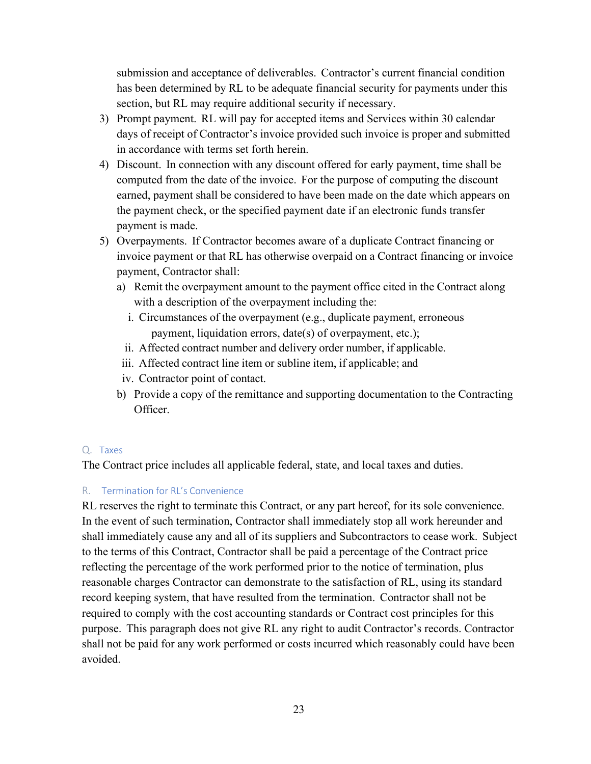submission and acceptance of deliverables. Contractor's current financial condition has been determined by RL to be adequate financial security for payments under this section, but RL may require additional security if necessary.

3) Prompt payment. RL will pay for accepted items and Services within 30 calendar days of receipt of Contractor's invoice provided such invoice is proper and submitted in accordance with terms set forth herein.
4) Discount. In connection with any discount offered for early payment, time shall be computed from the date of the invoice. For the purpose of computing the discount earned, payment shall be considered to have been made on the date which appears on the payment check, or the specified payment date if an electronic funds transfer payment is made.
5) Overpayments. If Contractor becomes aware of a duplicate Contract financing or invoice payment or that RL has otherwise overpaid on a Contract financing or invoice payment, Contractor shall:
   a) Remit the overpayment amount to the payment office cited in the Contract along with a description of the overpayment including the:
      i. Circumstances of the overpayment (e.g., duplicate payment, erroneous payment, liquidation errors, date(s) of overpayment, etc.);
      ii. Affected contract number and delivery order number, if applicable.
      iii. Affected contract line item or subline item, if applicable; and
      iv. Contractor point of contact.
   b) Provide a copy of the remittance and supporting documentation to the Contracting Officer.

### Q. Taxes

The Contract price includes all applicable federal, state, and local taxes and duties.

### R. Termination for RL's Convenience

RL reserves the right to terminate this Contract, or any part hereof, for its sole convenience. In the event of such termination, Contractor shall immediately stop all work hereunder and shall immediately cause any and all of its suppliers and Subcontractors to cease work. Subject to the terms of this Contract, Contractor shall be paid a percentage of the Contract price reflecting the percentage of the work performed prior to the notice of termination, plus reasonable charges Contractor can demonstrate to the satisfaction of RL, using its standard record keeping system, that have resulted from the termination. Contractor shall not be required to comply with the cost accounting standards or Contract cost principles for this purpose. This paragraph does not give RL any right to audit Contractor's records. Contractor shall not be paid for any work performed or costs incurred which reasonably could have been avoided.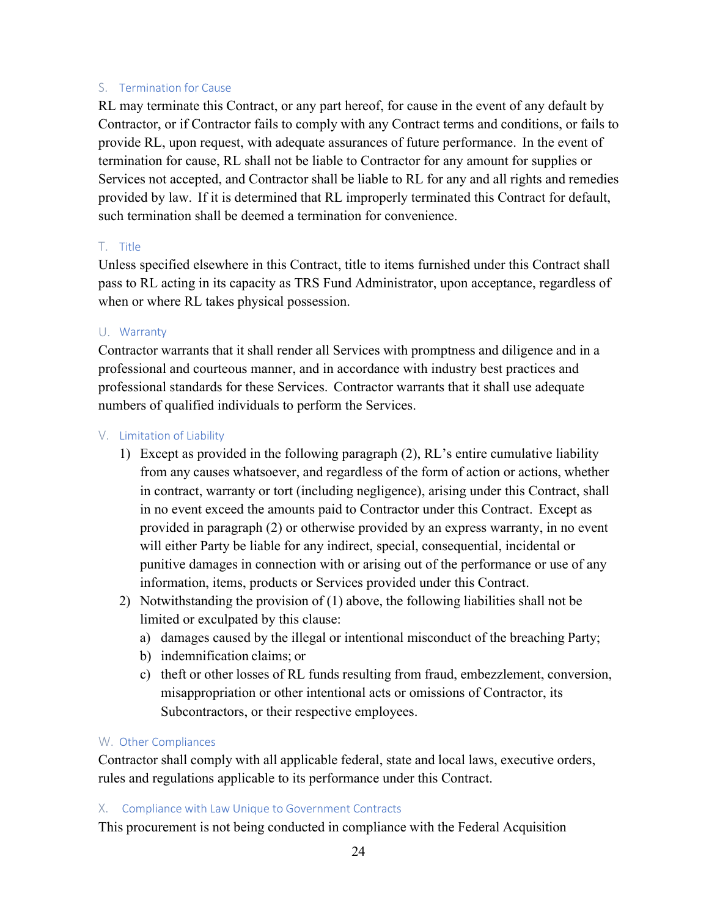### S. Termination for Cause

RL may terminate this Contract, or any part hereof, for cause in the event of any default by Contractor, or if Contractor fails to comply with any Contract terms and conditions, or fails to provide RL, upon request, with adequate assurances of future performance. In the event of termination for cause, RL shall not be liable to Contractor for any amount for supplies or Services not accepted, and Contractor shall be liable to RL for any and all rights and remedies provided by law. If it is determined that RL improperly terminated this Contract for default, such termination shall be deemed a termination for convenience.

### T. Title

Unless specified elsewhere in this Contract, title to items furnished under this Contract shall pass to RL acting in its capacity as TRS Fund Administrator, upon acceptance, regardless of when or where RL takes physical possession.

### U. Warranty

Contractor warrants that it shall render all Services with promptness and diligence and in a professional and courteous manner, and in accordance with industry best practices and professional standards for these Services. Contractor warrants that it shall use adequate numbers of qualified individuals to perform the Services.

### V. Limitation of Liability

1) Except as provided in the following paragraph (2), RL's entire cumulative liability from any causes whatsoever, and regardless of the form of action or actions, whether in contract, warranty or tort (including negligence), arising under this Contract, shall in no event exceed the amounts paid to Contractor under this Contract. Except as provided in paragraph (2) or otherwise provided by an express warranty, in no event will either Party be liable for any indirect, special, consequential, incidental or punitive damages in connection with or arising out of the performance or use of any information, items, products or Services provided under this Contract.
2) Notwithstanding the provision of (1) above, the following liabilities shall not be limited or exculpated by this clause:
   a) damages caused by the illegal or intentional misconduct of the breaching Party;
   b) indemnification claims; or
   c) theft or other losses of RL funds resulting from fraud, embezzlement, conversion, misappropriation or other intentional acts or omissions of Contractor, its Subcontractors, or their respective employees.

### W. Other Compliances

Contractor shall comply with all applicable federal, state and local laws, executive orders, rules and regulations applicable to its performance under this Contract.

### X. Compliance with Law Unique to Government Contracts

This procurement is not being conducted in compliance with the Federal Acquisition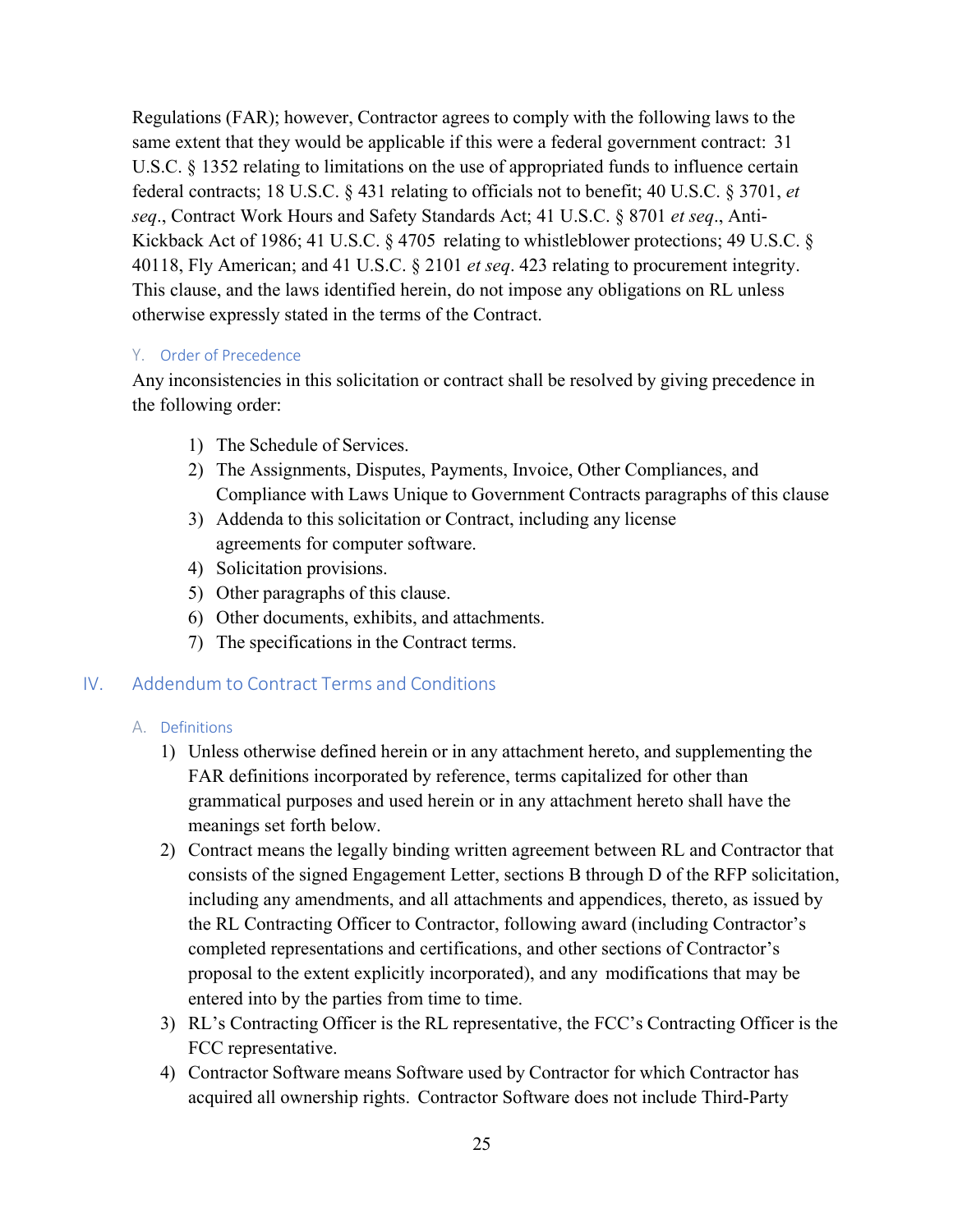Regulations (FAR); however, Contractor agrees to comply with the following laws to the same extent that they would be applicable if this were a federal government contract: 31 U.S.C. § 1352 relating to limitations on the use of appropriated funds to influence certain federal contracts; 18 U.S.C. § 431 relating to officials not to benefit; 40 U.S.C. § 3701, *et seq*., Contract Work Hours and Safety Standards Act; 41 U.S.C. § 8701 *et seq*., Anti-Kickback Act of 1986; 41 U.S.C. § 4705 relating to whistleblower protections; 49 U.S.C. § 40118, Fly American; and 41 U.S.C. § 2101 *et seq*. 423 relating to procurement integrity. This clause, and the laws identified herein, do not impose any obligations on RL unless otherwise expressly stated in the terms of the Contract.

### Y. Order of Precedence

Any inconsistencies in this solicitation or contract shall be resolved by giving precedence in the following order:

1) The Schedule of Services.
2) The Assignments, Disputes, Payments, Invoice, Other Compliances, and Compliance with Laws Unique to Government Contracts paragraphs of this clause
3) Addenda to this solicitation or Contract, including any license agreements for computer software.
4) Solicitation provisions.
5) Other paragraphs of this clause.
6) Other documents, exhibits, and attachments.
7) The specifications in the Contract terms.

## IV. Addendum to Contract Terms and Conditions

### A. Definitions

1) Unless otherwise defined herein or in any attachment hereto, and supplementing the FAR definitions incorporated by reference, terms capitalized for other than grammatical purposes and used herein or in any attachment hereto shall have the meanings set forth below.
2) Contract means the legally binding written agreement between RL and Contractor that consists of the signed Engagement Letter, sections B through D of the RFP solicitation, including any amendments, and all attachments and appendices, thereto, as issued by the RL Contracting Officer to Contractor, following award (including Contractor's completed representations and certifications, and other sections of Contractor's proposal to the extent explicitly incorporated), and any modifications that may be entered into by the parties from time to time.
3) RL's Contracting Officer is the RL representative, the FCC's Contracting Officer is the FCC representative.
4) Contractor Software means Software used by Contractor for which Contractor has acquired all ownership rights. Contractor Software does not include Third-Party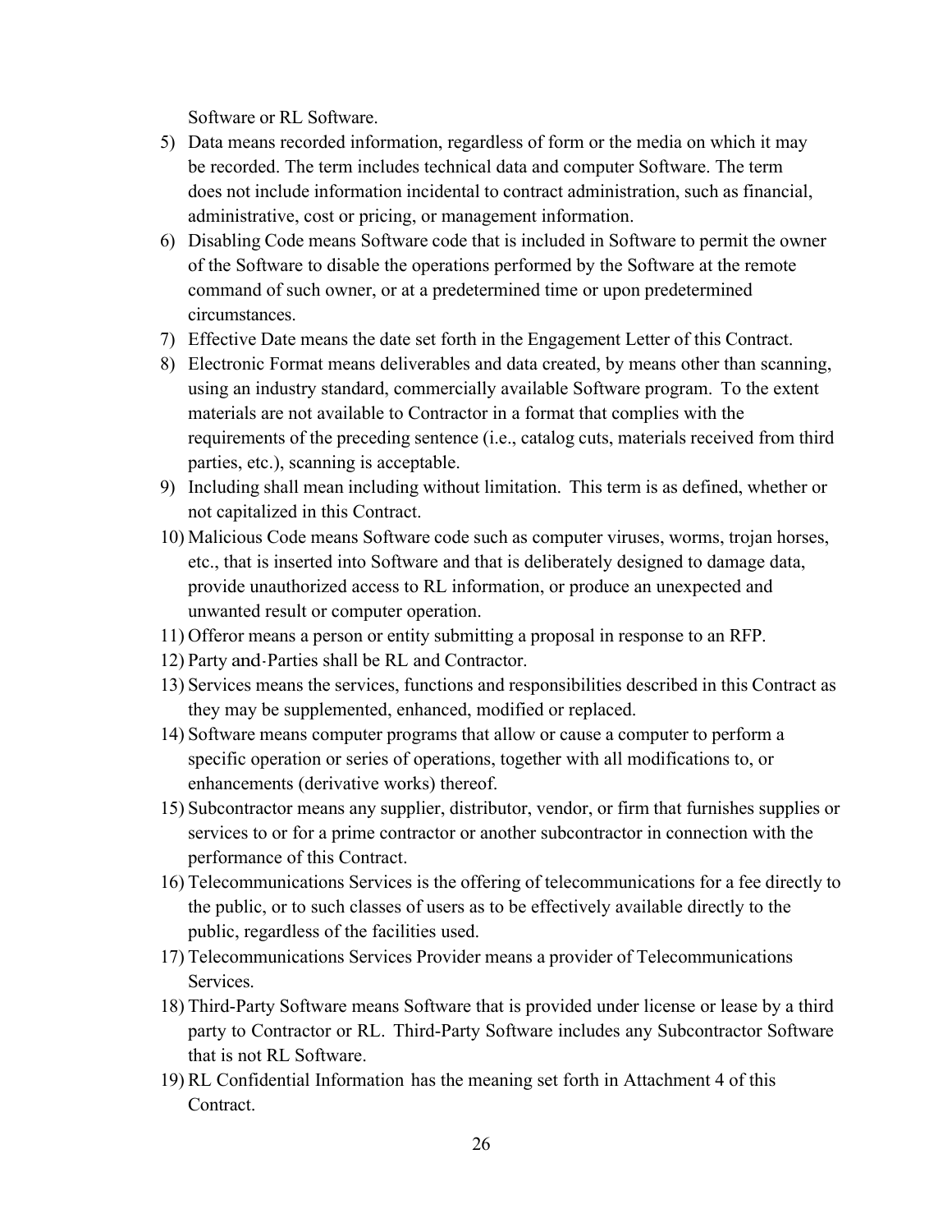Software or RL Software.

5) Data means recorded information, regardless of form or the media on which it may be recorded. The term includes technical data and computer Software. The term does not include information incidental to contract administration, such as financial, administrative, cost or pricing, or management information.
6) Disabling Code means Software code that is included in Software to permit the owner of the Software to disable the operations performed by the Software at the remote command of such owner, or at a predetermined time or upon predetermined circumstances.
7) Effective Date means the date set forth in the Engagement Letter of this Contract.
8) Electronic Format means deliverables and data created, by means other than scanning, using an industry standard, commercially available Software program. To the extent materials are not available to Contractor in a format that complies with the requirements of the preceding sentence (i.e., catalog cuts, materials received from third parties, etc.), scanning is acceptable.
9) Including shall mean including without limitation. This term is as defined, whether or not capitalized in this Contract.
10) Malicious Code means Software code such as computer viruses, worms, trojan horses, etc., that is inserted into Software and that is deliberately designed to damage data, provide unauthorized access to RL information, or produce an unexpected and unwanted result or computer operation.
11) Offeror means a person or entity submitting a proposal in response to an RFP.
12) Party and-Parties shall be RL and Contractor.
13) Services means the services, functions and responsibilities described in this Contract as they may be supplemented, enhanced, modified or replaced.
14) Software means computer programs that allow or cause a computer to perform a specific operation or series of operations, together with all modifications to, or enhancements (derivative works) thereof.
15) Subcontractor means any supplier, distributor, vendor, or firm that furnishes supplies or services to or for a prime contractor or another subcontractor in connection with the performance of this Contract.
16) Telecommunications Services is the offering of telecommunications for a fee directly to the public, or to such classes of users as to be effectively available directly to the public, regardless of the facilities used.
17) Telecommunications Services Provider means a provider of Telecommunications Services.
18) Third-Party Software means Software that is provided under license or lease by a third party to Contractor or RL. Third-Party Software includes any Subcontractor Software that is not RL Software.
19) RL Confidential Information has the meaning set forth in Attachment 4 of this Contract.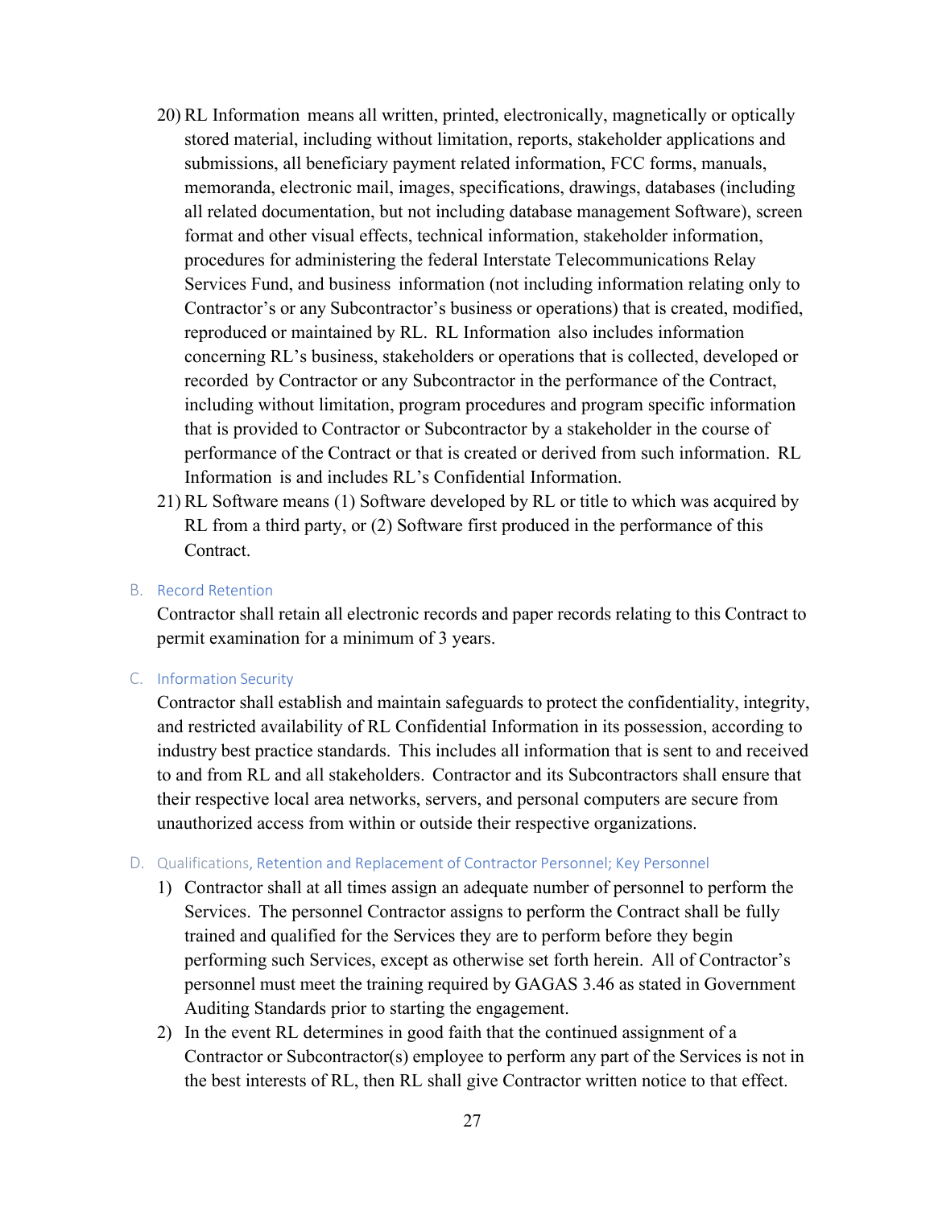20) RL Information means all written, printed, electronically, magnetically or optically stored material, including without limitation, reports, stakeholder applications and submissions, all beneficiary payment related information, FCC forms, manuals, memoranda, electronic mail, images, specifications, drawings, databases (including all related documentation, but not including database management Software), screen format and other visual effects, technical information, stakeholder information, procedures for administering the federal Interstate Telecommunications Relay Services Fund, and business information (not including information relating only to Contractor's or any Subcontractor's business or operations) that is created, modified, reproduced or maintained by RL. RL Information also includes information concerning RL's business, stakeholders or operations that is collected, developed or recorded by Contractor or any Subcontractor in the performance of the Contract, including without limitation, program procedures and program specific information that is provided to Contractor or Subcontractor by a stakeholder in the course of performance of the Contract or that is created or derived from such information. RL Information is and includes RL's Confidential Information.

21) RL Software means (1) Software developed by RL or title to which was acquired by RL from a third party, or (2) Software first produced in the performance of this Contract.

### B. Record Retention

Contractor shall retain all electronic records and paper records relating to this Contract to permit examination for a minimum of 3 years.

### C. Information Security

Contractor shall establish and maintain safeguards to protect the confidentiality, integrity, and restricted availability of RL Confidential Information in its possession, according to industry best practice standards. This includes all information that is sent to and received to and from RL and all stakeholders. Contractor and its Subcontractors shall ensure that their respective local area networks, servers, and personal computers are secure from unauthorized access from within or outside their respective organizations.

### D. Qualifications, Retention and Replacement of Contractor Personnel; Key Personnel

1) Contractor shall at all times assign an adequate number of personnel to perform the Services. The personnel Contractor assigns to perform the Contract shall be fully trained and qualified for the Services they are to perform before they begin performing such Services, except as otherwise set forth herein. All of Contractor's personnel must meet the training required by GAGAS 3.46 as stated in Government Auditing Standards prior to starting the engagement.

2) In the event RL determines in good faith that the continued assignment of a Contractor or Subcontractor(s) employee to perform any part of the Services is not in the best interests of RL, then RL shall give Contractor written notice to that effect.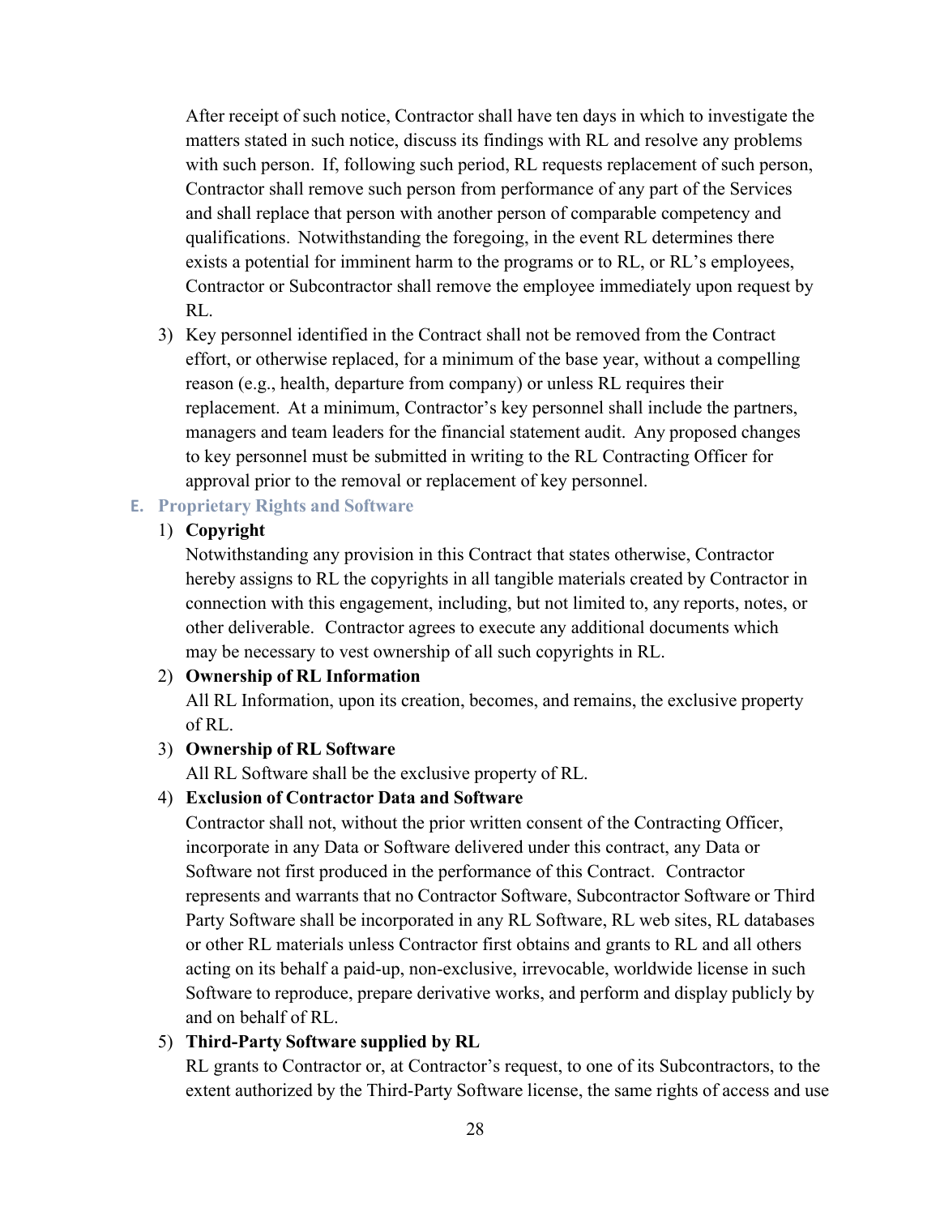After receipt of such notice, Contractor shall have ten days in which to investigate the matters stated in such notice, discuss its findings with RL and resolve any problems with such person. If, following such period, RL requests replacement of such person, Contractor shall remove such person from performance of any part of the Services and shall replace that person with another person of comparable competency and qualifications. Notwithstanding the foregoing, in the event RL determines there exists a potential for imminent harm to the programs or to RL, or RL's employees, Contractor or Subcontractor shall remove the employee immediately upon request by RL.

3) Key personnel identified in the Contract shall not be removed from the Contract effort, or otherwise replaced, for a minimum of the base year, without a compelling reason (e.g., health, departure from company) or unless RL requires their replacement. At a minimum, Contractor's key personnel shall include the partners, managers and team leaders for the financial statement audit. Any proposed changes to key personnel must be submitted in writing to the RL Contracting Officer for approval prior to the removal or replacement of key personnel.

### E. Proprietary Rights and Software

1) **Copyright**
Notwithstanding any provision in this Contract that states otherwise, Contractor hereby assigns to RL the copyrights in all tangible materials created by Contractor in connection with this engagement, including, but not limited to, any reports, notes, or other deliverable. Contractor agrees to execute any additional documents which may be necessary to vest ownership of all such copyrights in RL.

2) **Ownership of RL Information**
All RL Information, upon its creation, becomes, and remains, the exclusive property of RL.

3) **Ownership of RL Software**
All RL Software shall be the exclusive property of RL.

4) **Exclusion of Contractor Data and Software**
Contractor shall not, without the prior written consent of the Contracting Officer, incorporate in any Data or Software delivered under this contract, any Data or Software not first produced in the performance of this Contract. Contractor represents and warrants that no Contractor Software, Subcontractor Software or Third Party Software shall be incorporated in any RL Software, RL web sites, RL databases or other RL materials unless Contractor first obtains and grants to RL and all others acting on its behalf a paid-up, non-exclusive, irrevocable, worldwide license in such Software to reproduce, prepare derivative works, and perform and display publicly by and on behalf of RL.

5) **Third-Party Software supplied by RL**
RL grants to Contractor or, at Contractor's request, to one of its Subcontractors, to the extent authorized by the Third-Party Software license, the same rights of access and use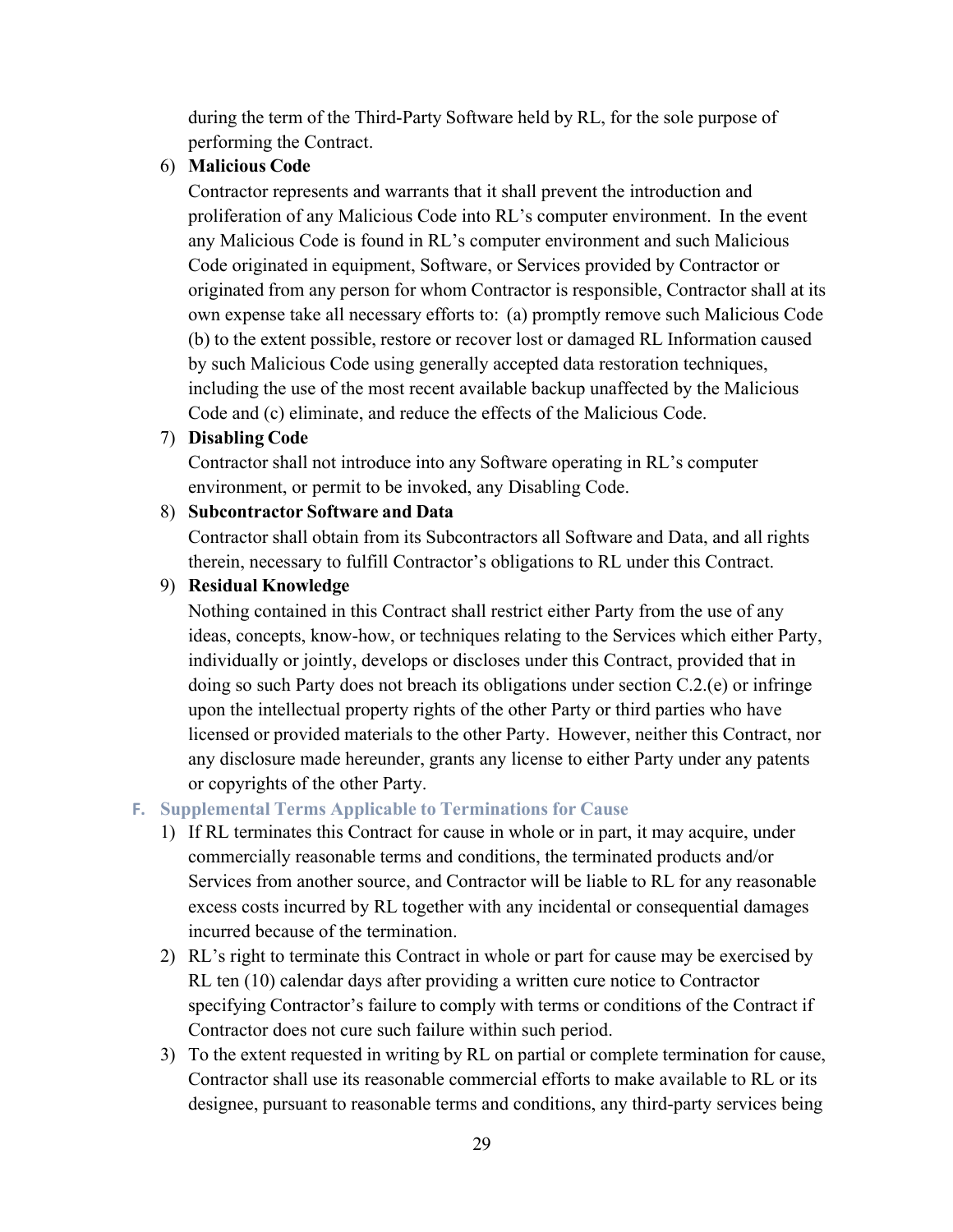during the term of the Third-Party Software held by RL, for the sole purpose of performing the Contract.

6) **Malicious Code**

   Contractor represents and warrants that it shall prevent the introduction and proliferation of any Malicious Code into RL's computer environment. In the event any Malicious Code is found in RL's computer environment and such Malicious Code originated in equipment, Software, or Services provided by Contractor or originated from any person for whom Contractor is responsible, Contractor shall at its own expense take all necessary efforts to: (a) promptly remove such Malicious Code (b) to the extent possible, restore or recover lost or damaged RL Information caused by such Malicious Code using generally accepted data restoration techniques, including the use of the most recent available backup unaffected by the Malicious Code and (c) eliminate, and reduce the effects of the Malicious Code.

7) **Disabling Code**

   Contractor shall not introduce into any Software operating in RL's computer environment, or permit to be invoked, any Disabling Code.

8) **Subcontractor Software and Data**

   Contractor shall obtain from its Subcontractors all Software and Data, and all rights therein, necessary to fulfill Contractor's obligations to RL under this Contract.

9) **Residual Knowledge**

   Nothing contained in this Contract shall restrict either Party from the use of any ideas, concepts, know-how, or techniques relating to the Services which either Party, individually or jointly, develops or discloses under this Contract, provided that in doing so such Party does not breach its obligations under section C.2.(e) or infringe upon the intellectual property rights of the other Party or third parties who have licensed or provided materials to the other Party. However, neither this Contract, nor any disclosure made hereunder, grants any license to either Party under any patents or copyrights of the other Party.

### F. Supplemental Terms Applicable to Terminations for Cause

1) If RL terminates this Contract for cause in whole or in part, it may acquire, under commercially reasonable terms and conditions, the terminated products and/or Services from another source, and Contractor will be liable to RL for any reasonable excess costs incurred by RL together with any incidental or consequential damages incurred because of the termination.
2) RL's right to terminate this Contract in whole or part for cause may be exercised by RL ten (10) calendar days after providing a written cure notice to Contractor specifying Contractor's failure to comply with terms or conditions of the Contract if Contractor does not cure such failure within such period.
3) To the extent requested in writing by RL on partial or complete termination for cause, Contractor shall use its reasonable commercial efforts to make available to RL or its designee, pursuant to reasonable terms and conditions, any third-party services being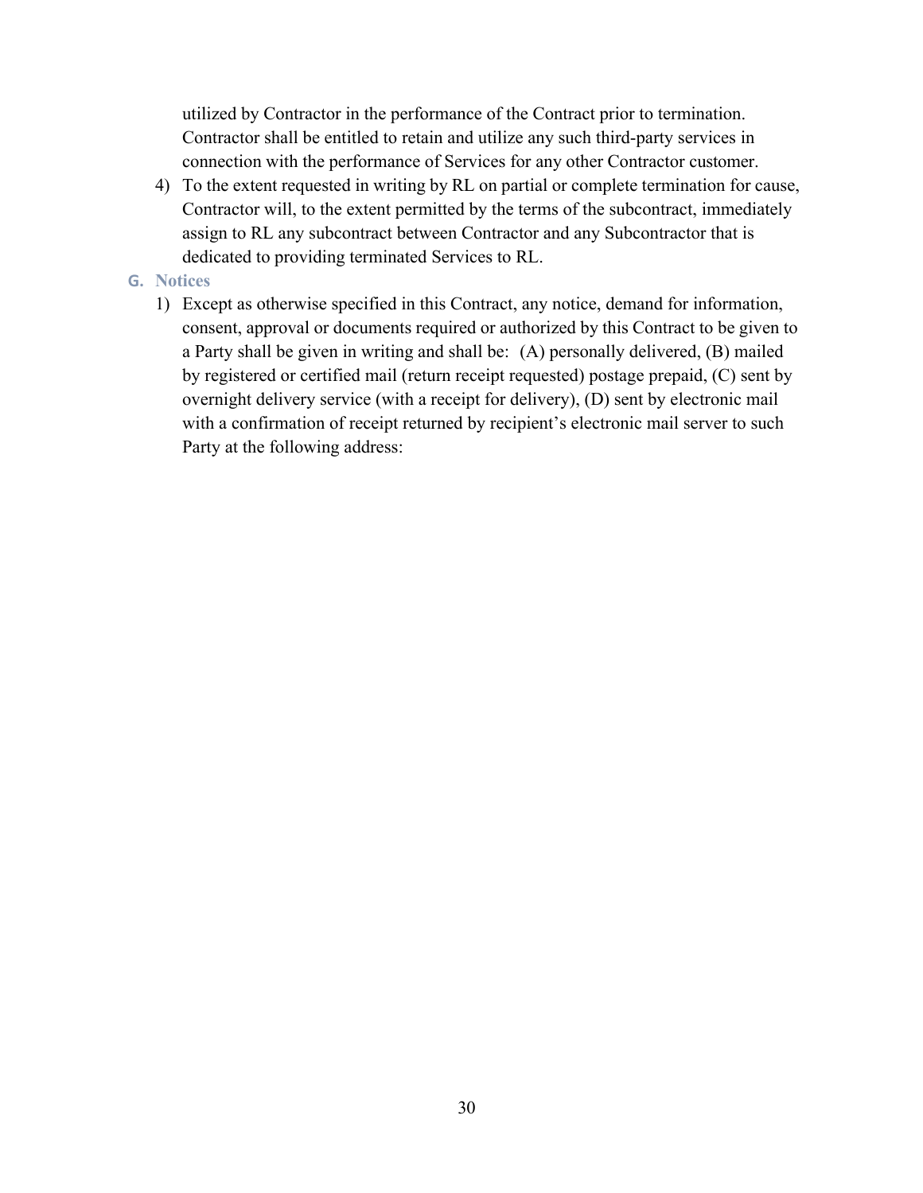utilized by Contractor in the performance of the Contract prior to termination. Contractor shall be entitled to retain and utilize any such third-party services in connection with the performance of Services for any other Contractor customer.

4) To the extent requested in writing by RL on partial or complete termination for cause, Contractor will, to the extent permitted by the terms of the subcontract, immediately assign to RL any subcontract between Contractor and any Subcontractor that is dedicated to providing terminated Services to RL.

### G. Notices

1) Except as otherwise specified in this Contract, any notice, demand for information, consent, approval or documents required or authorized by this Contract to be given to a Party shall be given in writing and shall be: (A) personally delivered, (B) mailed by registered or certified mail (return receipt requested) postage prepaid, (C) sent by overnight delivery service (with a receipt for delivery), (D) sent by electronic mail with a confirmation of receipt returned by recipient's electronic mail server to such Party at the following address: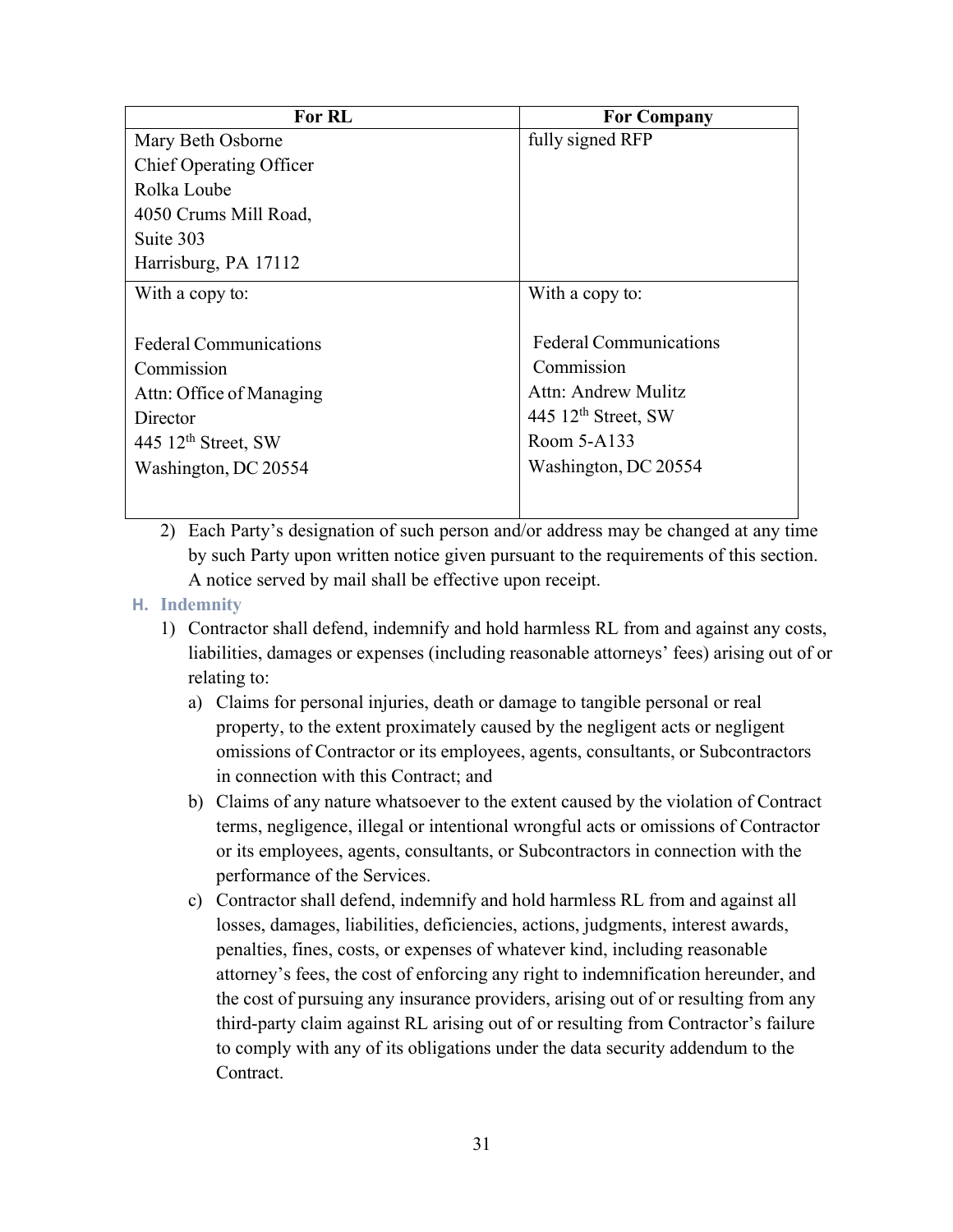| For RL | For Company |
| --- | --- |
| Mary Beth Osborne<br>Chief Operating Officer<br>Rolka Loube<br>4050 Crums Mill Road,<br>Suite 303<br>Harrisburg, PA 17112 | fully signed RFP |
| With a copy to:<br><br>Federal Communications Commission<br>Attn: Office of Managing Director<br>445 12th Street, SW<br>Washington, DC 20554 | With a copy to:<br><br>Federal Communications Commission<br>Attn: Andrew Mulitz<br>445 12th Street, SW<br>Room 5-A133<br>Washington, DC 20554 |

2) Each Party's designation of such person and/or address may be changed at any time by such Party upon written notice given pursuant to the requirements of this section. A notice served by mail shall be effective upon receipt.

### H. Indemnity

1) Contractor shall defend, indemnify and hold harmless RL from and against any costs, liabilities, damages or expenses (including reasonable attorneys' fees) arising out of or relating to:
   a) Claims for personal injuries, death or damage to tangible personal or real property, to the extent proximately caused by the negligent acts or negligent omissions of Contractor or its employees, agents, consultants, or Subcontractors in connection with this Contract; and
   b) Claims of any nature whatsoever to the extent caused by the violation of Contract terms, negligence, illegal or intentional wrongful acts or omissions of Contractor or its employees, agents, consultants, or Subcontractors in connection with the performance of the Services.
   c) Contractor shall defend, indemnify and hold harmless RL from and against all losses, damages, liabilities, deficiencies, actions, judgments, interest awards, penalties, fines, costs, or expenses of whatever kind, including reasonable attorney's fees, the cost of enforcing any right to indemnification hereunder, and the cost of pursuing any insurance providers, arising out of or resulting from any third-party claim against RL arising out of or resulting from Contractor's failure to comply with any of its obligations under the data security addendum to the Contract.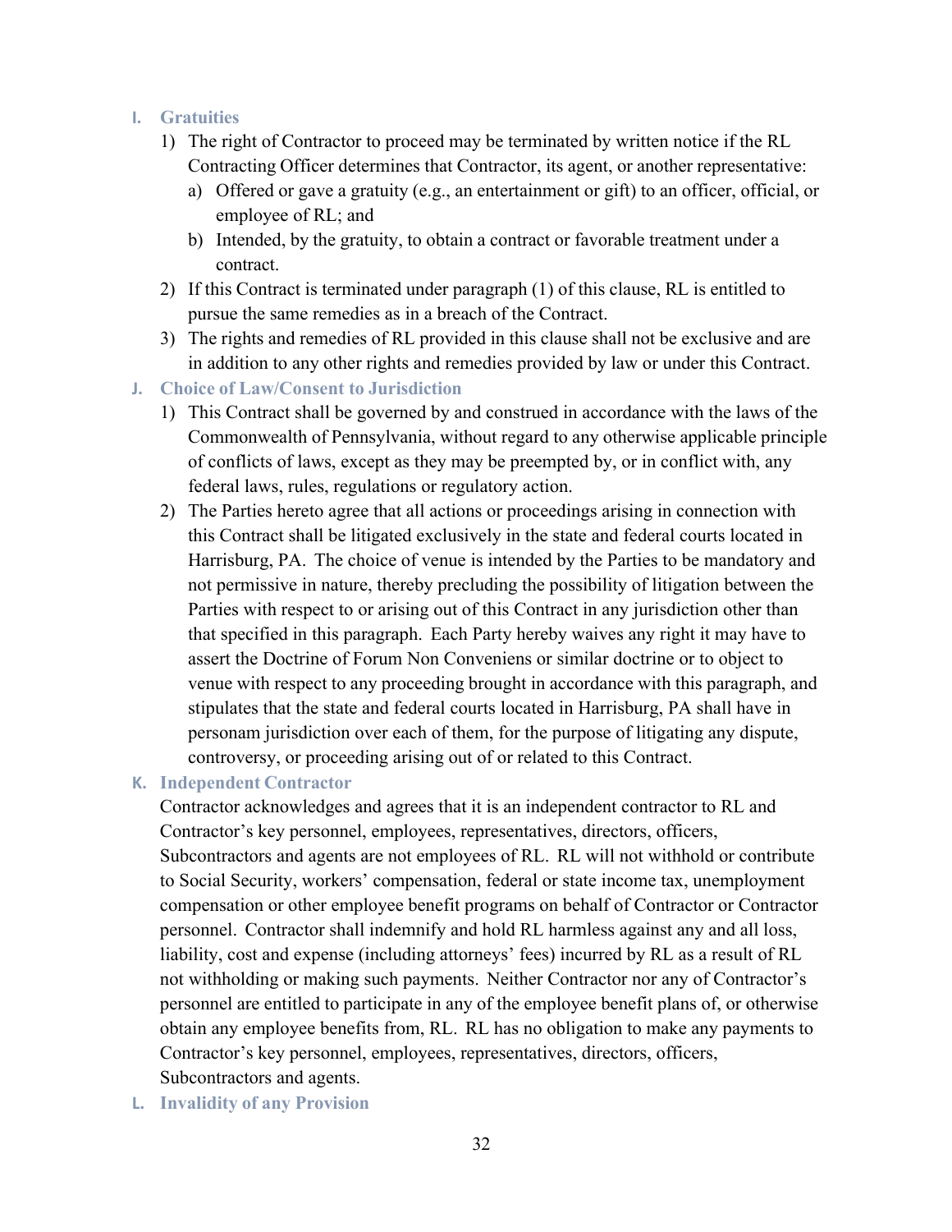### I. Gratuities

1) The right of Contractor to proceed may be terminated by written notice if the RL Contracting Officer determines that Contractor, its agent, or another representative:
   a) Offered or gave a gratuity (e.g., an entertainment or gift) to an officer, official, or employee of RL; and
   b) Intended, by the gratuity, to obtain a contract or favorable treatment under a contract.
2) If this Contract is terminated under paragraph (1) of this clause, RL is entitled to pursue the same remedies as in a breach of the Contract.
3) The rights and remedies of RL provided in this clause shall not be exclusive and are in addition to any other rights and remedies provided by law or under this Contract.

### J. Choice of Law/Consent to Jurisdiction

1) This Contract shall be governed by and construed in accordance with the laws of the Commonwealth of Pennsylvania, without regard to any otherwise applicable principle of conflicts of laws, except as they may be preempted by, or in conflict with, any federal laws, rules, regulations or regulatory action.
2) The Parties hereto agree that all actions or proceedings arising in connection with this Contract shall be litigated exclusively in the state and federal courts located in Harrisburg, PA. The choice of venue is intended by the Parties to be mandatory and not permissive in nature, thereby precluding the possibility of litigation between the Parties with respect to or arising out of this Contract in any jurisdiction other than that specified in this paragraph. Each Party hereby waives any right it may have to assert the Doctrine of Forum Non Conveniens or similar doctrine or to object to venue with respect to any proceeding brought in accordance with this paragraph, and stipulates that the state and federal courts located in Harrisburg, PA shall have in personam jurisdiction over each of them, for the purpose of litigating any dispute, controversy, or proceeding arising out of or related to this Contract.

### K. Independent Contractor

Contractor acknowledges and agrees that it is an independent contractor to RL and Contractor's key personnel, employees, representatives, directors, officers, Subcontractors and agents are not employees of RL. RL will not withhold or contribute to Social Security, workers' compensation, federal or state income tax, unemployment compensation or other employee benefit programs on behalf of Contractor or Contractor personnel. Contractor shall indemnify and hold RL harmless against any and all loss, liability, cost and expense (including attorneys' fees) incurred by RL as a result of RL not withholding or making such payments. Neither Contractor nor any of Contractor's personnel are entitled to participate in any of the employee benefit plans of, or otherwise obtain any employee benefits from, RL. RL has no obligation to make any payments to Contractor's key personnel, employees, representatives, directors, officers, Subcontractors and agents.

### L. Invalidity of any Provision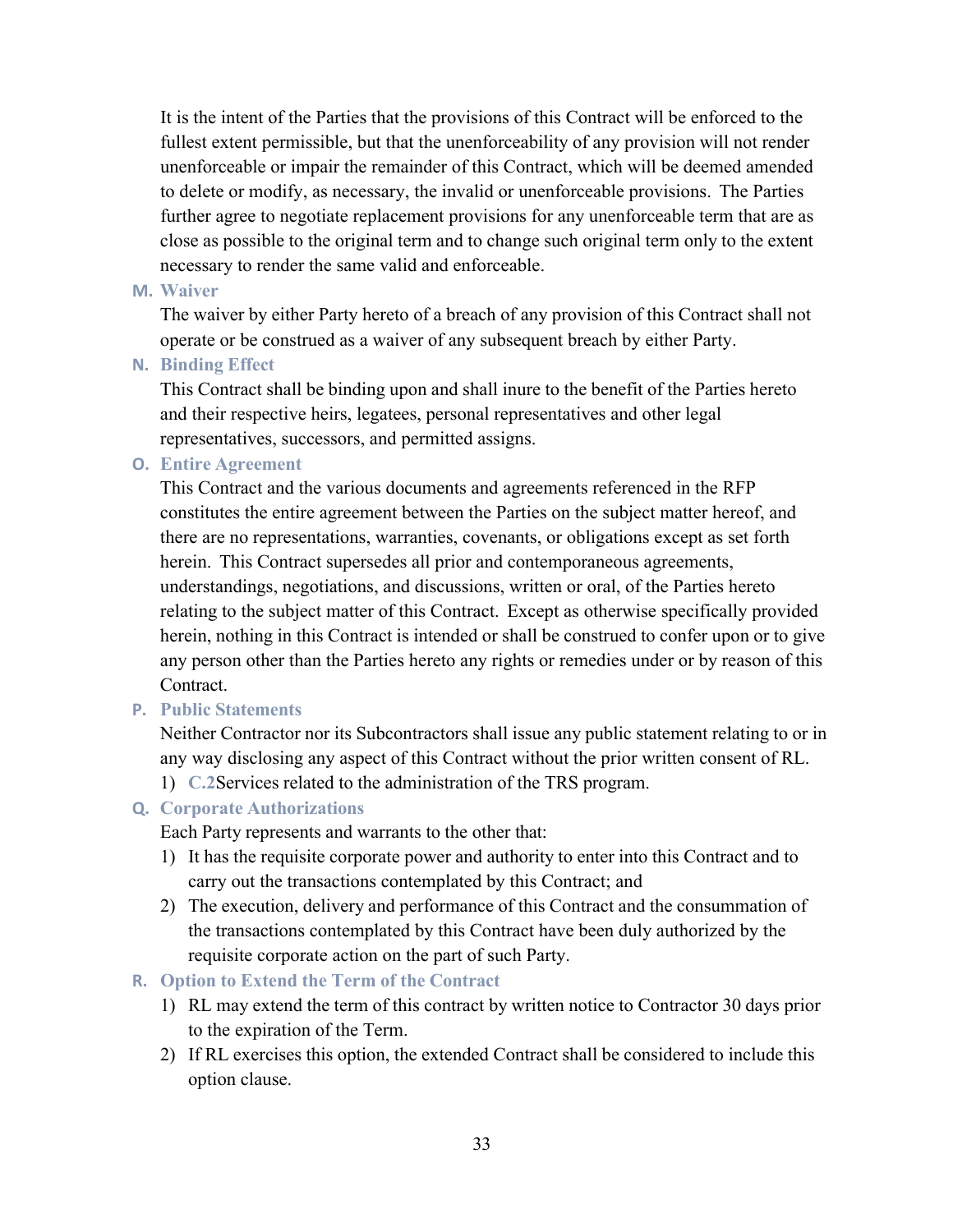It is the intent of the Parties that the provisions of this Contract will be enforced to the fullest extent permissible, but that the unenforceability of any provision will not render unenforceable or impair the remainder of this Contract, which will be deemed amended to delete or modify, as necessary, the invalid or unenforceable provisions. The Parties further agree to negotiate replacement provisions for any unenforceable term that are as close as possible to the original term and to change such original term only to the extent necessary to render the same valid and enforceable.

**M. Waiver**

The waiver by either Party hereto of a breach of any provision of this Contract shall not operate or be construed as a waiver of any subsequent breach by either Party.

**N. Binding Effect**

This Contract shall be binding upon and shall inure to the benefit of the Parties hereto and their respective heirs, legatees, personal representatives and other legal representatives, successors, and permitted assigns.

**O. Entire Agreement**

This Contract and the various documents and agreements referenced in the RFP constitutes the entire agreement between the Parties on the subject matter hereof, and there are no representations, warranties, covenants, or obligations except as set forth herein. This Contract supersedes all prior and contemporaneous agreements, understandings, negotiations, and discussions, written or oral, of the Parties hereto relating to the subject matter of this Contract. Except as otherwise specifically provided herein, nothing in this Contract is intended or shall be construed to confer upon or to give any person other than the Parties hereto any rights or remedies under or by reason of this Contract.

**P. Public Statements**

Neither Contractor nor its Subcontractors shall issue any public statement relating to or in any way disclosing any aspect of this Contract without the prior written consent of RL.

1) C.2Services related to the administration of the TRS program.

**Q. Corporate Authorizations**

Each Party represents and warrants to the other that:

1) It has the requisite corporate power and authority to enter into this Contract and to carry out the transactions contemplated by this Contract; and
2) The execution, delivery and performance of this Contract and the consummation of the transactions contemplated by this Contract have been duly authorized by the requisite corporate action on the part of such Party.

**R. Option to Extend the Term of the Contract**

1) RL may extend the term of this contract by written notice to Contractor 30 days prior to the expiration of the Term.
2) If RL exercises this option, the extended Contract shall be considered to include this option clause.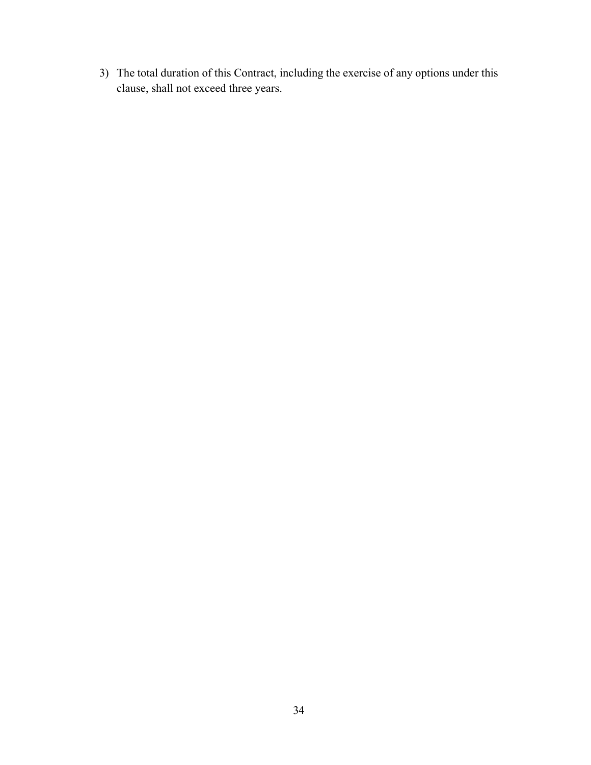3) The total duration of this Contract, including the exercise of any options under this clause, shall not exceed three years.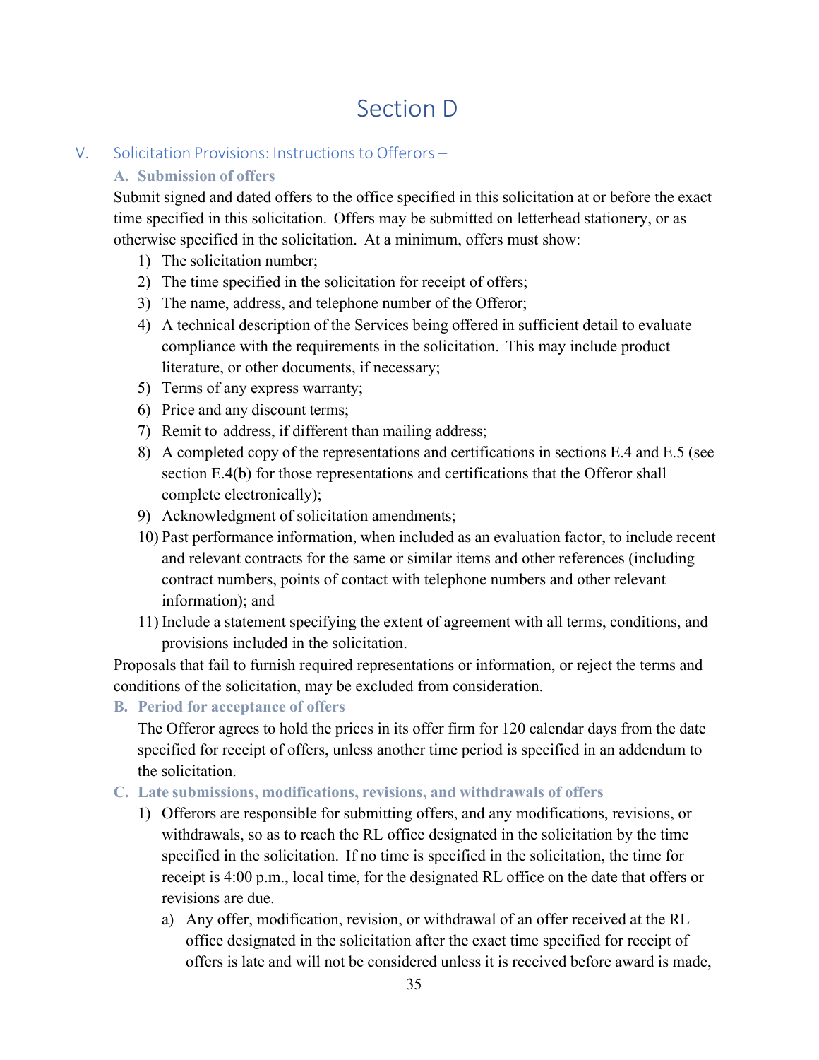# Section D

## V. Solicitation Provisions: Instructions to Offerors –

### A. Submission of offers

Submit signed and dated offers to the office specified in this solicitation at or before the exact time specified in this solicitation. Offers may be submitted on letterhead stationery, or as otherwise specified in the solicitation. At a minimum, offers must show:

1) The solicitation number;
2) The time specified in the solicitation for receipt of offers;
3) The name, address, and telephone number of the Offeror;
4) A technical description of the Services being offered in sufficient detail to evaluate compliance with the requirements in the solicitation. This may include product literature, or other documents, if necessary;
5) Terms of any express warranty;
6) Price and any discount terms;
7) Remit to address, if different than mailing address;
8) A completed copy of the representations and certifications in sections E.4 and E.5 (see section E.4(b) for those representations and certifications that the Offeror shall complete electronically);
9) Acknowledgment of solicitation amendments;
10) Past performance information, when included as an evaluation factor, to include recent and relevant contracts for the same or similar items and other references (including contract numbers, points of contact with telephone numbers and other relevant information); and
11) Include a statement specifying the extent of agreement with all terms, conditions, and provisions included in the solicitation.

Proposals that fail to furnish required representations or information, or reject the terms and conditions of the solicitation, may be excluded from consideration.

### B. Period for acceptance of offers

The Offeror agrees to hold the prices in its offer firm for 120 calendar days from the date specified for receipt of offers, unless another time period is specified in an addendum to the solicitation.

### C. Late submissions, modifications, revisions, and withdrawals of offers

1) Offerors are responsible for submitting offers, and any modifications, revisions, or withdrawals, so as to reach the RL office designated in the solicitation by the time specified in the solicitation. If no time is specified in the solicitation, the time for receipt is 4:00 p.m., local time, for the designated RL office on the date that offers or revisions are due.
   a) Any offer, modification, revision, or withdrawal of an offer received at the RL office designated in the solicitation after the exact time specified for receipt of offers is late and will not be considered unless it is received before award is made,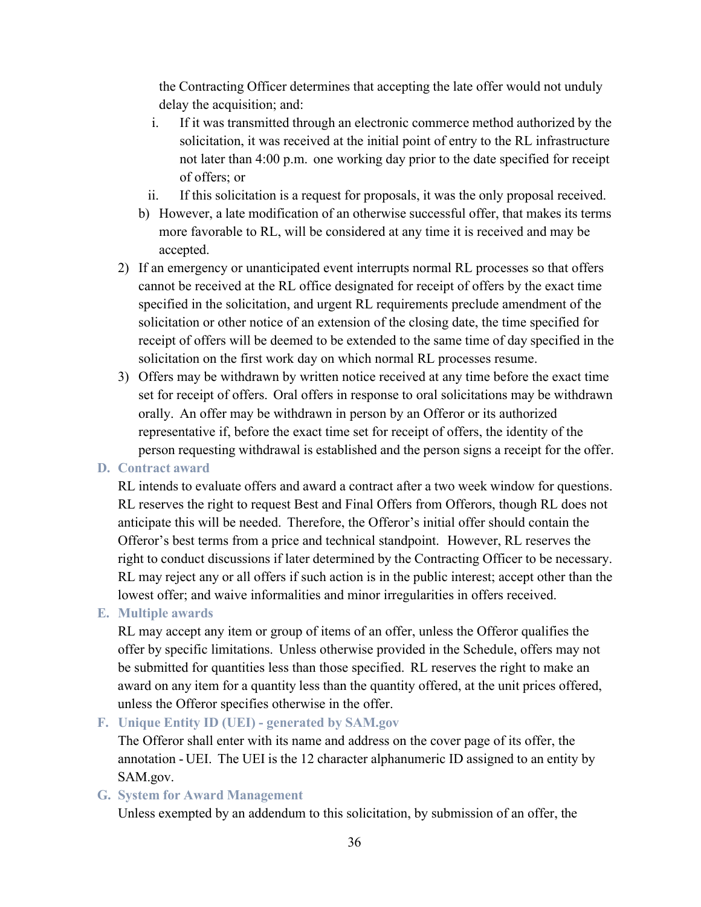the Contracting Officer determines that accepting the late offer would not unduly delay the acquisition; and:

   i. If it was transmitted through an electronic commerce method authorized by the solicitation, it was received at the initial point of entry to the RL infrastructure not later than 4:00 p.m. one working day prior to the date specified for receipt of offers; or
   ii. If this solicitation is a request for proposals, it was the only proposal received.

b) However, a late modification of an otherwise successful offer, that makes its terms more favorable to RL, will be considered at any time it is received and may be accepted.

2) If an emergency or unanticipated event interrupts normal RL processes so that offers cannot be received at the RL office designated for receipt of offers by the exact time specified in the solicitation, and urgent RL requirements preclude amendment of the solicitation or other notice of an extension of the closing date, the time specified for receipt of offers will be deemed to be extended to the same time of day specified in the solicitation on the first work day on which normal RL processes resume.

3) Offers may be withdrawn by written notice received at any time before the exact time set for receipt of offers. Oral offers in response to oral solicitations may be withdrawn orally. An offer may be withdrawn in person by an Offeror or its authorized representative if, before the exact time set for receipt of offers, the identity of the person requesting withdrawal is established and the person signs a receipt for the offer.

**D. Contract award**

RL intends to evaluate offers and award a contract after a two week window for questions. RL reserves the right to request Best and Final Offers from Offerors, though RL does not anticipate this will be needed. Therefore, the Offeror's initial offer should contain the Offeror's best terms from a price and technical standpoint. However, RL reserves the right to conduct discussions if later determined by the Contracting Officer to be necessary. RL may reject any or all offers if such action is in the public interest; accept other than the lowest offer; and waive informalities and minor irregularities in offers received.

**E. Multiple awards**

RL may accept any item or group of items of an offer, unless the Offeror qualifies the offer by specific limitations. Unless otherwise provided in the Schedule, offers may not be submitted for quantities less than those specified. RL reserves the right to make an award on any item for a quantity less than the quantity offered, at the unit prices offered, unless the Offeror specifies otherwise in the offer.

**F. Unique Entity ID (UEI) - generated by SAM.gov**

The Offeror shall enter with its name and address on the cover page of its offer, the annotation - UEI. The UEI is the 12 character alphanumeric ID assigned to an entity by SAM.gov.

**G. System for Award Management**

Unless exempted by an addendum to this solicitation, by submission of an offer, the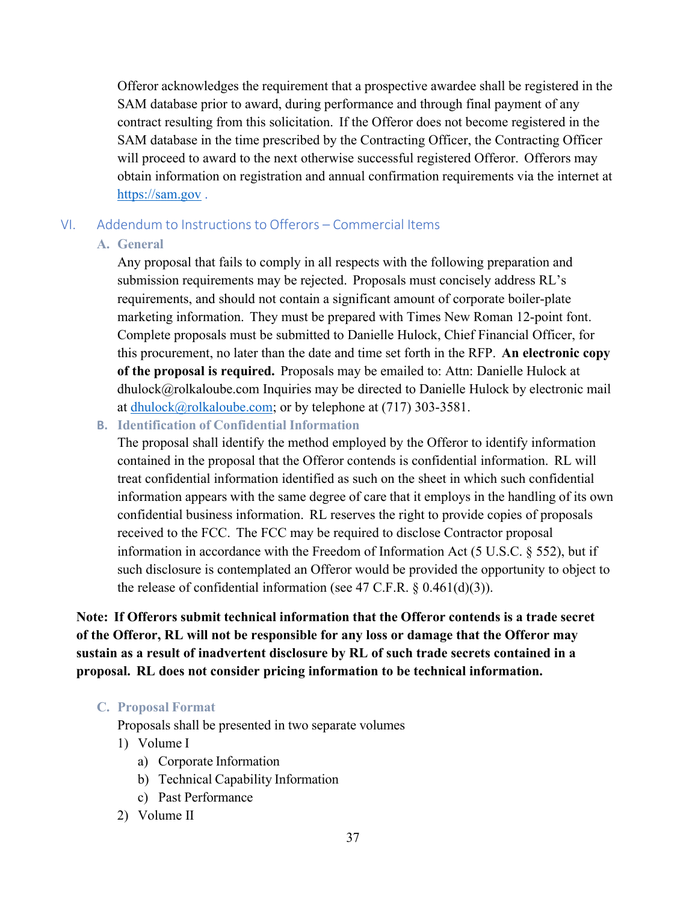Offeror acknowledges the requirement that a prospective awardee shall be registered in the SAM database prior to award, during performance and through final payment of any contract resulting from this solicitation. If the Offeror does not become registered in the SAM database in the time prescribed by the Contracting Officer, the Contracting Officer will proceed to award to the next otherwise successful registered Offeror. Offerors may obtain information on registration and annual confirmation requirements via the internet at https://sam.gov .

## VI. Addendum to Instructions to Offerors – Commercial Items

### A. General

Any proposal that fails to comply in all respects with the following preparation and submission requirements may be rejected. Proposals must concisely address RL's requirements, and should not contain a significant amount of corporate boiler-plate marketing information. They must be prepared with Times New Roman 12-point font. Complete proposals must be submitted to Danielle Hulock, Chief Financial Officer, for this procurement, no later than the date and time set forth in the RFP. **An electronic copy of the proposal is required.** Proposals may be emailed to: Attn: Danielle Hulock at dhulock@rolkaloube.com Inquiries may be directed to Danielle Hulock by electronic mail at dhulock@rolkaloube.com; or by telephone at (717) 303-3581.

### B. Identification of Confidential Information

The proposal shall identify the method employed by the Offeror to identify information contained in the proposal that the Offeror contends is confidential information. RL will treat confidential information identified as such on the sheet in which such confidential information appears with the same degree of care that it employs in the handling of its own confidential business information. RL reserves the right to provide copies of proposals received to the FCC. The FCC may be required to disclose Contractor proposal information in accordance with the Freedom of Information Act (5 U.S.C. § 552), but if such disclosure is contemplated an Offeror would be provided the opportunity to object to the release of confidential information (see 47 C.F.R. § 0.461(d)(3)).

**Note: If Offerors submit technical information that the Offeror contends is a trade secret of the Offeror, RL will not be responsible for any loss or damage that the Offeror may sustain as a result of inadvertent disclosure by RL of such trade secrets contained in a proposal. RL does not consider pricing information to be technical information.**

### C. Proposal Format

Proposals shall be presented in two separate volumes

1) Volume I
   a) Corporate Information
   b) Technical Capability Information
   c) Past Performance
2) Volume II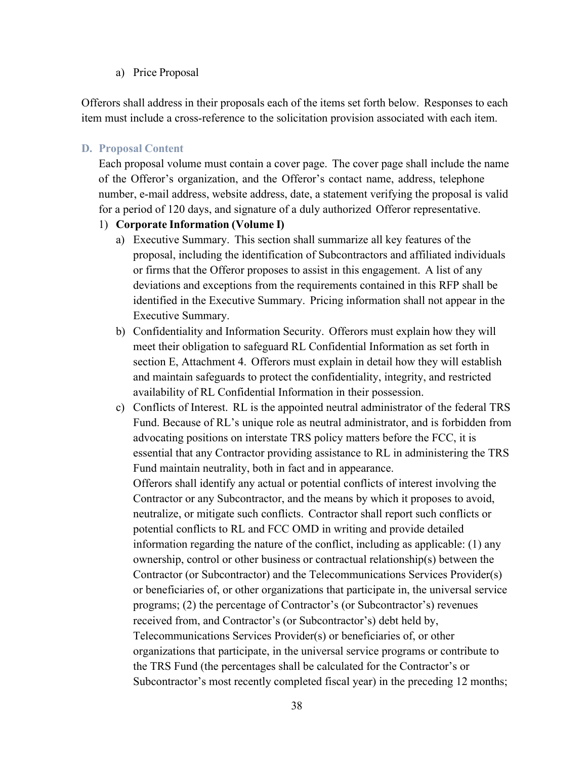a) Price Proposal

Offerors shall address in their proposals each of the items set forth below. Responses to each item must include a cross-reference to the solicitation provision associated with each item.

### D. Proposal Content

Each proposal volume must contain a cover page. The cover page shall include the name of the Offeror's organization, and the Offeror's contact name, address, telephone number, e-mail address, website address, date, a statement verifying the proposal is valid for a period of 120 days, and signature of a duly authorized Offeror representative.

1) **Corporate Information (Volume I)**

   a) Executive Summary. This section shall summarize all key features of the proposal, including the identification of Subcontractors and affiliated individuals or firms that the Offeror proposes to assist in this engagement. A list of any deviations and exceptions from the requirements contained in this RFP shall be identified in the Executive Summary. Pricing information shall not appear in the Executive Summary.

   b) Confidentiality and Information Security. Offerors must explain how they will meet their obligation to safeguard RL Confidential Information as set forth in section E, Attachment 4. Offerors must explain in detail how they will establish and maintain safeguards to protect the confidentiality, integrity, and restricted availability of RL Confidential Information in their possession.

   c) Conflicts of Interest. RL is the appointed neutral administrator of the federal TRS Fund. Because of RL's unique role as neutral administrator, and is forbidden from advocating positions on interstate TRS policy matters before the FCC, it is essential that any Contractor providing assistance to RL in administering the TRS Fund maintain neutrality, both in fact and in appearance.
   Offerors shall identify any actual or potential conflicts of interest involving the Contractor or any Subcontractor, and the means by which it proposes to avoid, neutralize, or mitigate such conflicts. Contractor shall report such conflicts or potential conflicts to RL and FCC OMD in writing and provide detailed information regarding the nature of the conflict, including as applicable: (1) any ownership, control or other business or contractual relationship(s) between the Contractor (or Subcontractor) and the Telecommunications Services Provider(s) or beneficiaries of, or other organizations that participate in, the universal service programs; (2) the percentage of Contractor's (or Subcontractor's) revenues received from, and Contractor's (or Subcontractor's) debt held by, Telecommunications Services Provider(s) or beneficiaries of, or other organizations that participate, in the universal service programs or contribute to the TRS Fund (the percentages shall be calculated for the Contractor's or Subcontractor's most recently completed fiscal year) in the preceding 12 months;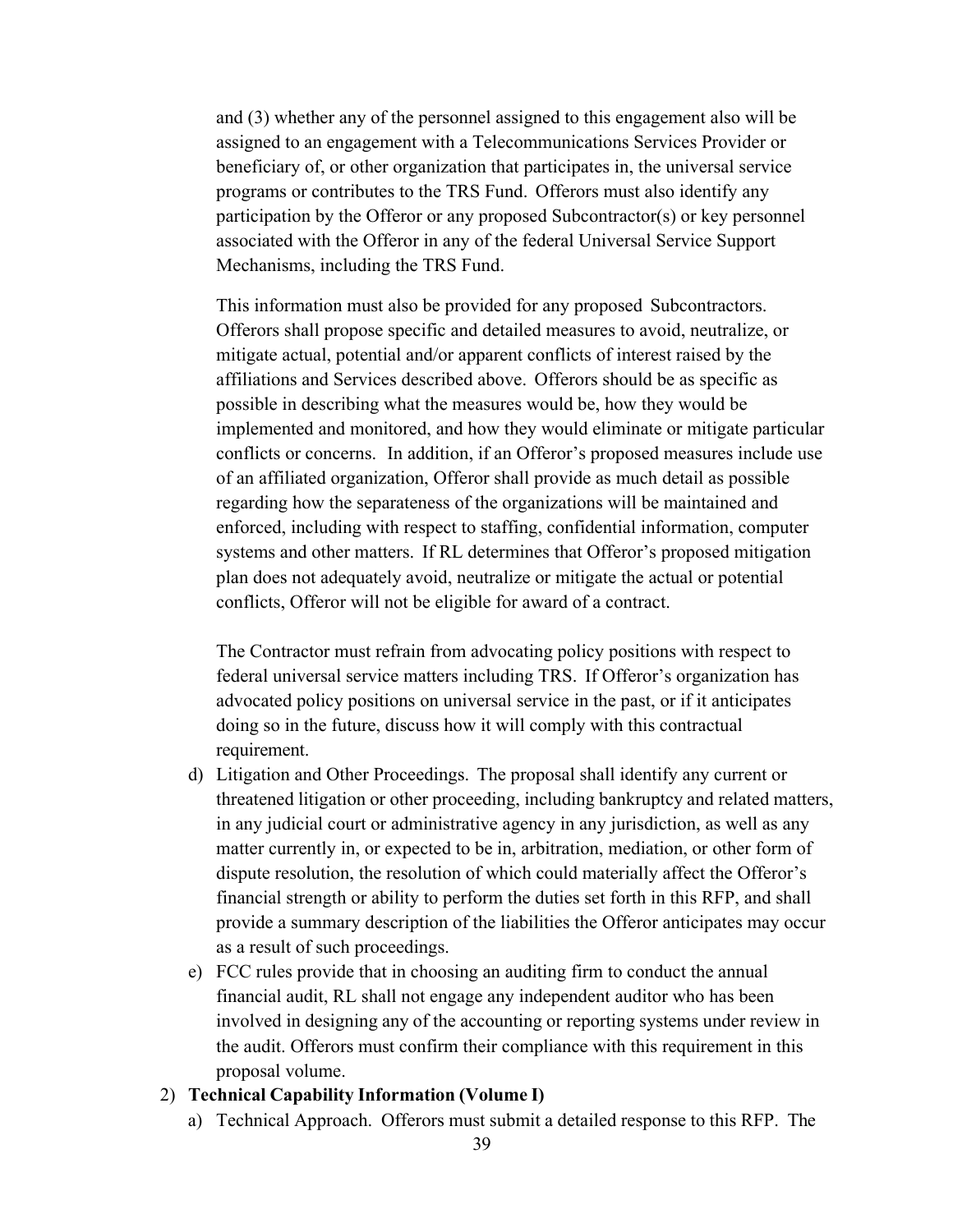and (3) whether any of the personnel assigned to this engagement also will be assigned to an engagement with a Telecommunications Services Provider or beneficiary of, or other organization that participates in, the universal service programs or contributes to the TRS Fund. Offerors must also identify any participation by the Offeror or any proposed Subcontractor(s) or key personnel associated with the Offeror in any of the federal Universal Service Support Mechanisms, including the TRS Fund.

This information must also be provided for any proposed Subcontractors. Offerors shall propose specific and detailed measures to avoid, neutralize, or mitigate actual, potential and/or apparent conflicts of interest raised by the affiliations and Services described above. Offerors should be as specific as possible in describing what the measures would be, how they would be implemented and monitored, and how they would eliminate or mitigate particular conflicts or concerns. In addition, if an Offeror's proposed measures include use of an affiliated organization, Offeror shall provide as much detail as possible regarding how the separateness of the organizations will be maintained and enforced, including with respect to staffing, confidential information, computer systems and other matters. If RL determines that Offeror's proposed mitigation plan does not adequately avoid, neutralize or mitigate the actual or potential conflicts, Offeror will not be eligible for award of a contract.

The Contractor must refrain from advocating policy positions with respect to federal universal service matters including TRS. If Offeror's organization has advocated policy positions on universal service in the past, or if it anticipates doing so in the future, discuss how it will comply with this contractual requirement.

d) Litigation and Other Proceedings. The proposal shall identify any current or threatened litigation or other proceeding, including bankruptcy and related matters, in any judicial court or administrative agency in any jurisdiction, as well as any matter currently in, or expected to be in, arbitration, mediation, or other form of dispute resolution, the resolution of which could materially affect the Offeror's financial strength or ability to perform the duties set forth in this RFP, and shall provide a summary description of the liabilities the Offeror anticipates may occur as a result of such proceedings.

e) FCC rules provide that in choosing an auditing firm to conduct the annual financial audit, RL shall not engage any independent auditor who has been involved in designing any of the accounting or reporting systems under review in the audit. Offerors must confirm their compliance with this requirement in this proposal volume.

2) **Technical Capability Information (Volume I)**

a) Technical Approach. Offerors must submit a detailed response to this RFP. The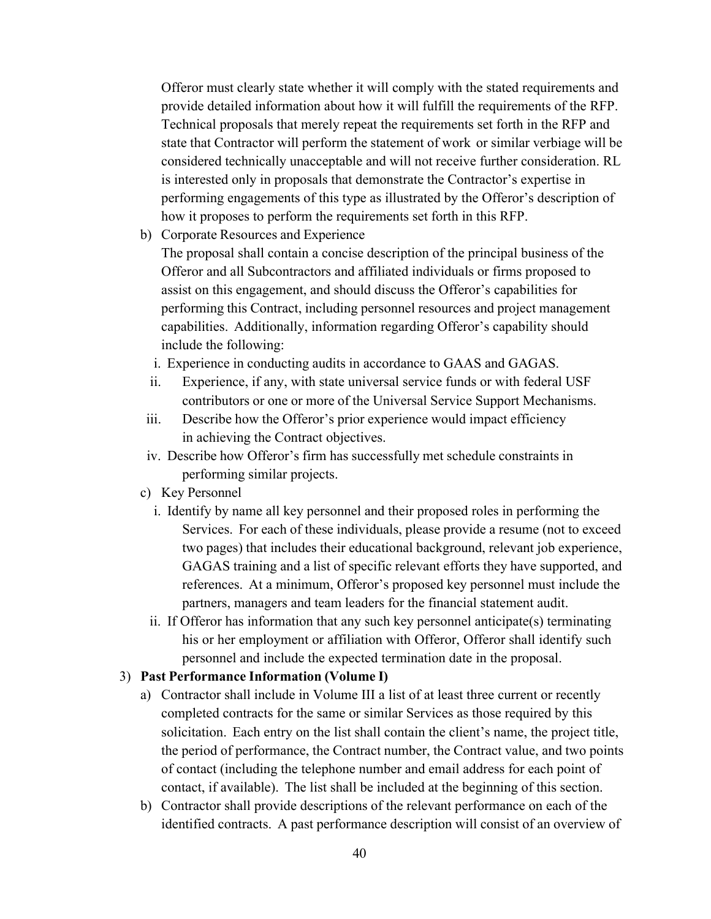Offeror must clearly state whether it will comply with the stated requirements and provide detailed information about how it will fulfill the requirements of the RFP. Technical proposals that merely repeat the requirements set forth in the RFP and state that Contractor will perform the statement of work or similar verbiage will be considered technically unacceptable and will not receive further consideration. RL is interested only in proposals that demonstrate the Contractor's expertise in performing engagements of this type as illustrated by the Offeror's description of how it proposes to perform the requirements set forth in this RFP.

b) Corporate Resources and Experience

   The proposal shall contain a concise description of the principal business of the Offeror and all Subcontractors and affiliated individuals or firms proposed to assist on this engagement, and should discuss the Offeror's capabilities for performing this Contract, including personnel resources and project management capabilities. Additionally, information regarding Offeror's capability should include the following:

   i. Experience in conducting audits in accordance to GAAS and GAGAS.
   ii. Experience, if any, with state universal service funds or with federal USF contributors or one or more of the Universal Service Support Mechanisms.
   iii. Describe how the Offeror's prior experience would impact efficiency in achieving the Contract objectives.
   iv. Describe how Offeror's firm has successfully met schedule constraints in performing similar projects.

c) Key Personnel

   i. Identify by name all key personnel and their proposed roles in performing the Services. For each of these individuals, please provide a resume (not to exceed two pages) that includes their educational background, relevant job experience, GAGAS training and a list of specific relevant efforts they have supported, and references. At a minimum, Offeror's proposed key personnel must include the partners, managers and team leaders for the financial statement audit.
   ii. If Offeror has information that any such key personnel anticipate(s) terminating his or her employment or affiliation with Offeror, Offeror shall identify such personnel and include the expected termination date in the proposal.

3) **Past Performance Information (Volume I)**

   a) Contractor shall include in Volume III a list of at least three current or recently completed contracts for the same or similar Services as those required by this solicitation. Each entry on the list shall contain the client's name, the project title, the period of performance, the Contract number, the Contract value, and two points of contact (including the telephone number and email address for each point of contact, if available). The list shall be included at the beginning of this section.
   b) Contractor shall provide descriptions of the relevant performance on each of the identified contracts. A past performance description will consist of an overview of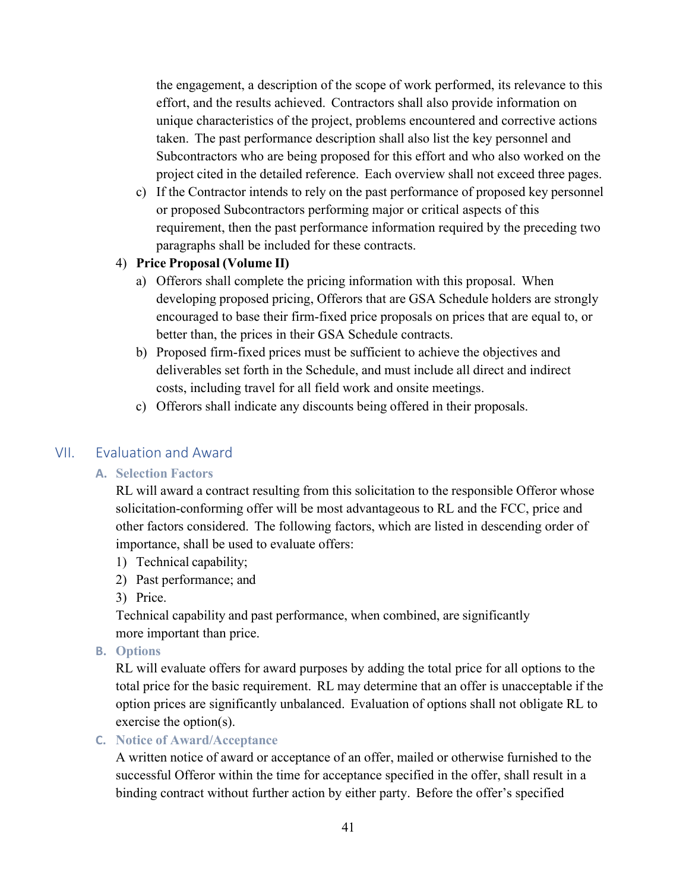the engagement, a description of the scope of work performed, its relevance to this effort, and the results achieved. Contractors shall also provide information on unique characteristics of the project, problems encountered and corrective actions taken. The past performance description shall also list the key personnel and Subcontractors who are being proposed for this effort and who also worked on the project cited in the detailed reference. Each overview shall not exceed three pages.

c) If the Contractor intends to rely on the past performance of proposed key personnel or proposed Subcontractors performing major or critical aspects of this requirement, then the past performance information required by the preceding two paragraphs shall be included for these contracts.

4) **Price Proposal (Volume II)**

a) Offerors shall complete the pricing information with this proposal. When developing proposed pricing, Offerors that are GSA Schedule holders are strongly encouraged to base their firm-fixed price proposals on prices that are equal to, or better than, the prices in their GSA Schedule contracts.

b) Proposed firm-fixed prices must be sufficient to achieve the objectives and deliverables set forth in the Schedule, and must include all direct and indirect costs, including travel for all field work and onsite meetings.

c) Offerors shall indicate any discounts being offered in their proposals.

## VII. Evaluation and Award

### A. Selection Factors

RL will award a contract resulting from this solicitation to the responsible Offeror whose solicitation-conforming offer will be most advantageous to RL and the FCC, price and other factors considered. The following factors, which are listed in descending order of importance, shall be used to evaluate offers:

1) Technical capability;
2) Past performance; and
3) Price.

Technical capability and past performance, when combined, are significantly more important than price.

### B. Options

RL will evaluate offers for award purposes by adding the total price for all options to the total price for the basic requirement. RL may determine that an offer is unacceptable if the option prices are significantly unbalanced. Evaluation of options shall not obligate RL to exercise the option(s).

### C. Notice of Award/Acceptance

A written notice of award or acceptance of an offer, mailed or otherwise furnished to the successful Offeror within the time for acceptance specified in the offer, shall result in a binding contract without further action by either party. Before the offer's specified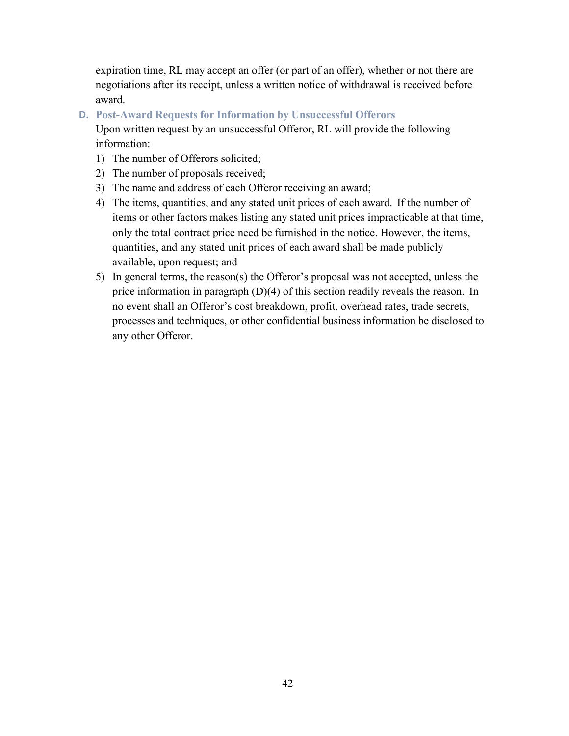expiration time, RL may accept an offer (or part of an offer), whether or not there are negotiations after its receipt, unless a written notice of withdrawal is received before award.

### D. Post-Award Requests for Information by Unsuccessful Offerors

Upon written request by an unsuccessful Offeror, RL will provide the following information:

1) The number of Offerors solicited;
2) The number of proposals received;
3) The name and address of each Offeror receiving an award;
4) The items, quantities, and any stated unit prices of each award. If the number of items or other factors makes listing any stated unit prices impracticable at that time, only the total contract price need be furnished in the notice. However, the items, quantities, and any stated unit prices of each award shall be made publicly available, upon request; and
5) In general terms, the reason(s) the Offeror's proposal was not accepted, unless the price information in paragraph (D)(4) of this section readily reveals the reason. In no event shall an Offeror's cost breakdown, profit, overhead rates, trade secrets, processes and techniques, or other confidential business information be disclosed to any other Offeror.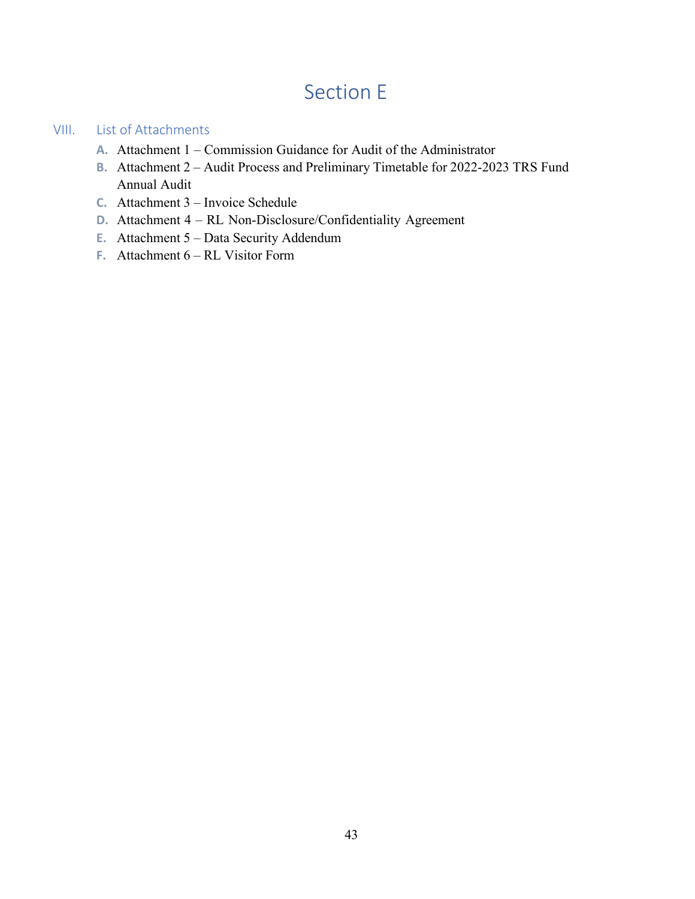# Section E

## VIII. List of Attachments

A. Attachment 1 – Commission Guidance for Audit of the Administrator
B. Attachment 2 – Audit Process and Preliminary Timetable for 2022-2023 TRS Fund Annual Audit
C. Attachment 3 – Invoice Schedule
D. Attachment 4 – RL Non-Disclosure/Confidentiality Agreement
E. Attachment 5 – Data Security Addendum
F. Attachment 6 – RL Visitor Form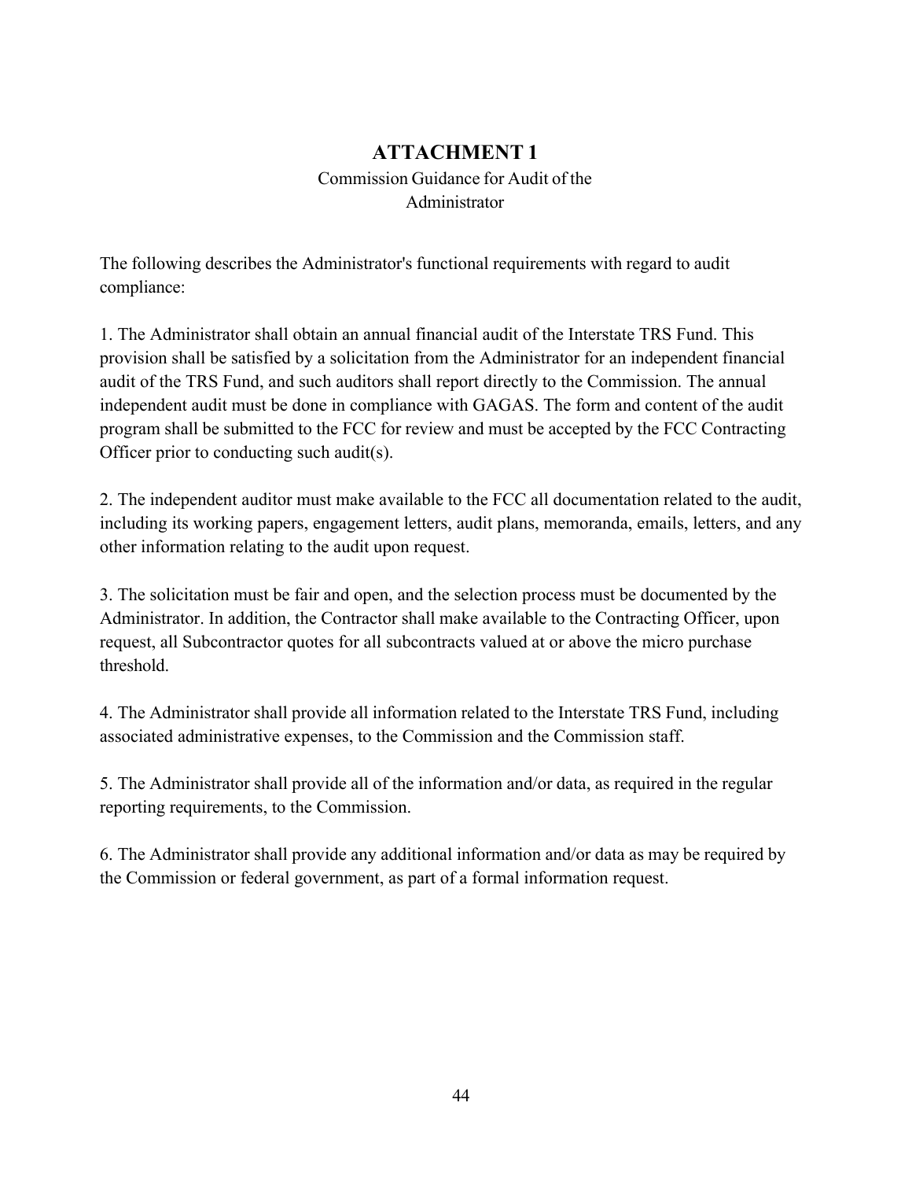## ATTACHMENT 1

Commission Guidance for Audit of the Administrator

The following describes the Administrator's functional requirements with regard to audit compliance:

1. The Administrator shall obtain an annual financial audit of the Interstate TRS Fund. This provision shall be satisfied by a solicitation from the Administrator for an independent financial audit of the TRS Fund, and such auditors shall report directly to the Commission. The annual independent audit must be done in compliance with GAGAS. The form and content of the audit program shall be submitted to the FCC for review and must be accepted by the FCC Contracting Officer prior to conducting such audit(s).

2. The independent auditor must make available to the FCC all documentation related to the audit, including its working papers, engagement letters, audit plans, memoranda, emails, letters, and any other information relating to the audit upon request.

3. The solicitation must be fair and open, and the selection process must be documented by the Administrator. In addition, the Contractor shall make available to the Contracting Officer, upon request, all Subcontractor quotes for all subcontracts valued at or above the micro purchase threshold.

4. The Administrator shall provide all information related to the Interstate TRS Fund, including associated administrative expenses, to the Commission and the Commission staff.

5. The Administrator shall provide all of the information and/or data, as required in the regular reporting requirements, to the Commission.

6. The Administrator shall provide any additional information and/or data as may be required by the Commission or federal government, as part of a formal information request.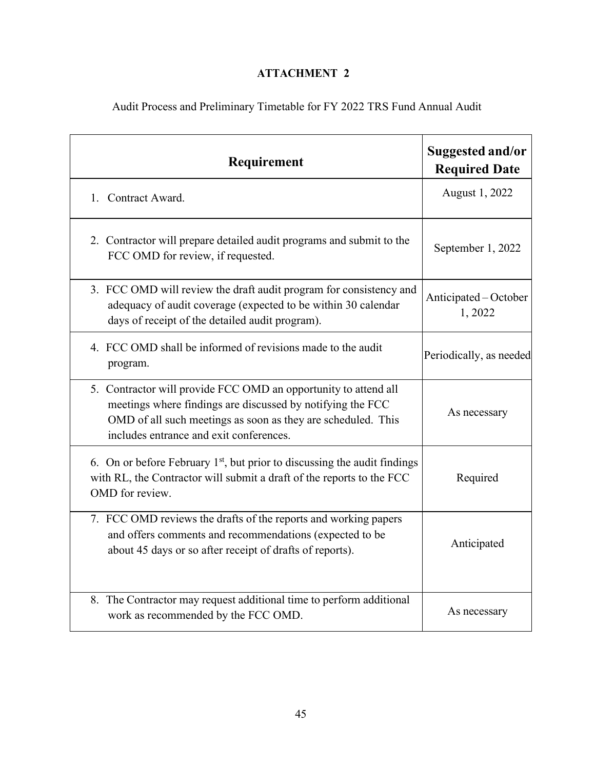# ATTACHMENT 2

Audit Process and Preliminary Timetable for FY 2022 TRS Fund Annual Audit

| Requirement | Suggested and/or Required Date |
|---|---|
| 1. Contract Award. | August 1, 2022 |
| 2. Contractor will prepare detailed audit programs and submit to the FCC OMD for review, if requested. | September 1, 2022 |
| 3. FCC OMD will review the draft audit program for consistency and adequacy of audit coverage (expected to be within 30 calendar days of receipt of the detailed audit program). | Anticipated – October 1, 2022 |
| 4. FCC OMD shall be informed of revisions made to the audit program. | Periodically, as needed |
| 5. Contractor will provide FCC OMD an opportunity to attend all meetings where findings are discussed by notifying the FCC OMD of all such meetings as soon as they are scheduled. This includes entrance and exit conferences. | As necessary |
| 6. On or before February 1st, but prior to discussing the audit findings with RL, the Contractor will submit a draft of the reports to the FCC OMD for review. | Required |
| 7. FCC OMD reviews the drafts of the reports and working papers and offers comments and recommendations (expected to be about 45 days or so after receipt of drafts of reports). | Anticipated |
| 8. The Contractor may request additional time to perform additional work as recommended by the FCC OMD. | As necessary |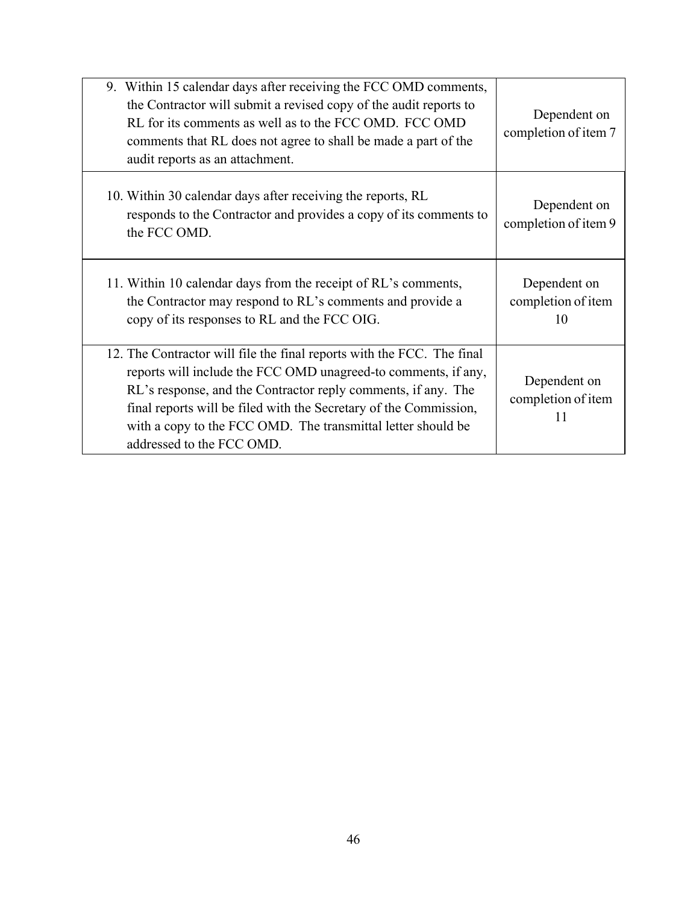| | |
|---|---|
| 9. Within 15 calendar days after receiving the FCC OMD comments, the Contractor will submit a revised copy of the audit reports to RL for its comments as well as to the FCC OMD. FCC OMD comments that RL does not agree to shall be made a part of the audit reports as an attachment. | Dependent on completion of item 7 |
| 10. Within 30 calendar days after receiving the reports, RL responds to the Contractor and provides a copy of its comments to the FCC OMD. | Dependent on completion of item 9 |
| 11. Within 10 calendar days from the receipt of RL's comments, the Contractor may respond to RL's comments and provide a copy of its responses to RL and the FCC OIG. | Dependent on completion of item 10 |
| 12. The Contractor will file the final reports with the FCC. The final reports will include the FCC OMD unagreed-to comments, if any, RL's response, and the Contractor reply comments, if any. The final reports will be filed with the Secretary of the Commission, with a copy to the FCC OMD. The transmittal letter should be addressed to the FCC OMD. | Dependent on completion of item 11 |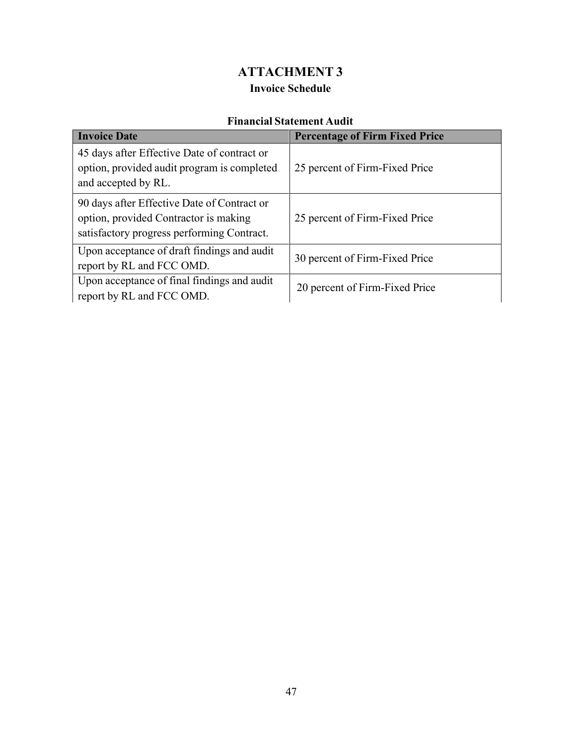# ATTACHMENT 3

## Invoice Schedule

### Financial Statement Audit

| Invoice Date | Percentage of Firm Fixed Price |
|---|---|
| 45 days after Effective Date of contract or option, provided audit program is completed and accepted by RL. | 25 percent of Firm-Fixed Price |
| 90 days after Effective Date of Contract or option, provided Contractor is making satisfactory progress performing Contract. | 25 percent of Firm-Fixed Price |
| Upon acceptance of draft findings and audit report by RL and FCC OMD. | 30 percent of Firm-Fixed Price |
| Upon acceptance of final findings and audit report by RL and FCC OMD. | 20 percent of Firm-Fixed Price |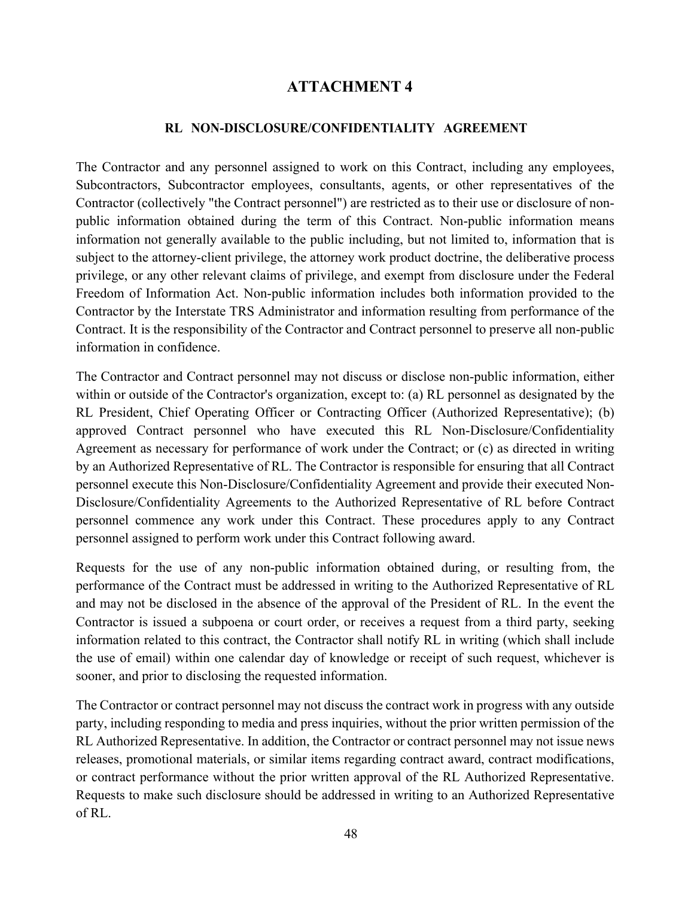# ATTACHMENT 4

## RL NON-DISCLOSURE/CONFIDENTIALITY AGREEMENT

The Contractor and any personnel assigned to work on this Contract, including any employees, Subcontractors, Subcontractor employees, consultants, agents, or other representatives of the Contractor (collectively "the Contract personnel") are restricted as to their use or disclosure of non-public information obtained during the term of this Contract. Non-public information means information not generally available to the public including, but not limited to, information that is subject to the attorney-client privilege, the attorney work product doctrine, the deliberative process privilege, or any other relevant claims of privilege, and exempt from disclosure under the Federal Freedom of Information Act. Non-public information includes both information provided to the Contractor by the Interstate TRS Administrator and information resulting from performance of the Contract. It is the responsibility of the Contractor and Contract personnel to preserve all non-public information in confidence.

The Contractor and Contract personnel may not discuss or disclose non-public information, either within or outside of the Contractor's organization, except to: (a) RL personnel as designated by the RL President, Chief Operating Officer or Contracting Officer (Authorized Representative); (b) approved Contract personnel who have executed this RL Non-Disclosure/Confidentiality Agreement as necessary for performance of work under the Contract; or (c) as directed in writing by an Authorized Representative of RL. The Contractor is responsible for ensuring that all Contract personnel execute this Non-Disclosure/Confidentiality Agreement and provide their executed Non-Disclosure/Confidentiality Agreements to the Authorized Representative of RL before Contract personnel commence any work under this Contract. These procedures apply to any Contract personnel assigned to perform work under this Contract following award.

Requests for the use of any non-public information obtained during, or resulting from, the performance of the Contract must be addressed in writing to the Authorized Representative of RL and may not be disclosed in the absence of the approval of the President of RL. In the event the Contractor is issued a subpoena or court order, or receives a request from a third party, seeking information related to this contract, the Contractor shall notify RL in writing (which shall include the use of email) within one calendar day of knowledge or receipt of such request, whichever is sooner, and prior to disclosing the requested information.

The Contractor or contract personnel may not discuss the contract work in progress with any outside party, including responding to media and press inquiries, without the prior written permission of the RL Authorized Representative. In addition, the Contractor or contract personnel may not issue news releases, promotional materials, or similar items regarding contract award, contract modifications, or contract performance without the prior written approval of the RL Authorized Representative. Requests to make such disclosure should be addressed in writing to an Authorized Representative of RL.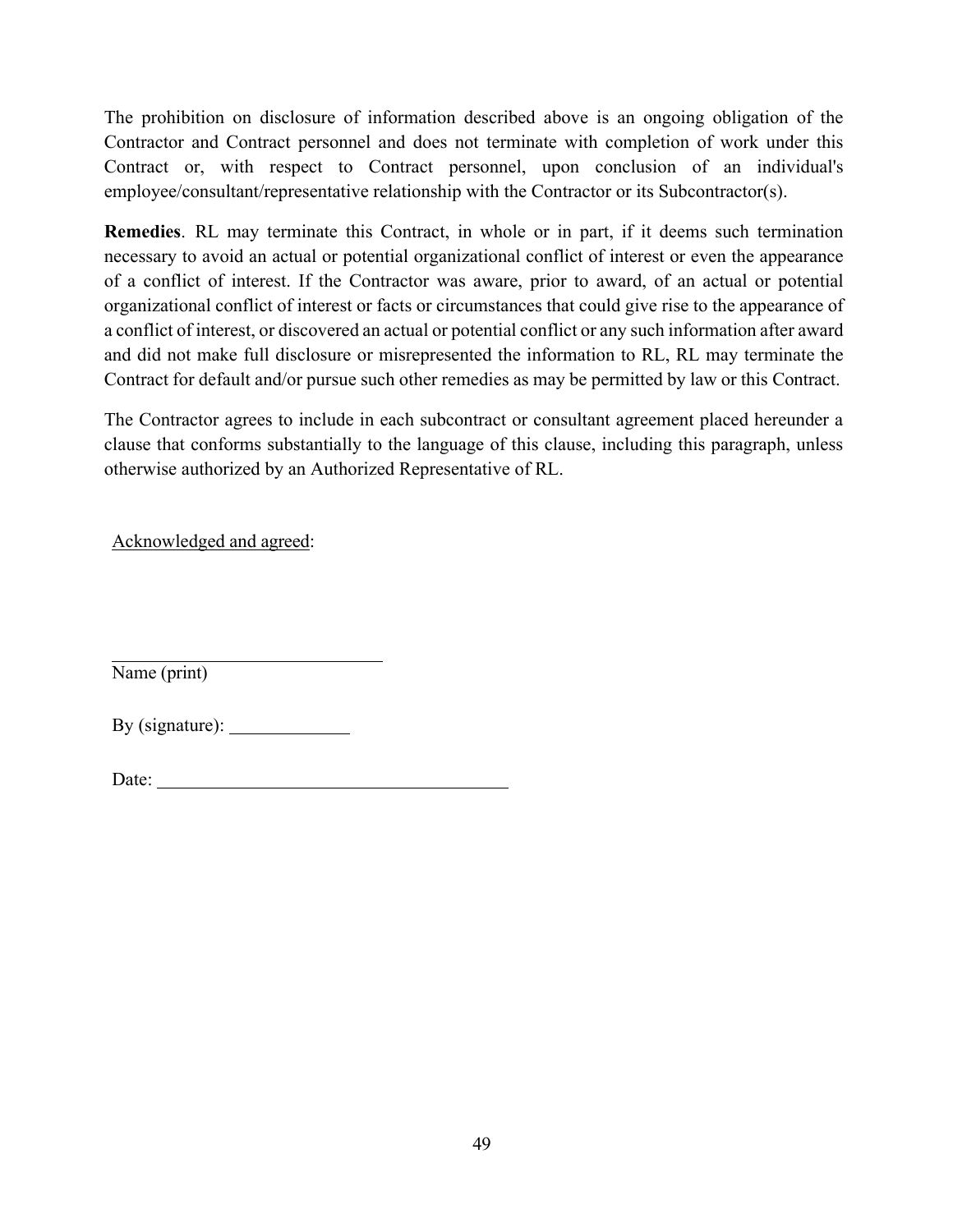The prohibition on disclosure of information described above is an ongoing obligation of the Contractor and Contract personnel and does not terminate with completion of work under this Contract or, with respect to Contract personnel, upon conclusion of an individual's employee/consultant/representative relationship with the Contractor or its Subcontractor(s).

**Remedies**. RL may terminate this Contract, in whole or in part, if it deems such termination necessary to avoid an actual or potential organizational conflict of interest or even the appearance of a conflict of interest. If the Contractor was aware, prior to award, of an actual or potential organizational conflict of interest or facts or circumstances that could give rise to the appearance of a conflict of interest, or discovered an actual or potential conflict or any such information after award and did not make full disclosure or misrepresented the information to RL, RL may terminate the Contract for default and/or pursue such other remedies as may be permitted by law or this Contract.

The Contractor agrees to include in each subcontract or consultant agreement placed hereunder a clause that conforms substantially to the language of this clause, including this paragraph, unless otherwise authorized by an Authorized Representative of RL.

Acknowledged and agreed:

\_\_\_\_\_\_\_\_\_\_\_\_\_\_\_\_\_\_\_\_\_\_\_\_\_\_\_\_\_\_

Name (print)

By (signature): \_\_\_\_\_\_\_\_\_\_\_\_\_

Date: \_\_\_\_\_\_\_\_\_\_\_\_\_\_\_\_\_\_\_\_\_\_\_\_\_\_\_\_\_\_\_\_\_\_\_\_\_\_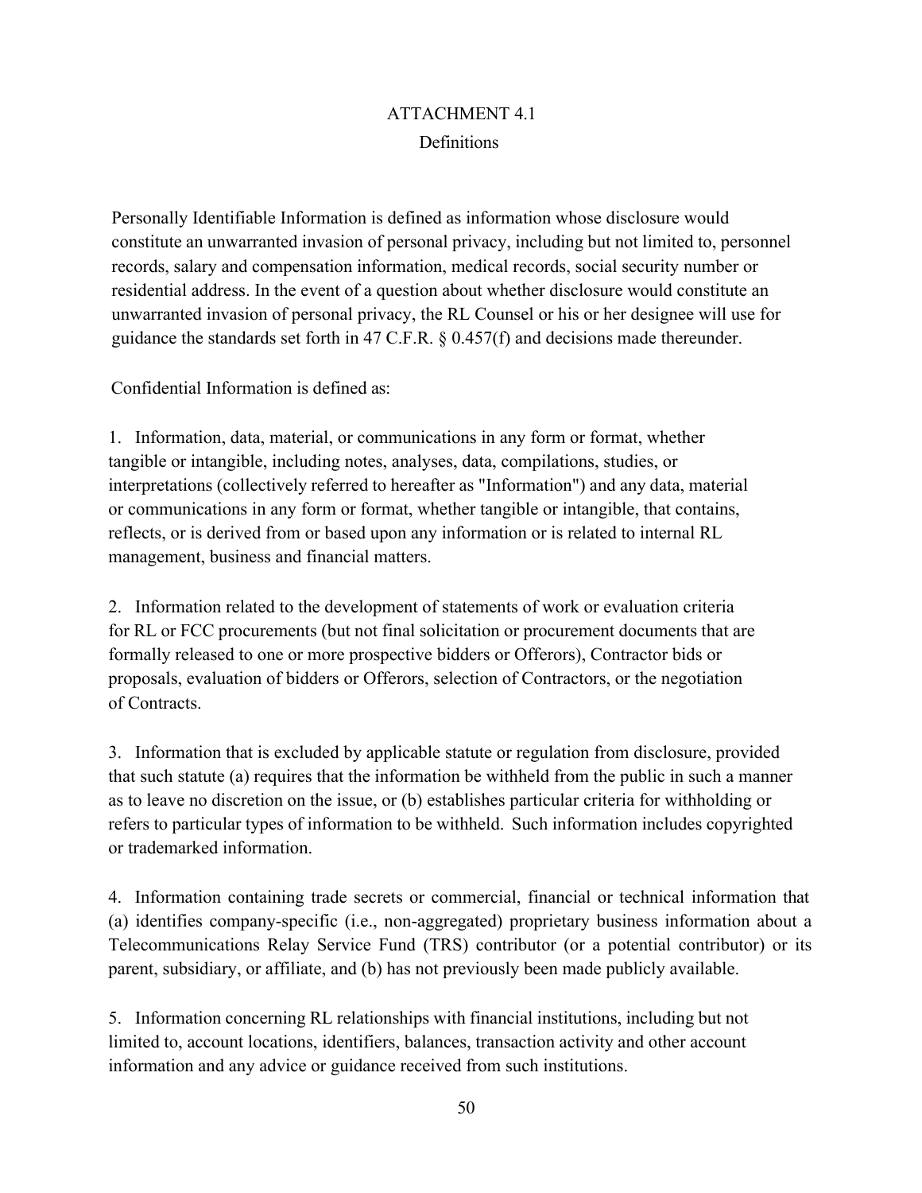# ATTACHMENT 4.1

## Definitions

Personally Identifiable Information is defined as information whose disclosure would constitute an unwarranted invasion of personal privacy, including but not limited to, personnel records, salary and compensation information, medical records, social security number or residential address. In the event of a question about whether disclosure would constitute an unwarranted invasion of personal privacy, the RL Counsel or his or her designee will use for guidance the standards set forth in 47 C.F.R. § 0.457(f) and decisions made thereunder.

Confidential Information is defined as:

1. Information, data, material, or communications in any form or format, whether tangible or intangible, including notes, analyses, data, compilations, studies, or interpretations (collectively referred to hereafter as "Information") and any data, material or communications in any form or format, whether tangible or intangible, that contains, reflects, or is derived from or based upon any information or is related to internal RL management, business and financial matters.

2. Information related to the development of statements of work or evaluation criteria for RL or FCC procurements (but not final solicitation or procurement documents that are formally released to one or more prospective bidders or Offerors), Contractor bids or proposals, evaluation of bidders or Offerors, selection of Contractors, or the negotiation of Contracts.

3. Information that is excluded by applicable statute or regulation from disclosure, provided that such statute (a) requires that the information be withheld from the public in such a manner as to leave no discretion on the issue, or (b) establishes particular criteria for withholding or refers to particular types of information to be withheld. Such information includes copyrighted or trademarked information.

4. Information containing trade secrets or commercial, financial or technical information that (a) identifies company-specific (i.e., non-aggregated) proprietary business information about a Telecommunications Relay Service Fund (TRS) contributor (or a potential contributor) or its parent, subsidiary, or affiliate, and (b) has not previously been made publicly available.

5. Information concerning RL relationships with financial institutions, including but not limited to, account locations, identifiers, balances, transaction activity and other account information and any advice or guidance received from such institutions.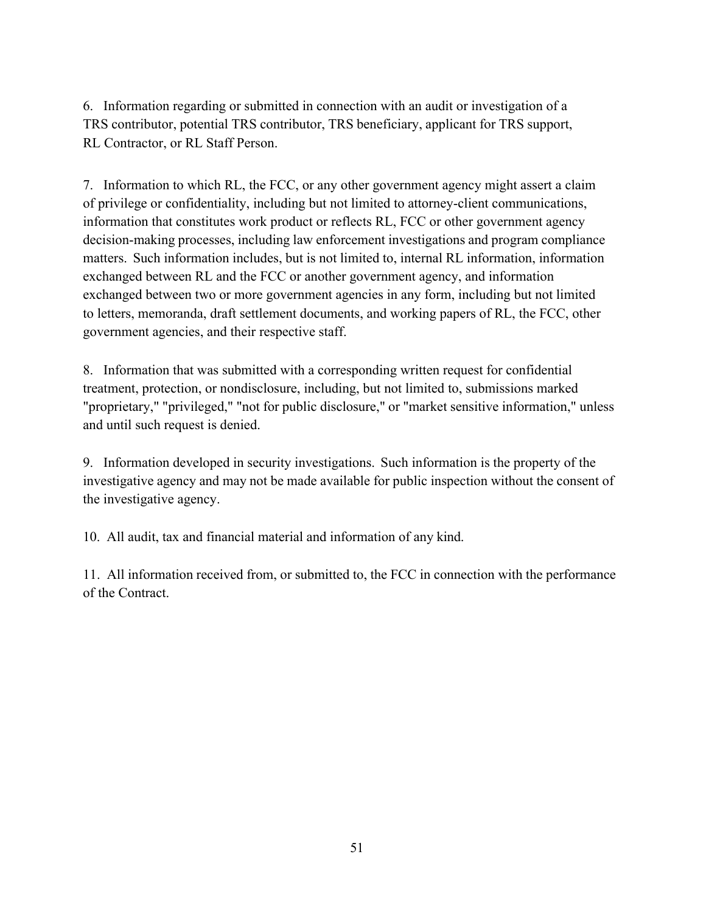6. Information regarding or submitted in connection with an audit or investigation of a TRS contributor, potential TRS contributor, TRS beneficiary, applicant for TRS support, RL Contractor, or RL Staff Person.

7. Information to which RL, the FCC, or any other government agency might assert a claim of privilege or confidentiality, including but not limited to attorney-client communications, information that constitutes work product or reflects RL, FCC or other government agency decision-making processes, including law enforcement investigations and program compliance matters. Such information includes, but is not limited to, internal RL information, information exchanged between RL and the FCC or another government agency, and information exchanged between two or more government agencies in any form, including but not limited to letters, memoranda, draft settlement documents, and working papers of RL, the FCC, other government agencies, and their respective staff.

8. Information that was submitted with a corresponding written request for confidential treatment, protection, or nondisclosure, including, but not limited to, submissions marked "proprietary," "privileged," "not for public disclosure," or "market sensitive information," unless and until such request is denied.

9. Information developed in security investigations. Such information is the property of the investigative agency and may not be made available for public inspection without the consent of the investigative agency.

10. All audit, tax and financial material and information of any kind.

11. All information received from, or submitted to, the FCC in connection with the performance of the Contract.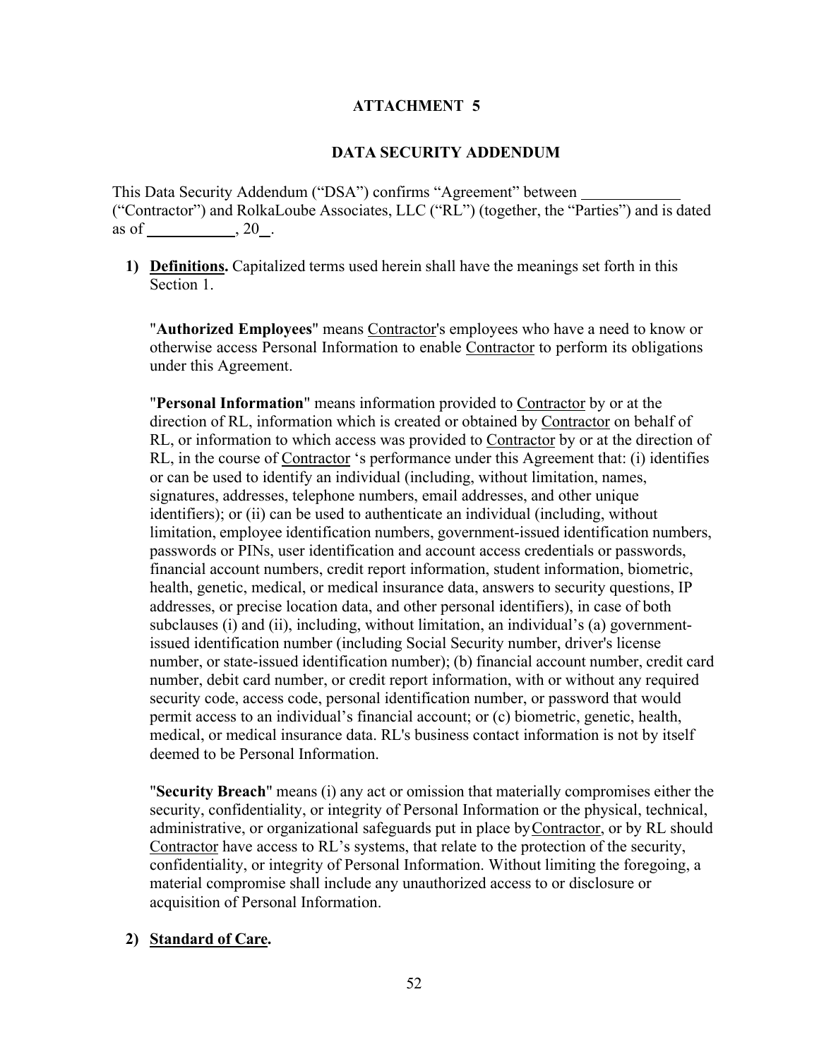# ATTACHMENT 5

## DATA SECURITY ADDENDUM

This Data Security Addendum ("DSA") confirms "Agreement" between \_\_\_\_\_\_\_\_\_\_\_\_ ("Contractor") and RolkaLoube Associates, LLC ("RL") (together, the "Parties") and is dated as of \_\_\_\_\_\_\_\_\_\_\_, 20\_\_.

1) **Definitions.** Capitalized terms used herein shall have the meanings set forth in this Section 1.

   "**Authorized Employees**" means Contractor's employees who have a need to know or otherwise access Personal Information to enable Contractor to perform its obligations under this Agreement.

   "**Personal Information**" means information provided to Contractor by or at the direction of RL, information which is created or obtained by Contractor on behalf of RL, or information to which access was provided to Contractor by or at the direction of RL, in the course of Contractor 's performance under this Agreement that: (i) identifies or can be used to identify an individual (including, without limitation, names, signatures, addresses, telephone numbers, email addresses, and other unique identifiers); or (ii) can be used to authenticate an individual (including, without limitation, employee identification numbers, government-issued identification numbers, passwords or PINs, user identification and account access credentials or passwords, financial account numbers, credit report information, student information, biometric, health, genetic, medical, or medical insurance data, answers to security questions, IP addresses, or precise location data, and other personal identifiers), in case of both subclauses (i) and (ii), including, without limitation, an individual's (a) government-issued identification number (including Social Security number, driver's license number, or state-issued identification number); (b) financial account number, credit card number, debit card number, or credit report information, with or without any required security code, access code, personal identification number, or password that would permit access to an individual's financial account; or (c) biometric, genetic, health, medical, or medical insurance data. RL's business contact information is not by itself deemed to be Personal Information.

   "**Security Breach**" means (i) any act or omission that materially compromises either the security, confidentiality, or integrity of Personal Information or the physical, technical, administrative, or organizational safeguards put in place by Contractor, or by RL should Contractor have access to RL's systems, that relate to the protection of the security, confidentiality, or integrity of Personal Information. Without limiting the foregoing, a material compromise shall include any unauthorized access to or disclosure or acquisition of Personal Information.

2) **Standard of Care.**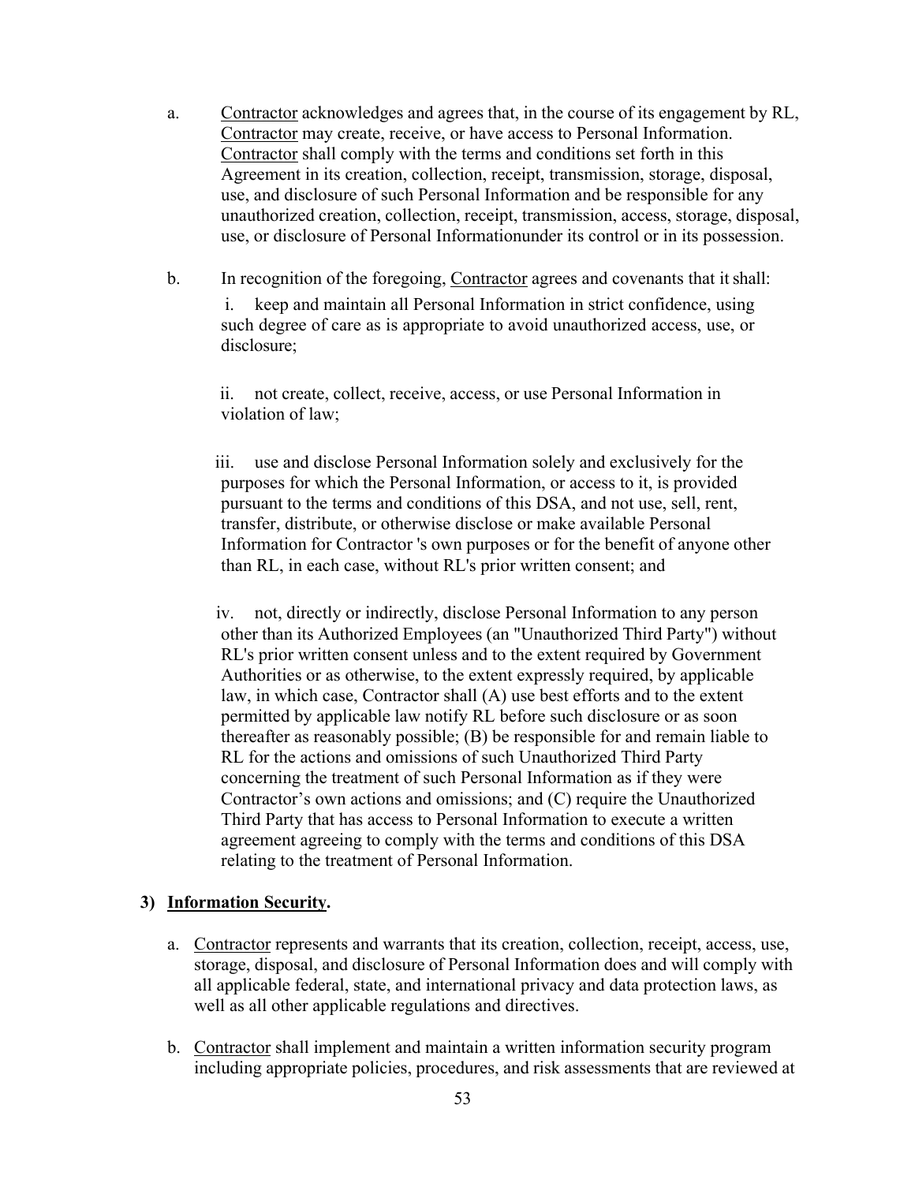a. <u>Contractor</u> acknowledges and agrees that, in the course of its engagement by RL, <u>Contractor</u> may create, receive, or have access to Personal Information. <u>Contractor</u> shall comply with the terms and conditions set forth in this Agreement in its creation, collection, receipt, transmission, storage, disposal, use, and disclosure of such Personal Information and be responsible for any unauthorized creation, collection, receipt, transmission, access, storage, disposal, use, or disclosure of Personal Informationunder its control or in its possession.

b. In recognition of the foregoing, <u>Contractor</u> agrees and covenants that it shall:

   i. keep and maintain all Personal Information in strict confidence, using such degree of care as is appropriate to avoid unauthorized access, use, or disclosure;

   ii. not create, collect, receive, access, or use Personal Information in violation of law;

   iii. use and disclose Personal Information solely and exclusively for the purposes for which the Personal Information, or access to it, is provided pursuant to the terms and conditions of this DSA, and not use, sell, rent, transfer, distribute, or otherwise disclose or make available Personal Information for Contractor 's own purposes or for the benefit of anyone other than RL, in each case, without RL's prior written consent; and

   iv. not, directly or indirectly, disclose Personal Information to any person other than its Authorized Employees (an "Unauthorized Third Party") without RL's prior written consent unless and to the extent required by Government Authorities or as otherwise, to the extent expressly required, by applicable law, in which case, Contractor shall (A) use best efforts and to the extent permitted by applicable law notify RL before such disclosure or as soon thereafter as reasonably possible; (B) be responsible for and remain liable to RL for the actions and omissions of such Unauthorized Third Party concerning the treatment of such Personal Information as if they were Contractor's own actions and omissions; and (C) require the Unauthorized Third Party that has access to Personal Information to execute a written agreement agreeing to comply with the terms and conditions of this DSA relating to the treatment of Personal Information.

**3) <u>Information Security</u>.**

a. <u>Contractor</u> represents and warrants that its creation, collection, receipt, access, use, storage, disposal, and disclosure of Personal Information does and will comply with all applicable federal, state, and international privacy and data protection laws, as well as all other applicable regulations and directives.

b. <u>Contractor</u> shall implement and maintain a written information security program including appropriate policies, procedures, and risk assessments that are reviewed at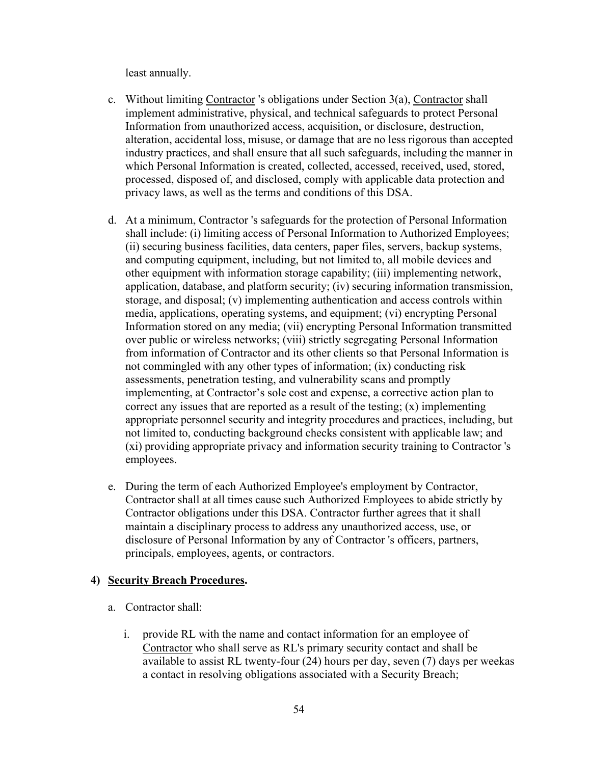least annually.

c. Without limiting Contractor 's obligations under Section 3(a), Contractor shall implement administrative, physical, and technical safeguards to protect Personal Information from unauthorized access, acquisition, or disclosure, destruction, alteration, accidental loss, misuse, or damage that are no less rigorous than accepted industry practices, and shall ensure that all such safeguards, including the manner in which Personal Information is created, collected, accessed, received, used, stored, processed, disposed of, and disclosed, comply with applicable data protection and privacy laws, as well as the terms and conditions of this DSA.

d. At a minimum, Contractor 's safeguards for the protection of Personal Information shall include: (i) limiting access of Personal Information to Authorized Employees; (ii) securing business facilities, data centers, paper files, servers, backup systems, and computing equipment, including, but not limited to, all mobile devices and other equipment with information storage capability; (iii) implementing network, application, database, and platform security; (iv) securing information transmission, storage, and disposal; (v) implementing authentication and access controls within media, applications, operating systems, and equipment; (vi) encrypting Personal Information stored on any media; (vii) encrypting Personal Information transmitted over public or wireless networks; (viii) strictly segregating Personal Information from information of Contractor and its other clients so that Personal Information is not commingled with any other types of information; (ix) conducting risk assessments, penetration testing, and vulnerability scans and promptly implementing, at Contractor's sole cost and expense, a corrective action plan to correct any issues that are reported as a result of the testing; (x) implementing appropriate personnel security and integrity procedures and practices, including, but not limited to, conducting background checks consistent with applicable law; and (xi) providing appropriate privacy and information security training to Contractor 's employees.

e. During the term of each Authorized Employee's employment by Contractor, Contractor shall at all times cause such Authorized Employees to abide strictly by Contractor obligations under this DSA. Contractor further agrees that it shall maintain a disciplinary process to address any unauthorized access, use, or disclosure of Personal Information by any of Contractor 's officers, partners, principals, employees, agents, or contractors.

**4) Security Breach Procedures.**

a. Contractor shall:

   i. provide RL with the name and contact information for an employee of Contractor who shall serve as RL's primary security contact and shall be available to assist RL twenty-four (24) hours per day, seven (7) days per weekas a contact in resolving obligations associated with a Security Breach;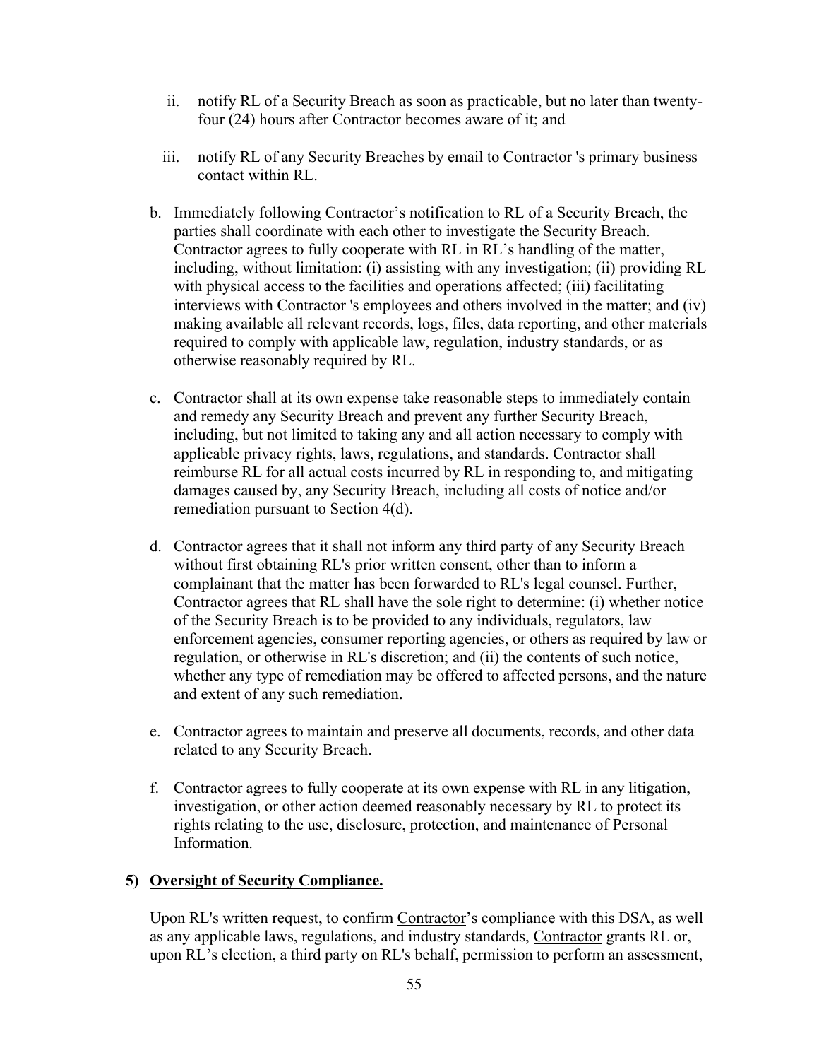ii. notify RL of a Security Breach as soon as practicable, but no later than twenty-four (24) hours after Contractor becomes aware of it; and

iii. notify RL of any Security Breaches by email to Contractor 's primary business contact within RL.

b. Immediately following Contractor's notification to RL of a Security Breach, the parties shall coordinate with each other to investigate the Security Breach. Contractor agrees to fully cooperate with RL in RL's handling of the matter, including, without limitation: (i) assisting with any investigation; (ii) providing RL with physical access to the facilities and operations affected; (iii) facilitating interviews with Contractor 's employees and others involved in the matter; and (iv) making available all relevant records, logs, files, data reporting, and other materials required to comply with applicable law, regulation, industry standards, or as otherwise reasonably required by RL.

c. Contractor shall at its own expense take reasonable steps to immediately contain and remedy any Security Breach and prevent any further Security Breach, including, but not limited to taking any and all action necessary to comply with applicable privacy rights, laws, regulations, and standards. Contractor shall reimburse RL for all actual costs incurred by RL in responding to, and mitigating damages caused by, any Security Breach, including all costs of notice and/or remediation pursuant to Section 4(d).

d. Contractor agrees that it shall not inform any third party of any Security Breach without first obtaining RL's prior written consent, other than to inform a complainant that the matter has been forwarded to RL's legal counsel. Further, Contractor agrees that RL shall have the sole right to determine: (i) whether notice of the Security Breach is to be provided to any individuals, regulators, law enforcement agencies, consumer reporting agencies, or others as required by law or regulation, or otherwise in RL's discretion; and (ii) the contents of such notice, whether any type of remediation may be offered to affected persons, and the nature and extent of any such remediation.

e. Contractor agrees to maintain and preserve all documents, records, and other data related to any Security Breach.

f. Contractor agrees to fully cooperate at its own expense with RL in any litigation, investigation, or other action deemed reasonably necessary by RL to protect its rights relating to the use, disclosure, protection, and maintenance of Personal Information.

**5) Oversight of Security Compliance.**

Upon RL's written request, to confirm Contractor's compliance with this DSA, as well as any applicable laws, regulations, and industry standards, Contractor grants RL or, upon RL's election, a third party on RL's behalf, permission to perform an assessment,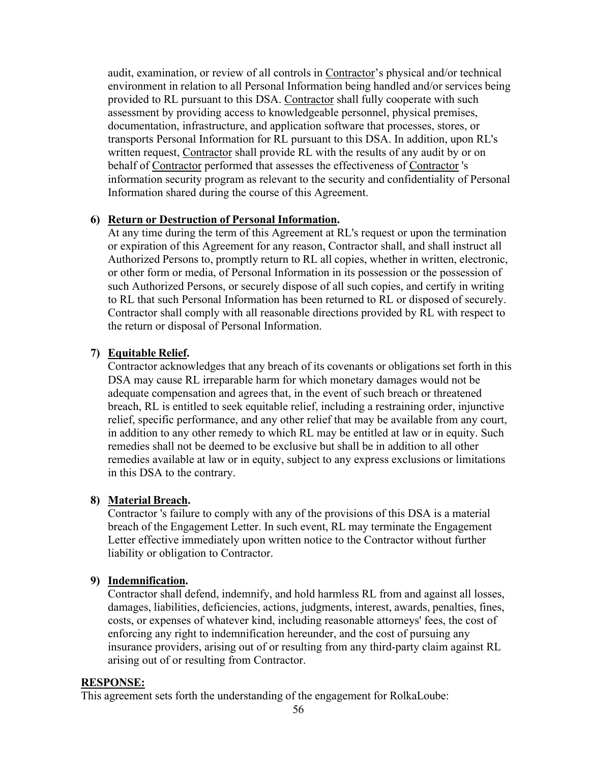audit, examination, or review of all controls in Contractor's physical and/or technical environment in relation to all Personal Information being handled and/or services being provided to RL pursuant to this DSA. Contractor shall fully cooperate with such assessment by providing access to knowledgeable personnel, physical premises, documentation, infrastructure, and application software that processes, stores, or transports Personal Information for RL pursuant to this DSA. In addition, upon RL's written request, Contractor shall provide RL with the results of any audit by or on behalf of Contractor performed that assesses the effectiveness of Contractor 's information security program as relevant to the security and confidentiality of Personal Information shared during the course of this Agreement.

6) **Return or Destruction of Personal Information.**
At any time during the term of this Agreement at RL's request or upon the termination or expiration of this Agreement for any reason, Contractor shall, and shall instruct all Authorized Persons to, promptly return to RL all copies, whether in written, electronic, or other form or media, of Personal Information in its possession or the possession of such Authorized Persons, or securely dispose of all such copies, and certify in writing to RL that such Personal Information has been returned to RL or disposed of securely. Contractor shall comply with all reasonable directions provided by RL with respect to the return or disposal of Personal Information.

7) **Equitable Relief.**
Contractor acknowledges that any breach of its covenants or obligations set forth in this DSA may cause RL irreparable harm for which monetary damages would not be adequate compensation and agrees that, in the event of such breach or threatened breach, RL is entitled to seek equitable relief, including a restraining order, injunctive relief, specific performance, and any other relief that may be available from any court, in addition to any other remedy to which RL may be entitled at law or in equity. Such remedies shall not be deemed to be exclusive but shall be in addition to all other remedies available at law or in equity, subject to any express exclusions or limitations in this DSA to the contrary.

8) **Material Breach.**
Contractor 's failure to comply with any of the provisions of this DSA is a material breach of the Engagement Letter. In such event, RL may terminate the Engagement Letter effective immediately upon written notice to the Contractor without further liability or obligation to Contractor.

9) **Indemnification.**
Contractor shall defend, indemnify, and hold harmless RL from and against all losses, damages, liabilities, deficiencies, actions, judgments, interest, awards, penalties, fines, costs, or expenses of whatever kind, including reasonable attorneys' fees, the cost of enforcing any right to indemnification hereunder, and the cost of pursuing any insurance providers, arising out of or resulting from any third-party claim against RL arising out of or resulting from Contractor.

**RESPONSE:**
This agreement sets forth the understanding of the engagement for RolkaLoube: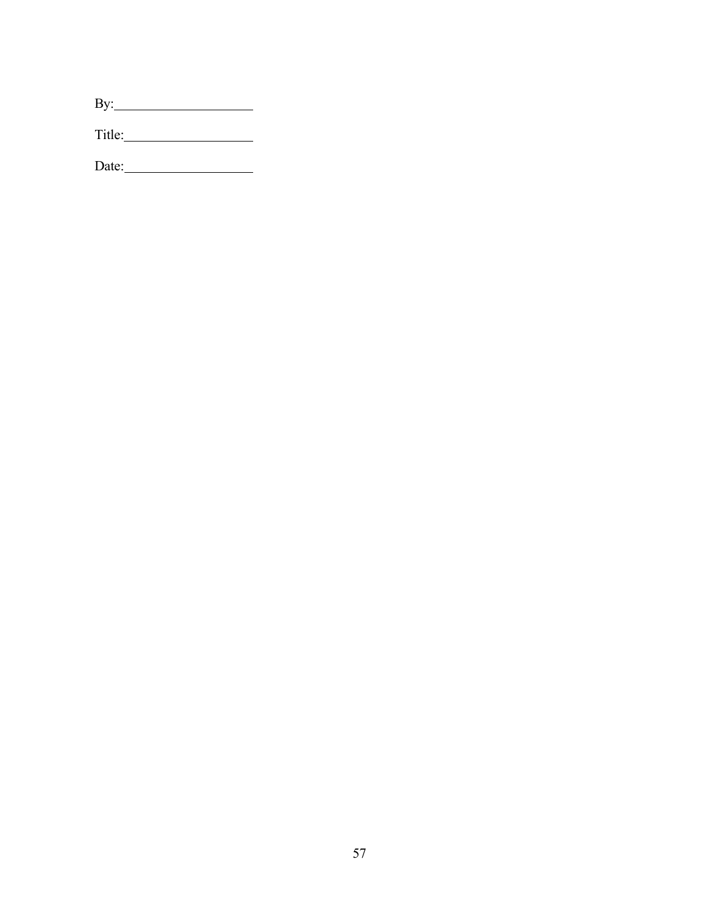By:____________________

Title:__________________

Date:__________________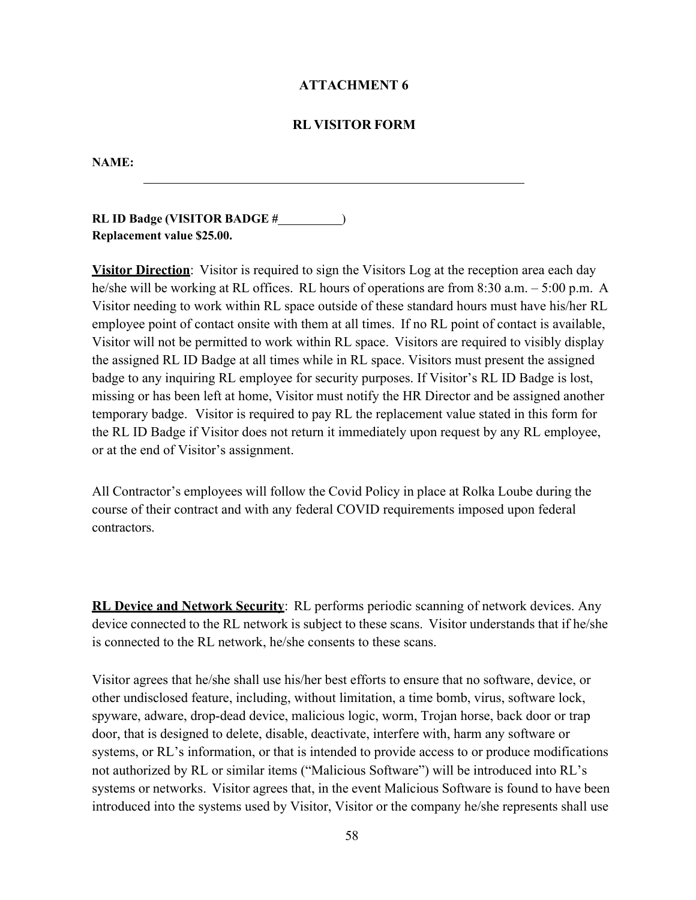## ATTACHMENT 6

## RL VISITOR FORM

**NAME:** ______________________________________________

**RL ID Badge (VISITOR BADGE #__________)**
**Replacement value $25.00.**

**Visitor Direction**: Visitor is required to sign the Visitors Log at the reception area each day he/she will be working at RL offices. RL hours of operations are from 8:30 a.m. – 5:00 p.m. A Visitor needing to work within RL space outside of these standard hours must have his/her RL employee point of contact onsite with them at all times. If no RL point of contact is available, Visitor will not be permitted to work within RL space. Visitors are required to visibly display the assigned RL ID Badge at all times while in RL space. Visitors must present the assigned badge to any inquiring RL employee for security purposes. If Visitor's RL ID Badge is lost, missing or has been left at home, Visitor must notify the HR Director and be assigned another temporary badge. Visitor is required to pay RL the replacement value stated in this form for the RL ID Badge if Visitor does not return it immediately upon request by any RL employee, or at the end of Visitor's assignment.

All Contractor's employees will follow the Covid Policy in place at Rolka Loube during the course of their contract and with any federal COVID requirements imposed upon federal contractors.

**RL Device and Network Security**: RL performs periodic scanning of network devices. Any device connected to the RL network is subject to these scans. Visitor understands that if he/she is connected to the RL network, he/she consents to these scans.

Visitor agrees that he/she shall use his/her best efforts to ensure that no software, device, or other undisclosed feature, including, without limitation, a time bomb, virus, software lock, spyware, adware, drop-dead device, malicious logic, worm, Trojan horse, back door or trap door, that is designed to delete, disable, deactivate, interfere with, harm any software or systems, or RL's information, or that is intended to provide access to or produce modifications not authorized by RL or similar items ("Malicious Software") will be introduced into RL's systems or networks. Visitor agrees that, in the event Malicious Software is found to have been introduced into the systems used by Visitor, Visitor or the company he/she represents shall use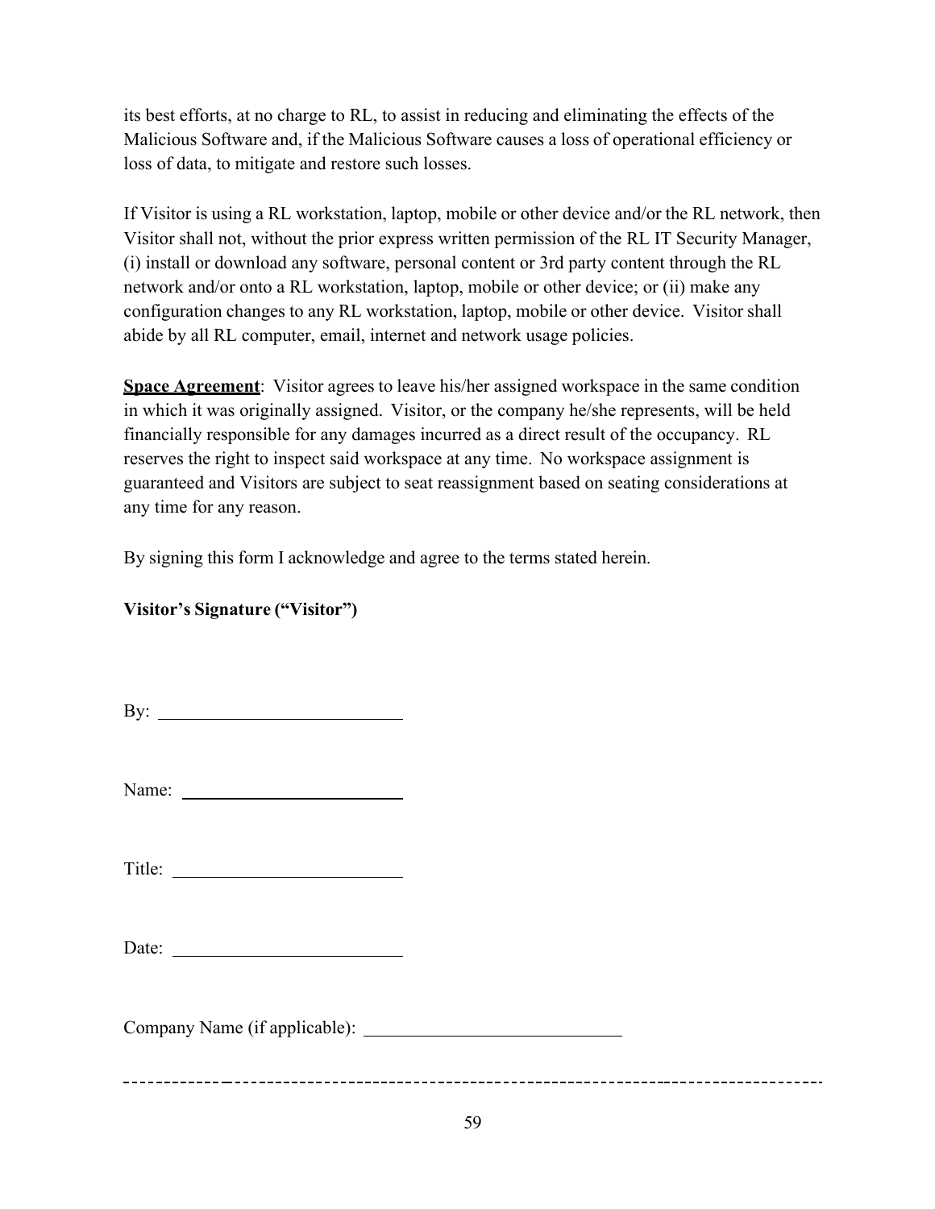its best efforts, at no charge to RL, to assist in reducing and eliminating the effects of the Malicious Software and, if the Malicious Software causes a loss of operational efficiency or loss of data, to mitigate and restore such losses.

If Visitor is using a RL workstation, laptop, mobile or other device and/or the RL network, then Visitor shall not, without the prior express written permission of the RL IT Security Manager, (i) install or download any software, personal content or 3rd party content through the RL network and/or onto a RL workstation, laptop, mobile or other device; or (ii) make any configuration changes to any RL workstation, laptop, mobile or other device. Visitor shall abide by all RL computer, email, internet and network usage policies.

**<u>Space Agreement</u>**: Visitor agrees to leave his/her assigned workspace in the same condition in which it was originally assigned. Visitor, or the company he/she represents, will be held financially responsible for any damages incurred as a direct result of the occupancy. RL reserves the right to inspect said workspace at any time. No workspace assignment is guaranteed and Visitors are subject to seat reassignment based on seating considerations at any time for any reason.

By signing this form I acknowledge and agree to the terms stated herein.

**Visitor's Signature ("Visitor")**

By: ___________________________

Name: ___________________________

Title: ___________________________

Date: ___________________________

Company Name (if applicable): ___________________________

---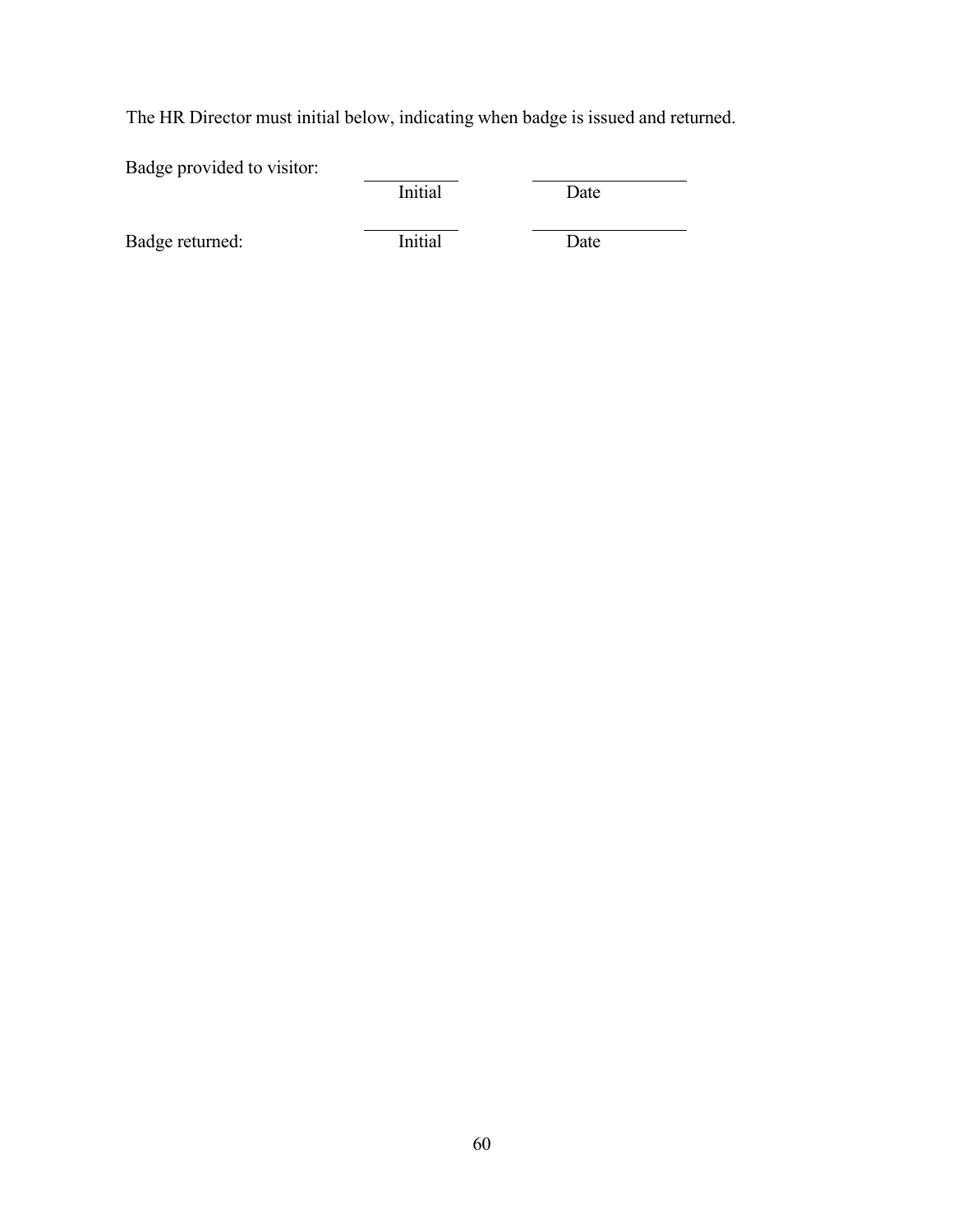The HR Director must initial below, indicating when badge is issued and returned.

| | | |
|---|---|---|
| Badge provided to visitor: | ________ Initial | ____________ Date |
| Badge returned: | ________ Initial | ____________ Date |